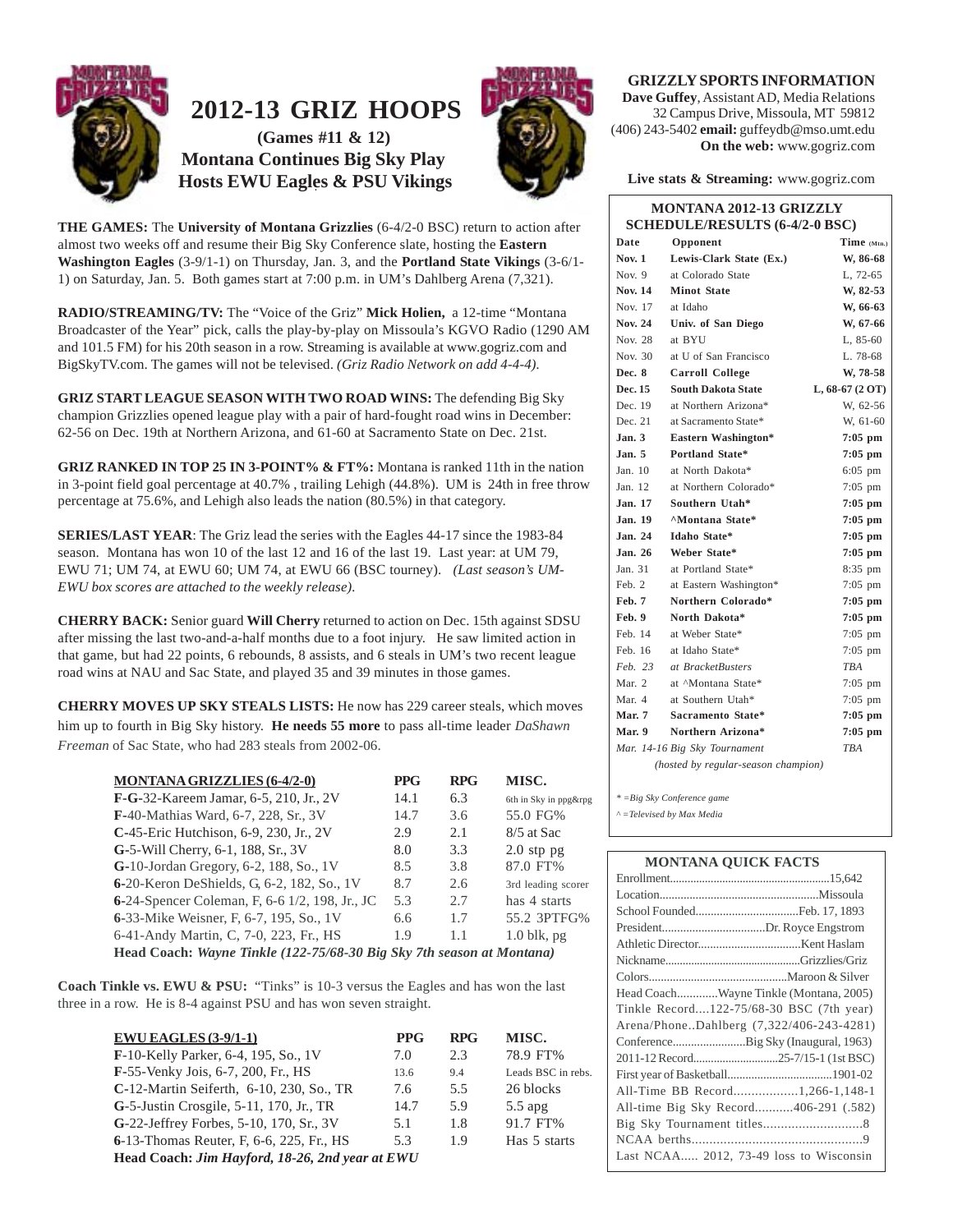# 2012-13 GRIZ HOOPS

**(Games #11 & 12)**
**Montana Continues Big Sky Play**
**Hosts EWU Eagles & PSU Vikings**

**GRIZZLY SPORTS INFORMATION**
**Dave Guffey**, Assistant AD, Media Relations
32 Campus Drive, Missoula, MT 59812
(406) 243-5402 **email:** guffeydb@mso.umt.edu
**On the web:** www.gogriz.com

**Live stats & Streaming:** www.gogriz.com

**THE GAMES:** The **University of Montana Grizzlies** (6-4/2-0 BSC) return to action after almost two weeks off and resume their Big Sky Conference slate, hosting the **Eastern Washington Eagles** (3-9/1-1) on Thursday, Jan. 3, and the **Portland State Vikings** (3-6/1-1) on Saturday, Jan. 5. Both games start at 7:00 p.m. in UM's Dahlberg Arena (7,321).

**RADIO/STREAMING/TV:** The "Voice of the Griz" **Mick Holien,** a 12-time "Montana Broadcaster of the Year" pick, calls the play-by-play on Missoula's KGVO Radio (1290 AM and 101.5 FM) for his 20th season in a row. Streaming is available at www.gogriz.com and BigSkyTV.com. The games will not be televised. *(Griz Radio Network on add 4-4-4).*

**GRIZ START LEAGUE SEASON WITH TWO ROAD WINS:** The defending Big Sky champion Grizzlies opened league play with a pair of hard-fought road wins in December: 62-56 on Dec. 19th at Northern Arizona, and 61-60 at Sacramento State on Dec. 21st.

**GRIZ RANKED IN TOP 25 IN 3-POINT% & FT%:** Montana is ranked 11th in the nation in 3-point field goal percentage at 40.7% , trailing Lehigh (44.8%). UM is 24th in free throw percentage at 75.6%, and Lehigh also leads the nation (80.5%) in that category.

**SERIES/LAST YEAR**: The Griz lead the series with the Eagles 44-17 since the 1983-84 season. Montana has won 10 of the last 12 and 16 of the last 19. Last year: at UM 79, EWU 71; UM 74, at EWU 60; UM 74, at EWU 66 (BSC tourney). *(Last season's UM-EWU box scores are attached to the weekly release).*

**CHERRY BACK:** Senior guard **Will Cherry** returned to action on Dec. 15th against SDSU after missing the last two-and-a-half months due to a foot injury. He saw limited action in that game, but had 22 points, 6 rebounds, 8 assists, and 6 steals in UM's two recent league road wins at NAU and Sac State, and played 35 and 39 minutes in those games.

**CHERRY MOVES UP SKY STEALS LISTS:** He now has 229 career steals, which moves him up to fourth in Big Sky history. **He needs 55 more** to pass all-time leader *DaShawn Freeman* of Sac State, who had 283 steals from 2002-06.

| MONTANA GRIZZLIES (6-4/2-0) | PPG | RPG | MISC. |
|---|---|---|---|
| **F-G**-32-Kareem Jamar, 6-5, 210, Jr., 2V | 14.1 | 6.3 | 6th in Sky in ppg&rpg |
| **F**-40-Mathias Ward, 6-7, 228, Sr., 3V | 14.7 | 3.6 | 55.0 FG% |
| **C**-45-Eric Hutchison, 6-9, 230, Jr., 2V | 2.9 | 2.1 | 8/5 at Sac |
| **G**-5-Will Cherry, 6-1, 188, Sr., 3V | 8.0 | 3.3 | 2.0 stp pg |
| **G**-10-Jordan Gregory, 6-2, 188, So., 1V | 8.5 | 3.8 | 87.0 FT% |
| **6**-20-Keron DeShields, G, 6-2, 182, So., 1V | 8.7 | 2.6 | 3rd leading scorer |
| **6**-24-Spencer Coleman, F, 6-6 1/2, 198, Jr., JC | 5.3 | 2.7 | has 4 starts |
| **6**-33-Mike Weisner, F, 6-7, 195, So., 1V | 6.6 | 1.7 | 55.2 3PTFG% |
| 6-41-Andy Martin, C, 7-0, 223, Fr., HS | 1.9 | 1.1 | 1.0 blk, pg |

**Head Coach:** ***Wayne Tinkle (122-75/68-30 Big Sky 7th season at Montana)***

**Coach Tinkle vs. EWU & PSU:** "Tinks" is 10-3 versus the Eagles and has won the last three in a row. He is 8-4 against PSU and has won seven straight.

| EWU EAGLES (3-9/1-1) | PPG | RPG | MISC. |
|---|---|---|---|
| **F**-10-Kelly Parker, 6-4, 195, So., 1V | 7.0 | 2.3 | 78.9 FT% |
| **F**-55-Venky Jois, 6-7, 200, Fr., HS | 13.6 | 9.4 | Leads BSC in rebs. |
| **C**-12-Martin Seiferth, 6-10, 230, So., TR | 7.6 | 5.5 | 26 blocks |
| **G**-5-Justin Crosgile, 5-11, 170, Jr., TR | 14.7 | 5.9 | 5.5 apg |
| **G**-22-Jeffrey Forbes, 5-10, 170, Sr., 3V | 5.1 | 1.8 | 91.7 FT% |
| **6**-13-Thomas Reuter, F, 6-6, 225, Fr., HS | 5.3 | 1.9 | Has 5 starts |

**Head Coach:** ***Jim Hayford, 18-26, 2nd year at EWU***

## MONTANA 2012-13 GRIZZLY SCHEDULE/RESULTS (6-4/2-0 BSC)

| Date | Opponent | Time (Mtn.) |
|---|---|---|
| **Nov. 1** | **Lewis-Clark State (Ex.)** | **W, 86-68** |
| Nov. 9 | at Colorado State | L, 72-65 |
| **Nov. 14** | **Minot State** | **W, 82-53** |
| Nov. 17 | at Idaho | **W, 66-63** |
| **Nov. 24** | **Univ. of San Diego** | **W, 67-66** |
| Nov. 28 | at BYU | L, 85-60 |
| Nov. 30 | at U of San Francisco | L. 78-68 |
| **Dec. 8** | **Carroll College** | **W, 78-58** |
| **Dec. 15** | **South Dakota State** | **L, 68-67 (2 OT)** |
| Dec. 19 | at Northern Arizona* | W, 62-56 |
| Dec. 21 | at Sacramento State* | W, 61-60 |
| **Jan. 3** | **Eastern Washington*** | **7:05 pm** |
| **Jan. 5** | **Portland State*** | **7:05 pm** |
| Jan. 10 | at North Dakota* | 6:05 pm |
| Jan. 12 | at Northern Colorado* | 7:05 pm |
| **Jan. 17** | **Southern Utah*** | **7:05 pm** |
| **Jan. 19** | **^Montana State*** | **7:05 pm** |
| **Jan. 24** | **Idaho State*** | **7:05 pm** |
| **Jan. 26** | **Weber State*** | **7:05 pm** |
| Jan. 31 | at Portland State* | 8:35 pm |
| Feb. 2 | at Eastern Washington* | 7:05 pm |
| **Feb. 7** | **Northern Colorado*** | **7:05 pm** |
| **Feb. 9** | **North Dakota*** | **7:05 pm** |
| Feb. 14 | at Weber State* | 7:05 pm |
| Feb. 16 | at Idaho State* | 7:05 pm |
| *Feb. 23* | *at BracketBusters* | *TBA* |
| Mar. 2 | at ^Montana State* | 7:05 pm |
| Mar. 4 | at Southern Utah* | 7:05 pm |
| **Mar. 7** | **Sacramento State*** | **7:05 pm** |
| **Mar. 9** | **Northern Arizona*** | **7:05 pm** |
| *Mar. 14-16 Big Sky Tournament* | | *TBA* |

*(hosted by regular-season champion)*

*\* =Big Sky Conference game*
*^ =Televised by Max Media*

## MONTANA QUICK FACTS

- Enrollment....................................................15,642
- Location....................................................Missoula
- School Founded..................................Feb. 17, 1893
- President..................................Dr. Royce Engstrom
- Athletic Director..................................Kent Haslam
- Nickname..............................................Grizzlies/Griz
- Colors.............................................Maroon & Silver
- Head Coach.............Wayne Tinkle (Montana, 2005)
- Tinkle Record....122-75/68-30 BSC (7th year)
- Arena/Phone..Dahlberg (7,322/406-243-4281)
- Conference........................Big Sky (Inaugural, 1963)
- 2011-12 Record............................25-7/15-1 (1st BSC)
- First year of Basketball..................................1901-02
- All-Time BB Record.................1,266-1,148-1
- All-time Big Sky Record...........406-291 (.582)
- Big Sky Tournament titles............................8
- NCAA berths................................................9
- Last NCAA..... 2012, 73-49 loss to Wisconsin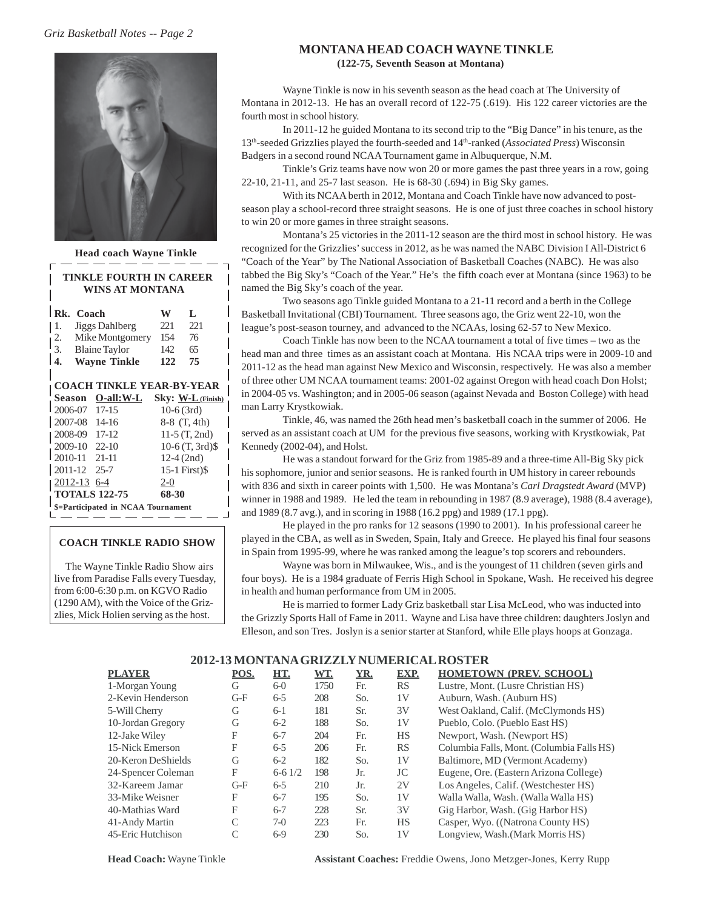## MONTANA HEAD COACH WAYNE TINKLE

**(122-75, Seventh Season at Montana)**

Wayne Tinkle is now in his seventh season as the head coach at The University of Montana in 2012-13. He has an overall record of 122-75 (.619). His 122 career victories are the fourth most in school history.

In 2011-12 he guided Montana to its second trip to the "Big Dance" in his tenure, as the 13th-seeded Grizzlies played the fourth-seeded and 14th-ranked (*Associated Press*) Wisconsin Badgers in a second round NCAA Tournament game in Albuquerque, N.M.

Tinkle's Griz teams have now won 20 or more games the past three years in a row, going 22-10, 21-11, and 25-7 last season. He is 68-30 (.694) in Big Sky games.

With its NCAA berth in 2012, Montana and Coach Tinkle have now advanced to post-season play a school-record three straight seasons. He is one of just three coaches in school history to win 20 or more games in three straight seasons.

Montana's 25 victories in the 2011-12 season are the third most in school history. He was recognized for the Grizzlies' success in 2012, as he was named the NABC Division I All-District 6 "Coach of the Year" by The National Association of Basketball Coaches (NABC). He was also tabbed the Big Sky's "Coach of the Year." He's the fifth coach ever at Montana (since 1963) to be named the Big Sky's coach of the year.

Two seasons ago Tinkle guided Montana to a 21-11 record and a berth in the College Basketball Invitational (CBI) Tournament. Three seasons ago, the Griz went 22-10, won the league's post-season tourney, and advanced to the NCAAs, losing 62-57 to New Mexico.

Coach Tinkle has now been to the NCAA tournament a total of five times – two as the head man and three times as an assistant coach at Montana. His NCAA trips were in 2009-10 and 2011-12 as the head man against New Mexico and Wisconsin, respectively. He was also a member of three other UM NCAA tournament teams: 2001-02 against Oregon with head coach Don Holst; in 2004-05 vs. Washington; and in 2005-06 season (against Nevada and Boston College) with head man Larry Krystkowiak.

Tinkle, 46, was named the 26th head men's basketball coach in the summer of 2006. He served as an assistant coach at UM for the previous five seasons, working with Krystkowiak, Pat Kennedy (2002-04), and Holst.

He was a standout forward for the Griz from 1985-89 and a three-time All-Big Sky pick his sophomore, junior and senior seasons. He is ranked fourth in UM history in career rebounds with 836 and sixth in career points with 1,500. He was Montana's *Carl Dragstedt Award* (MVP) winner in 1988 and 1989. He led the team in rebounding in 1987 (8.9 average), 1988 (8.4 average), and 1989 (8.7 avg.), and in scoring in 1988 (16.2 ppg) and 1989 (17.1 ppg).

He played in the pro ranks for 12 seasons (1990 to 2001). In his professional career he played in the CBA, as well as in Sweden, Spain, Italy and Greece. He played his final four seasons in Spain from 1995-99, where he was ranked among the league's top scorers and rebounders.

Wayne was born in Milwaukee, Wis., and is the youngest of 11 children (seven girls and four boys). He is a 1984 graduate of Ferris High School in Spokane, Wash. He received his degree in health and human performance from UM in 2005.

He is married to former Lady Griz basketball star Lisa McLeod, who was inducted into the Grizzly Sports Hall of Fame in 2011. Wayne and Lisa have three children: daughters Joslyn and Elleson, and son Tres. Joslyn is a senior starter at Stanford, while Elle plays hoops at Gonzaga.

**Head coach Wayne Tinkle**

### TINKLE FOURTH IN CAREER WINS AT MONTANA

| Rk. | Coach | W | L |
|---|---|---|---|
| 1. | Jiggs Dahlberg | 221 | 221 |
| 2. | Mike Montgomery | 154 | 76 |
| 3. | Blaine Taylor | 142 | 65 |
| **4.** | **Wayne Tinkle** | **122** | **75** |

### COACH TINKLE YEAR-BY-YEAR

| Season | O-all:W-L | Sky: W-L (Finish) |
|---|---|---|
| 2006-07 | 17-15 | 10-6 (3rd) |
| 2007-08 | 14-16 | 8-8 (T, 4th) |
| 2008-09 | 17-12 | 11-5 (T, 2nd) |
| 2009-10 | 22-10 | 10-6 (T, 3rd)$ |
| 2010-11 | 21-11 | 12-4 (2nd) |
| 2011-12 | 25-7 | 15-1 First)$ |
| 2012-13 | 6-4 | 2-0 |
| **TOTALS** | **122-75** | **68-30** |

**$=Participated in NCAA Tournament**

### COACH TINKLE RADIO SHOW

The Wayne Tinkle Radio Show airs live from Paradise Falls every Tuesday, from 6:00-6:30 p.m. on KGVO Radio (1290 AM), with the Voice of the Grizzlies, Mick Holien serving as the host.

## 2012-13 MONTANA GRIZZLY NUMERICAL ROSTER

| PLAYER | POS. | HT. | WT. | YR. | EXP. | HOMETOWN (PREV. SCHOOL) |
|---|---|---|---|---|---|---|
| 1-Morgan Young | G | 6-0 | 1750 | Fr. | RS | Lustre, Mont. (Lusre Christian HS) |
| 2-Kevin Henderson | G-F | 6-5 | 208 | So. | 1V | Auburn, Wash. (Auburn HS) |
| 5-Will Cherry | G | 6-1 | 181 | Sr. | 3V | West Oakland, Calif. (McClymonds HS) |
| 10-Jordan Gregory | G | 6-2 | 188 | So. | 1V | Pueblo, Colo. (Pueblo East HS) |
| 12-Jake Wiley | F | 6-7 | 204 | Fr. | HS | Newport, Wash. (Newport HS) |
| 15-Nick Emerson | F | 6-5 | 206 | Fr. | RS | Columbia Falls, Mont. (Columbia Falls HS) |
| 20-Keron DeShields | G | 6-2 | 182 | So. | 1V | Baltimore, MD (Vermont Academy) |
| 24-Spencer Coleman | F | 6-6 1/2 | 198 | Jr. | JC | Eugene, Ore. (Eastern Arizona College) |
| 32-Kareem Jamar | G-F | 6-5 | 210 | Jr. | 2V | Los Angeles, Calif. (Westchester HS) |
| 33-Mike Weisner | F | 6-7 | 195 | So. | 1V | Walla Walla, Wash. (Walla Walla HS) |
| 40-Mathias Ward | F | 6-7 | 228 | Sr. | 3V | Gig Harbor, Wash. (Gig Harbor HS) |
| 41-Andy Martin | C | 7-0 | 223 | Fr. | HS | Casper, Wyo. ((Natrona County HS) |
| 45-Eric Hutchison | C | 6-9 | 230 | So. | 1V | Longview, Wash.(Mark Morris HS) |

**Head Coach:** Wayne Tinkle

**Assistant Coaches:** Freddie Owens, Jono Metzger-Jones, Kerry Rupp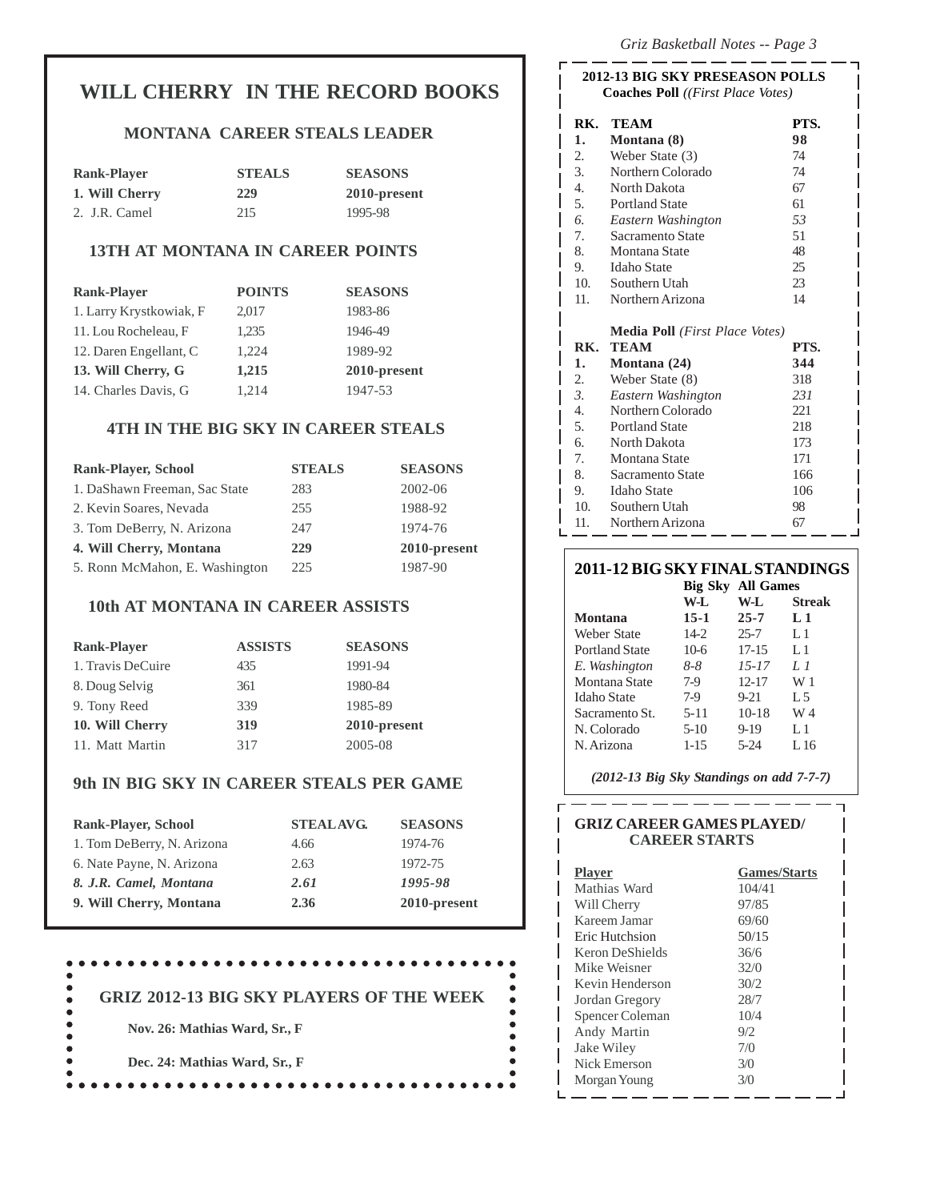# WILL CHERRY IN THE RECORD BOOKS

## MONTANA CAREER STEALS LEADER

| Rank-Player | STEALS | SEASONS |
|---|---|---|
| **1. Will Cherry** | **229** | **2010-present** |
| 2. J.R. Camel | 215 | 1995-98 |

## 13TH AT MONTANA IN CAREER POINTS

| Rank-Player | POINTS | SEASONS |
|---|---|---|
| 1. Larry Krystkowiak, F | 2,017 | 1983-86 |
| 11. Lou Rocheleau, F | 1,235 | 1946-49 |
| 12. Daren Engellant, C | 1,224 | 1989-92 |
| **13. Will Cherry, G** | **1,215** | **2010-present** |
| 14. Charles Davis, G | 1,214 | 1947-53 |

## 4TH IN THE BIG SKY IN CAREER STEALS

| Rank-Player, School | STEALS | SEASONS |
|---|---|---|
| 1. DaShawn Freeman, Sac State | 283 | 2002-06 |
| 2. Kevin Soares, Nevada | 255 | 1988-92 |
| 3. Tom DeBerry, N. Arizona | 247 | 1974-76 |
| **4. Will Cherry, Montana** | **229** | **2010-present** |
| 5. Ronn McMahon, E. Washington | 225 | 1987-90 |

## 10th AT MONTANA IN CAREER ASSISTS

| Rank-Player | ASSISTS | SEASONS |
|---|---|---|
| 1. Travis DeCuire | 435 | 1991-94 |
| 8. Doug Selvig | 361 | 1980-84 |
| 9. Tony Reed | 339 | 1985-89 |
| **10. Will Cherry** | **319** | **2010-present** |
| 11. Matt Martin | 317 | 2005-08 |

## 9th IN BIG SKY IN CAREER STEALS PER GAME

| Rank-Player, School | STEAL AVG. | SEASONS |
|---|---|---|
| 1. Tom DeBerry, N. Arizona | 4.66 | 1974-76 |
| 6. Nate Payne, N. Arizona | 2.63 | 1972-75 |
| ***8. J.R. Camel, Montana*** | ***2.61*** | ***1995-98*** |
| **9. Will Cherry, Montana** | **2.36** | **2010-present** |

## GRIZ 2012-13 BIG SKY PLAYERS OF THE WEEK

**Nov. 26: Mathias Ward, Sr., F**

**Dec. 24: Mathias Ward, Sr., F**

## 2012-13 BIG SKY PRESEASON POLLS

**Coaches Poll** *((First Place Votes)*

| RK. | TEAM | PTS. |
|---|---|---|
| **1.** | **Montana (8)** | **98** |
| 2. | Weber State (3) | 74 |
| 3. | Northern Colorado | 74 |
| 4. | North Dakota | 67 |
| 5. | Portland State | 61 |
| *6.* | *Eastern Washington* | *53* |
| 7. | Sacramento State | 51 |
| 8. | Montana State | 48 |
| 9. | Idaho State | 25 |
| 10. | Southern Utah | 23 |
| 11. | Northern Arizona | 14 |

**Media Poll** *(First Place Votes)*

| RK. | TEAM | PTS. |
|---|---|---|
| **1.** | **Montana (24)** | **344** |
| 2. | Weber State (8) | 318 |
| *3.* | *Eastern Washington* | *231* |
| 4. | Northern Colorado | 221 |
| 5. | Portland State | 218 |
| 6. | North Dakota | 173 |
| 7. | Montana State | 171 |
| 8. | Sacramento State | 166 |
| 9. | Idaho State | 106 |
| 10. | Southern Utah | 98 |
| 11. | Northern Arizona | 67 |

## 2011-12 BIG SKY FINAL STANDINGS

| | Big Sky | All Games | |
|---|---|---|---|
| | W-L | W-L | Streak |
| **Montana** | **15-1** | **25-7** | **L 1** |
| Weber State | 14-2 | 25-7 | L 1 |
| Portland State | 10-6 | 17-15 | L 1 |
| *E. Washington* | *8-8* | *15-17* | *L 1* |
| Montana State | 7-9 | 12-17 | W 1 |
| Idaho State | 7-9 | 9-21 | L 5 |
| Sacramento St. | 5-11 | 10-18 | W 4 |
| N. Colorado | 5-10 | 9-19 | L 1 |
| N. Arizona | 1-15 | 5-24 | L 16 |

***(2012-13 Big Sky Standings on add 7-7-7)***

## GRIZ CAREER GAMES PLAYED/ CAREER STARTS

| Player | Games/Starts |
|---|---|
| Mathias Ward | 104/41 |
| Will Cherry | 97/85 |
| Kareem Jamar | 69/60 |
| Eric Hutchsion | 50/15 |
| Keron DeShields | 36/6 |
| Mike Weisner | 32/0 |
| Kevin Henderson | 30/2 |
| Jordan Gregory | 28/7 |
| Spencer Coleman | 10/4 |
| Andy Martin | 9/2 |
| Jake Wiley | 7/0 |
| Nick Emerson | 3/0 |
| Morgan Young | 3/0 |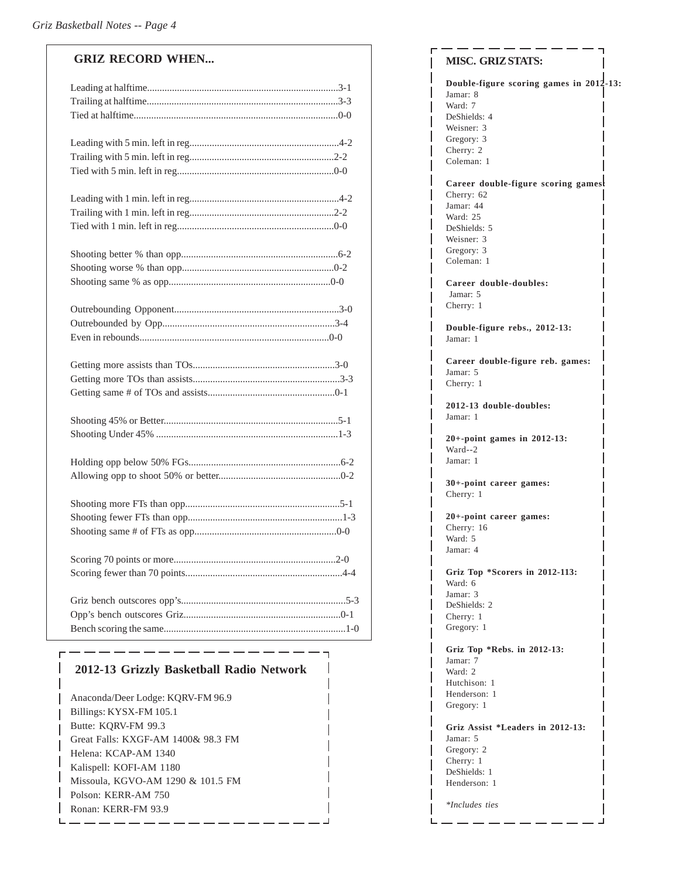## GRIZ RECORD WHEN...

| Situation | Record |
|---|---|
| Leading at halftime | 3-1 |
| Trailing at halftime | 3-3 |
| Tied at halftime | 0-0 |
| Leading with 5 min. left in reg | 4-2 |
| Trailing with 5 min. left in reg | 2-2 |
| Tied with 5 min. left in reg | 0-0 |
| Leading with 1 min. left in reg | 4-2 |
| Trailing with 1 min. left in reg | 2-2 |
| Tied with 1 min. left in reg | 0-0 |
| Shooting better % than opp | 6-2 |
| Shooting worse % than opp | 0-2 |
| Shooting same % as opp | 0-0 |
| Outrebounding Opponent | 3-0 |
| Outrebounded by Opp | 3-4 |
| Even in rebounds | 0-0 |
| Getting more assists than TOs | 3-0 |
| Getting more TOs than assists | 3-3 |
| Getting same # of TOs and assists | 0-1 |
| Shooting 45% or Better | 5-1 |
| Shooting Under 45% | 1-3 |
| Holding opp below 50% FGs | 6-2 |
| Allowing opp to shoot 50% or better | 0-2 |
| Shooting more FTs than opp | 5-1 |
| Shooting fewer FTs than opp | 1-3 |
| Shooting same # of FTs as opp | 0-0 |
| Scoring 70 points or more | 2-0 |
| Scoring fewer than 70 points | 4-4 |
| Griz bench outscores opp's | 5-3 |
| Opp's bench outscores Griz | 0-1 |
| Bench scoring the same | 1-0 |

## 2012-13 Grizzly Basketball Radio Network

Anaconda/Deer Lodge: KQRV-FM 96.9
Billings: KYSX-FM 105.1
Butte: KQRV-FM 99.3
Great Falls: KXGF-AM 1400& 98.3 FM
Helena: KCAP-AM 1340
Kalispell: KOFI-AM 1180
Missoula, KGVO-AM 1290 & 101.5 FM
Polson: KERR-AM 750
Ronan: KERR-FM 93.9

## MISC. GRIZ STATS:

**Double-figure scoring games in 2012-13:**
Jamar: 8
Ward: 7
DeShields: 4
Weisner: 3
Gregory: 3
Cherry: 2
Coleman: 1

**Career double-figure scoring games:**
Cherry: 62
Jamar: 44
Ward: 25
DeShields: 5
Weisner: 3
Gregory: 3
Coleman: 1

**Career double-doubles:**
Jamar: 5
Cherry: 1

**Double-figure rebs., 2012-13:**
Jamar: 1

**Career double-figure reb. games:**
Jamar: 5
Cherry: 1

**2012-13 double-doubles:**
Jamar: 1

**20+-point games in 2012-13:**
Ward--2
Jamar: 1

**30+-point career games:**
Cherry: 1

**20+-point career games:**
Cherry: 16
Ward: 5
Jamar: 4

**Griz Top *Scorers in 2012-113:**
Ward: 6
Jamar: 3
DeShields: 2
Cherry: 1
Gregory: 1

**Griz Top *Rebs. in 2012-13:**
Jamar: 7
Ward: 2
Hutchison: 1
Henderson: 1
Gregory: 1

**Griz Assist *Leaders in 2012-13:**
Jamar: 5
Gregory: 2
Cherry: 1
DeShields: 1
Henderson: 1

*\*Includes ties*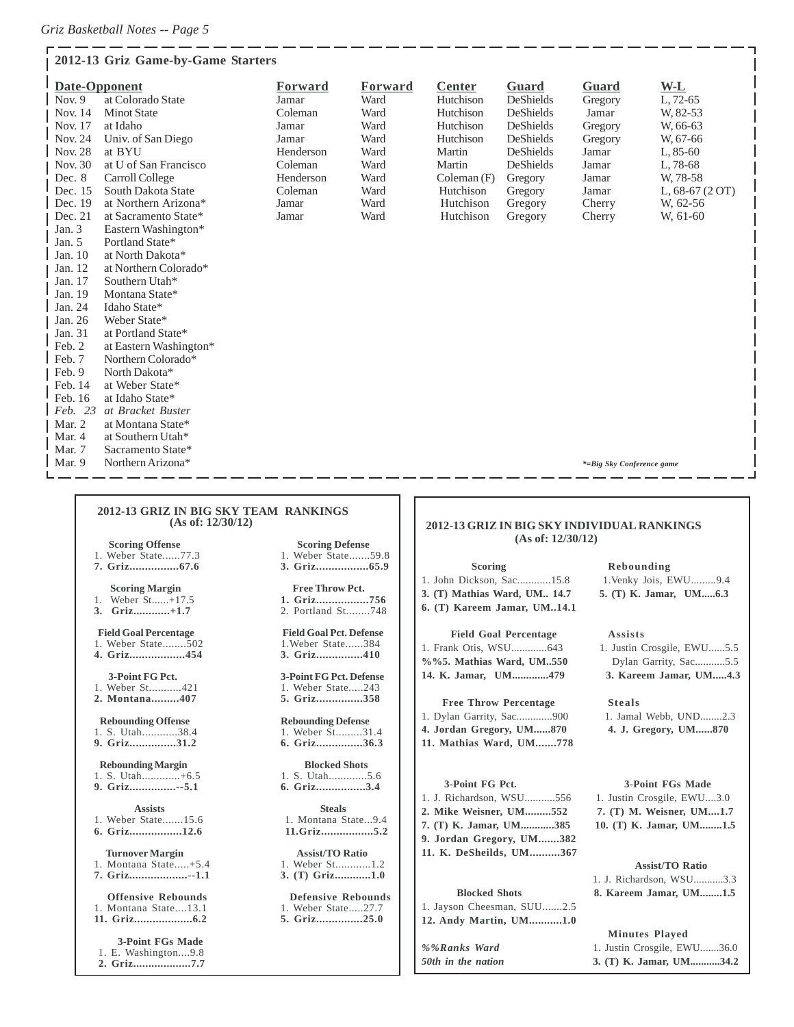## 2012-13 Griz Game-by-Game Starters

| Date | Opponent | Forward | Forward | Center | Guard | Guard | W-L |
|---|---|---|---|---|---|---|---|
| Nov. 9 | at Colorado State | Jamar | Ward | Hutchison | DeShields | Gregory | L, 72-65 |
| Nov. 14 | Minot State | Coleman | Ward | Hutchison | DeShields | Jamar | W, 82-53 |
| Nov. 17 | at Idaho | Jamar | Ward | Hutchison | DeShields | Gregory | W, 66-63 |
| Nov. 24 | Univ. of San Diego | Jamar | Ward | Hutchison | DeShields | Gregory | W, 67-66 |
| Nov. 28 | at BYU | Henderson | Ward | Martin | DeShields | Jamar | L, 85-60 |
| Nov. 30 | at U of San Francisco | Coleman | Ward | Martin | DeShields | Jamar | L, 78-68 |
| Dec. 8 | Carroll College | Henderson | Ward | Coleman (F) | Gregory | Jamar | W, 78-58 |
| Dec. 15 | South Dakota State | Coleman | Ward | Hutchison | Gregory | Jamar | L, 68-67 (2 OT) |
| Dec. 19 | at Northern Arizona* | Jamar | Ward | Hutchison | Gregory | Cherry | W, 62-56 |
| Dec. 21 | at Sacramento State* | Jamar | Ward | Hutchison | Gregory | Cherry | W, 61-60 |
| Jan. 3 | Eastern Washington* | | | | | | |
| Jan. 5 | Portland State* | | | | | | |
| Jan. 10 | at North Dakota* | | | | | | |
| Jan. 12 | at Northern Colorado* | | | | | | |
| Jan. 17 | Southern Utah* | | | | | | |
| Jan. 19 | Montana State* | | | | | | |
| Jan. 24 | Idaho State* | | | | | | |
| Jan. 26 | Weber State* | | | | | | |
| Jan. 31 | at Portland State* | | | | | | |
| Feb. 2 | at Eastern Washington* | | | | | | |
| Feb. 7 | Northern Colorado* | | | | | | |
| Feb. 9 | North Dakota* | | | | | | |
| Feb. 14 | at Weber State* | | | | | | |
| Feb. 16 | at Idaho State* | | | | | | |
| *Feb. 23* | *at Bracket Buster* | | | | | | |
| Mar. 2 | at Montana State* | | | | | | |
| Mar. 4 | at Southern Utah* | | | | | | |
| Mar. 7 | Sacramento State* | | | | | | |
| Mar. 9 | Northern Arizona* | | | | | | |

*\*=Big Sky Conference game*

## 2012-13 GRIZ IN BIG SKY TEAM RANKINGS
### (As of: 12/30/12)

**Scoring Offense**
1. Weber State......77.3
**7. Griz................67.6**

**Scoring Defense**
1. Weber State.......59.8
**3. Griz................65.9**

**Scoring Margin**
1. Weber St......+17.5
**3. Griz............+1.7**

**Free Throw Pct.**
**1. Griz.................756**
2. Portland St........748

**Field Goal Percentage**
1. Weber State........502
**4. Griz..................454**

**Field Goal Pct. Defense**
1.Weber State......384
**3. Griz...............410**

**3-Point FG Pct.**
1. Weber St...........421
**2. Montana.........407**

**3-Point FG Pct. Defense**
1. Weber State.....243
**5. Griz...............358**

**Rebounding Offense**
1. S. Utah............38.4
**9. Griz...............31.2**

**Rebounding Defense**
1. Weber St.........31.4
**6. Griz...............36.3**

**Rebounding Margin**
1. S. Utah.............+6.5
**9. Griz...............--5.1**

**Blocked Shots**
1. S. Utah.............5.6
**6. Griz................3.4**

**Assists**
1. Weber State.......15.6
**6. Griz.................12.6**

**Steals**
1. Montana State...9.4
**11.Griz.................5.2**

**Turnover Margin**
1. Montana State.....+5.4
**7. Griz...................--1.1**

**Assist/TO Ratio**
1. Weber St............1.2
**3. (T) Griz............1.0**

**Offensive Rebounds**
1. Montana State....13.1
**11. Griz...................6.2**

**Defensive Rebounds**
1. Weber State.....27.7
**5. Griz...............25.0**

**3-Point FGs Made**
1. E. Washington....9.8
**2. Griz...................7.7**

## 2012-13 GRIZ IN BIG SKY INDIVIDUAL RANKINGS
### (As of: 12/30/12)

**Scoring**
1. John Dickson, Sac............15.8
**3. (T) Mathias Ward, UM.. 14.7**
**6. (T) Kareem Jamar, UM..14.1**

**Rebounding**
1.Venky Jois, EWU.........9.4
**5. (T) K. Jamar, UM.....6.3**

**Field Goal Percentage**
1. Frank Otis, WSU.............643
**%%5. Mathias Ward, UM..550**
**14. K. Jamar, UM............479**

**Assists**
1. Justin Crosgile, EWU......5.5
Dylan Garrity, Sac...........5.5
**3. Kareem Jamar, UM.....4.3**

**Free Throw Percentage**
1. Dylan Garrity, Sac.............900
**4. Jordan Gregory, UM......870**
**11. Mathias Ward, UM.......778**

**Steals**
1. Jamal Webb, UND........2.3
**4. J. Gregory, UM......870**

**3-Point FG Pct.**
1. J. Richardson, WSU...........556
**2. Mike Weisner, UM.........552**
**7. (T) K. Jamar, UM............385**
**9. Jordan Gregory, UM.......382**
**11. K. DeSheilds, UM..........367**

**3-Point FGs Made**
1. Justin Crosgile, EWU....3.0
**7. (T) M. Weisner, UM....1.7**
**10. (T) K. Jamar, UM........1.5**

**Assist/TO Ratio**
1. J. Richardson, WSU...........3.3
**8. Kareem Jamar, UM........1.5**

**Blocked Shots**
1. Jayson Cheesman, SUU.......2.5
**12. Andy Martin, UM...........1.0**

**Minutes Played**
1. Justin Crosgile, EWU.......36.0
**3. (T) K. Jamar, UM...........34.2**

*%%Ranks Ward 50th in the nation*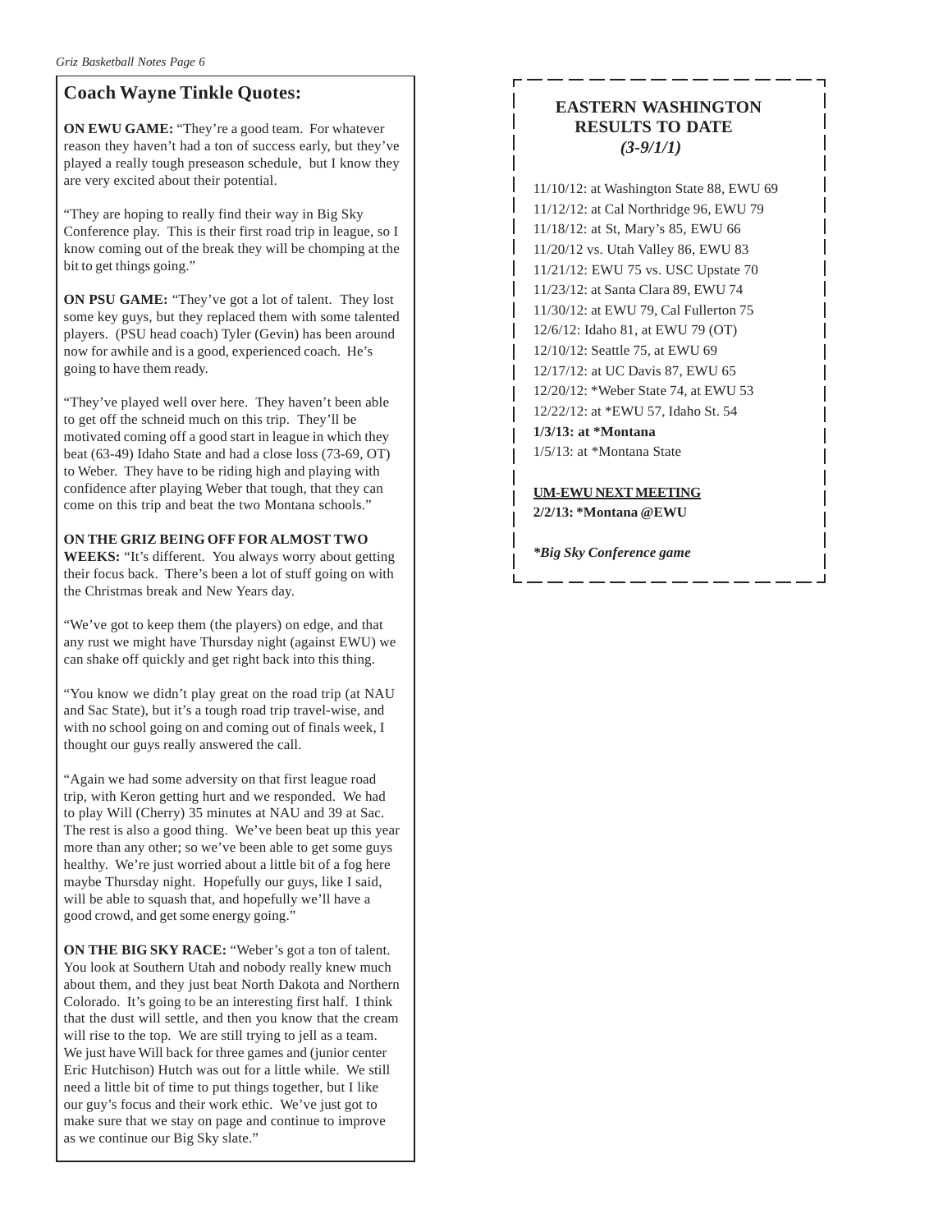## Coach Wayne Tinkle Quotes:

**ON EWU GAME:** "They're a good team. For whatever reason they haven't had a ton of success early, but they've played a really tough preseason schedule, but I know they are very excited about their potential.

"They are hoping to really find their way in Big Sky Conference play. This is their first road trip in league, so I know coming out of the break they will be chomping at the bit to get things going."

**ON PSU GAME:** "They've got a lot of talent. They lost some key guys, but they replaced them with some talented players. (PSU head coach) Tyler (Gevin) has been around now for awhile and is a good, experienced coach. He's going to have them ready.

"They've played well over here. They haven't been able to get off the schneid much on this trip. They'll be motivated coming off a good start in league in which they beat (63-49) Idaho State and had a close loss (73-69, OT) to Weber. They have to be riding high and playing with confidence after playing Weber that tough, that they can come on this trip and beat the two Montana schools."

**ON THE GRIZ BEING OFF FOR ALMOST TWO WEEKS:** "It's different. You always worry about getting their focus back. There's been a lot of stuff going on with the Christmas break and New Years day.

"We've got to keep them (the players) on edge, and that any rust we might have Thursday night (against EWU) we can shake off quickly and get right back into this thing.

"You know we didn't play great on the road trip (at NAU and Sac State), but it's a tough road trip travel-wise, and with no school going on and coming out of finals week, I thought our guys really answered the call.

"Again we had some adversity on that first league road trip, with Keron getting hurt and we responded. We had to play Will (Cherry) 35 minutes at NAU and 39 at Sac. The rest is also a good thing. We've been beat up this year more than any other; so we've been able to get some guys healthy. We're just worried about a little bit of a fog here maybe Thursday night. Hopefully our guys, like I said, will be able to squash that, and hopefully we'll have a good crowd, and get some energy going."

**ON THE BIG SKY RACE:** "Weber's got a ton of talent. You look at Southern Utah and nobody really knew much about them, and they just beat North Dakota and Northern Colorado. It's going to be an interesting first half. I think that the dust will settle, and then you know that the cream will rise to the top. We are still trying to jell as a team. We just have Will back for three games and (junior center Eric Hutchison) Hutch was out for a little while. We still need a little bit of time to put things together, but I like our guy's focus and their work ethic. We've just got to make sure that we stay on page and continue to improve as we continue our Big Sky slate."

### EASTERN WASHINGTON RESULTS TO DATE
***(3-9/1/1)***

11/10/12: at Washington State 88, EWU 69
11/12/12: at Cal Northridge 96, EWU 79
11/18/12: at St, Mary's 85, EWU 66
11/20/12 vs. Utah Valley 86, EWU 83
11/21/12: EWU 75 vs. USC Upstate 70
11/23/12: at Santa Clara 89, EWU 74
11/30/12: at EWU 79, Cal Fullerton 75
12/6/12: Idaho 81, at EWU 79 (OT)
12/10/12: Seattle 75, at EWU 69
12/17/12: at UC Davis 87, EWU 65
12/20/12: *Weber State 74, at EWU 53
12/22/12: at *EWU 57, Idaho St. 54
**1/3/13: at *Montana**
1/5/13: at *Montana State

**UM-EWU NEXT MEETING**
**2/2/13: *Montana @EWU**

***Big Sky Conference game**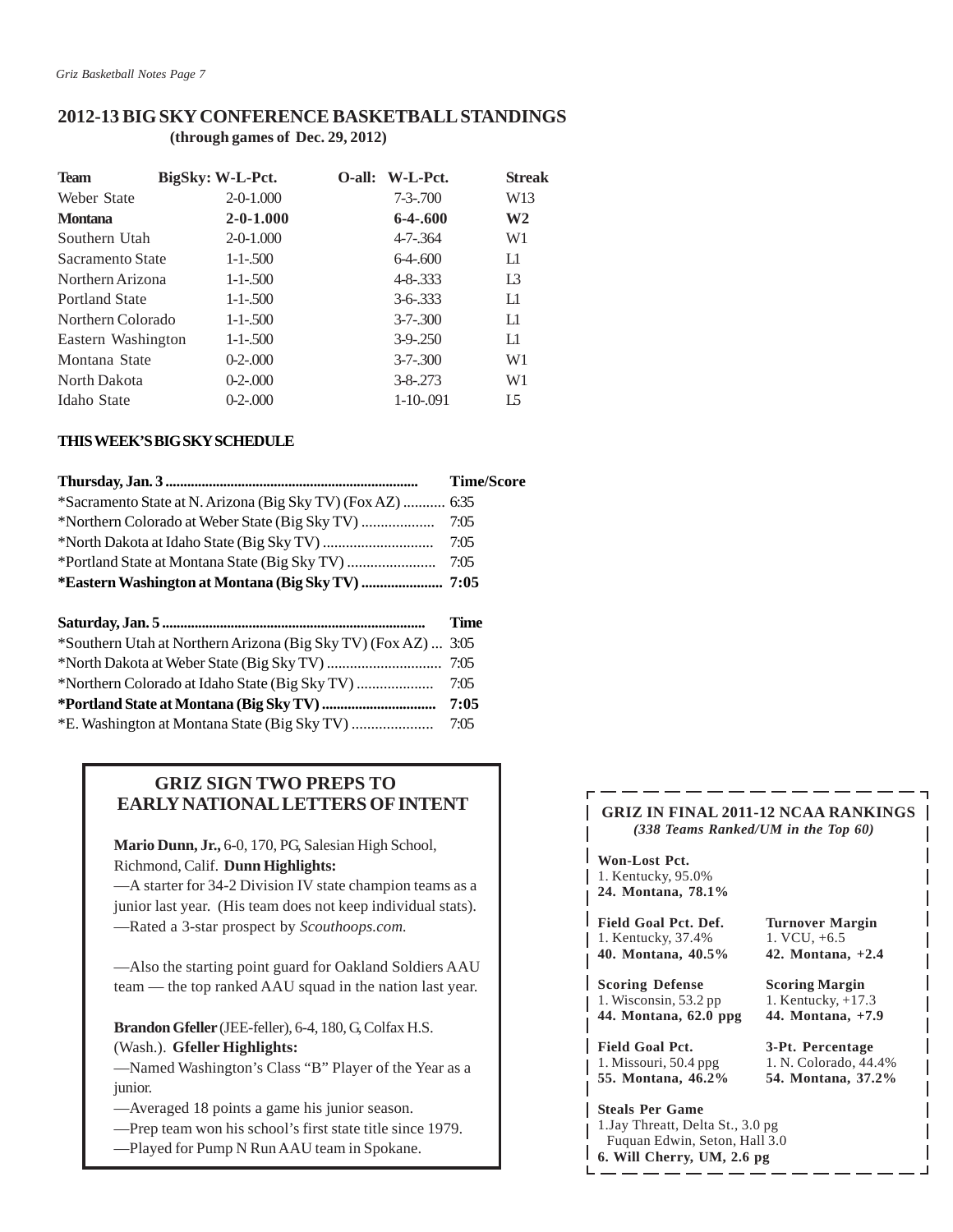## 2012-13 BIG SKY CONFERENCE BASKETBALL STANDINGS

**(through games of Dec. 29, 2012)**

| Team | BigSky: W-L-Pct. | O-all: W-L-Pct. | Streak |
|---|---|---|---|
| Weber State | 2-0-1.000 | 7-3-.700 | W13 |
| **Montana** | **2-0-1.000** | **6-4-.600** | **W2** |
| Southern Utah | 2-0-1.000 | 4-7-.364 | W1 |
| Sacramento State | 1-1-.500 | 6-4-.600 | L1 |
| Northern Arizona | 1-1-.500 | 4-8-.333 | L3 |
| Portland State | 1-1-.500 | 3-6-.333 | L1 |
| Northern Colorado | 1-1-.500 | 3-7-.300 | L1 |
| Eastern Washington | 1-1-.500 | 3-9-.250 | L1 |
| Montana State | 0-2-.000 | 3-7-.300 | W1 |
| North Dakota | 0-2-.000 | 3-8-.273 | W1 |
| Idaho State | 0-2-.000 | 1-10-.091 | L5 |

### THIS WEEK'S BIG SKY SCHEDULE

| Thursday, Jan. 3 | Time/Score |
|---|---|
| *Sacramento State at N. Arizona (Big Sky TV) (Fox AZ) | 6:35 |
| *Northern Colorado at Weber State (Big Sky TV) | 7:05 |
| *North Dakota at Idaho State (Big Sky TV) | 7:05 |
| *Portland State at Montana State (Big Sky TV) | 7:05 |
| **\*Eastern Washington at Montana (Big Sky TV)** | **7:05** |

| Saturday, Jan. 5 | Time |
|---|---|
| *Southern Utah at Northern Arizona (Big Sky TV) (Fox AZ) | 3:05 |
| *North Dakota at Weber State (Big Sky TV) | 7:05 |
| *Northern Colorado at Idaho State (Big Sky TV) | 7:05 |
| **\*Portland State at Montana (Big Sky TV)** | **7:05** |
| *E. Washington at Montana State (Big Sky TV) | 7:05 |

### GRIZ SIGN TWO PREPS TO EARLY NATIONAL LETTERS OF INTENT

**Mario Dunn, Jr.,** 6-0, 170, PG, Salesian High School, Richmond, Calif. **Dunn Highlights:**

—A starter for 34-2 Division IV state champion teams as a junior last year. (His team does not keep individual stats).
—Rated a 3-star prospect by *Scouthoops.com.*

—Also the starting point guard for Oakland Soldiers AAU team — the top ranked AAU squad in the nation last year.

**Brandon Gfeller** (JEE-feller), 6-4, 180, G, Colfax H.S. (Wash.). **Gfeller Highlights:**

—Named Washington's Class "B" Player of the Year as a junior.
—Averaged 18 points a game his junior season.
—Prep team won his school's first state title since 1979.
—Played for Pump N Run AAU team in Spokane.

### GRIZ IN FINAL 2011-12 NCAA RANKINGS

*(338 Teams Ranked/UM in the Top 60)*

**Won-Lost Pct.**
1. Kentucky, 95.0%
**24. Montana, 78.1%**

**Field Goal Pct. Def.**
1. Kentucky, 37.4%
**40. Montana, 40.5%**

**Turnover Margin**
1. VCU, +6.5
**42. Montana, +2.4**

**Scoring Defense**
1. Wisconsin, 53.2 pp
**44. Montana, 62.0 ppg**

**Scoring Margin**
1. Kentucky, +17.3
**44. Montana, +7.9**

**Field Goal Pct.**
1. Missouri, 50.4 ppg
**55. Montana, 46.2%**

**3-Pt. Percentage**
1. N. Colorado, 44.4%
**54. Montana, 37.2%**

**Steals Per Game**
1. Jay Threatt, Delta St., 3.0 pg
Fuquan Edwin, Seton, Hall 3.0
**6. Will Cherry, UM, 2.6 pg**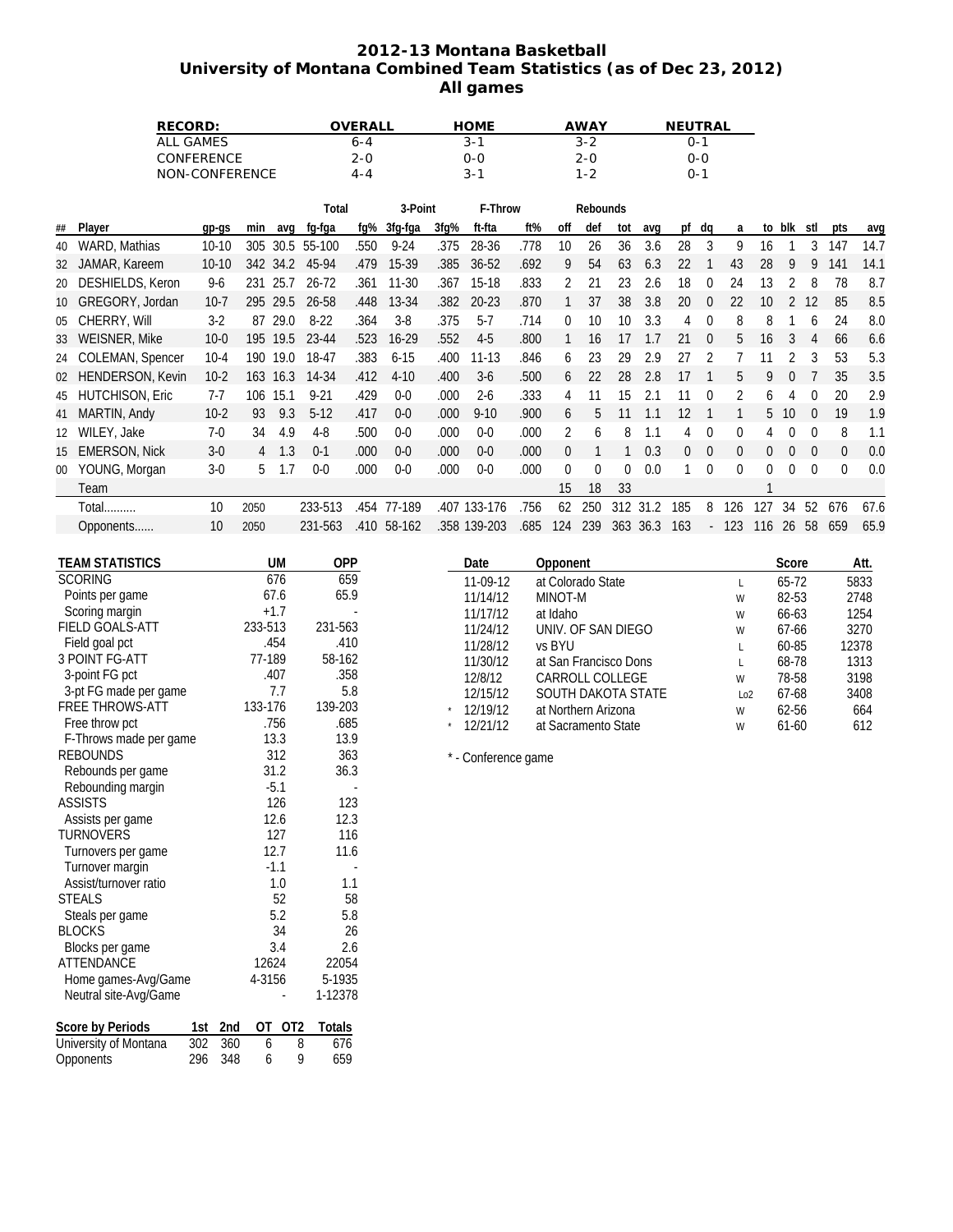# 2012-13 Montana Basketball
## University of Montana Combined Team Statistics (as of Dec 23, 2012)
### All games

| RECORD: | OVERALL | HOME | AWAY | NEUTRAL |
|---|---|---|---|---|
| ALL GAMES | 6-4 | 3-1 | 3-2 | 0-1 |
| CONFERENCE | 2-0 | 0-0 | 2-0 | 0-0 |
| NON-CONFERENCE | 4-4 | 3-1 | 1-2 | 0-1 |

| | | | | | Total | | 3-Point | | F-Throw | | Rebounds | | | | | | | | | | | |
|---|---|---|---|---|---|---|---|---|---|---|---|---|---|---|---|---|---|---|---|---|---|---|
| ## | Player | gp-gs | min | avg | fg-fga | fg% | 3fg-fga | 3fg% | ft-fta | ft% | off | def | tot | avg | pf | dq | a | to | blk | stl | pts | avg |
| 40 | WARD, Mathias | 10-10 | 305 | 30.5 | 55-100 | .550 | 9-24 | .375 | 28-36 | .778 | 10 | 26 | 36 | 3.6 | 28 | 3 | 9 | 16 | 1 | 3 | 147 | 14.7 |
| 32 | JAMAR, Kareem | 10-10 | 342 | 34.2 | 45-94 | .479 | 15-39 | .385 | 36-52 | .692 | 9 | 54 | 63 | 6.3 | 22 | 1 | 43 | 28 | 9 | 9 | 141 | 14.1 |
| 20 | DESHIELDS, Keron | 9-6 | 231 | 25.7 | 26-72 | .361 | 11-30 | .367 | 15-18 | .833 | 2 | 21 | 23 | 2.6 | 18 | 0 | 24 | 13 | 2 | 8 | 78 | 8.7 |
| 10 | GREGORY, Jordan | 10-7 | 295 | 29.5 | 26-58 | .448 | 13-34 | .382 | 20-23 | .870 | 1 | 37 | 38 | 3.8 | 20 | 0 | 22 | 10 | 2 | 12 | 85 | 8.5 |
| 05 | CHERRY, Will | 3-2 | 87 | 29.0 | 8-22 | .364 | 3-8 | .375 | 5-7 | .714 | 0 | 10 | 10 | 3.3 | 4 | 0 | 8 | 8 | 1 | 6 | 24 | 8.0 |
| 33 | WEISNER, Mike | 10-0 | 195 | 19.5 | 23-44 | .523 | 16-29 | .552 | 4-5 | .800 | 1 | 16 | 17 | 1.7 | 21 | 0 | 5 | 16 | 3 | 4 | 66 | 6.6 |
| 24 | COLEMAN, Spencer | 10-4 | 190 | 19.0 | 18-47 | .383 | 6-15 | .400 | 11-13 | .846 | 6 | 23 | 29 | 2.9 | 27 | 2 | 7 | 11 | 2 | 3 | 53 | 5.3 |
| 02 | HENDERSON, Kevin | 10-2 | 163 | 16.3 | 14-34 | .412 | 4-10 | .400 | 3-6 | .500 | 6 | 22 | 28 | 2.8 | 17 | 1 | 5 | 9 | 0 | 7 | 35 | 3.5 |
| 45 | HUTCHISON, Eric | 7-7 | 106 | 15.1 | 9-21 | .429 | 0-0 | .000 | 2-6 | .333 | 4 | 11 | 15 | 2.1 | 11 | 0 | 2 | 6 | 4 | 0 | 20 | 2.9 |
| 41 | MARTIN, Andy | 10-2 | 93 | 9.3 | 5-12 | .417 | 0-0 | .000 | 9-10 | .900 | 6 | 5 | 11 | 1.1 | 12 | 1 | 1 | 5 | 10 | 0 | 19 | 1.9 |
| 12 | WILEY, Jake | 7-0 | 34 | 4.9 | 4-8 | .500 | 0-0 | .000 | 0-0 | .000 | 2 | 6 | 8 | 1.1 | 4 | 0 | 0 | 4 | 0 | 0 | 8 | 1.1 |
| 15 | EMERSON, Nick | 3-0 | 4 | 1.3 | 0-1 | .000 | 0-0 | .000 | 0-0 | .000 | 0 | 1 | 1 | 0.3 | 0 | 0 | 0 | 0 | 0 | 0 | 0 | 0.0 |
| 00 | YOUNG, Morgan | 3-0 | 5 | 1.7 | 0-0 | .000 | 0-0 | .000 | 0-0 | .000 | 0 | 0 | 0 | 0.0 | 1 | 0 | 0 | 0 | 0 | 0 | 0 | 0.0 |
| | Team | | | | | | | | | | 15 | 18 | 33 | | | | | 1 | | | | |
| | Total.......... | 10 | 2050 | | 233-513 | .454 | 77-189 | .407 | 133-176 | .756 | 62 | 250 | 312 | 31.2 | 185 | 8 | 126 | 127 | 34 | 52 | 676 | 67.6 |
| | Opponents...... | 10 | 2050 | | 231-563 | .410 | 58-162 | .358 | 139-203 | .685 | 124 | 239 | 363 | 36.3 | 163 | - | 123 | 116 | 26 | 58 | 659 | 65.9 |

| TEAM STATISTICS | UM | OPP |
|---|---|---|
| SCORING | 676 | 659 |
| Points per game | 67.6 | 65.9 |
| Scoring margin | +1.7 | - |
| FIELD GOALS-ATT | 233-513 | 231-563 |
| Field goal pct | .454 | .410 |
| 3 POINT FG-ATT | 77-189 | 58-162 |
| 3-point FG pct | .407 | .358 |
| 3-pt FG made per game | 7.7 | 5.8 |
| FREE THROWS-ATT | 133-176 | 139-203 |
| Free throw pct | .756 | .685 |
| F-Throws made per game | 13.3 | 13.9 |
| REBOUNDS | 312 | 363 |
| Rebounds per game | 31.2 | 36.3 |
| Rebounding margin | -5.1 | - |
| ASSISTS | 126 | 123 |
| Assists per game | 12.6 | 12.3 |
| TURNOVERS | 127 | 116 |
| Turnovers per game | 12.7 | 11.6 |
| Turnover margin | -1.1 | - |
| Assist/turnover ratio | 1.0 | 1.1 |
| STEALS | 52 | 58 |
| Steals per game | 5.2 | 5.8 |
| BLOCKS | 34 | 26 |
| Blocks per game | 3.4 | 2.6 |
| ATTENDANCE | 12624 | 22054 |
| Home games-Avg/Game | 4-3156 | 5-1935 |
| Neutral site-Avg/Game | - | 1-12378 |

| Score by Periods | 1st | 2nd | OT | OT2 | Totals |
|---|---|---|---|---|---|
| University of Montana | 302 | 360 | 6 | 8 | 676 |
| Opponents | 296 | 348 | 6 | 9 | 659 |

| | Date | Opponent | | Score | Att. |
|---|---|---|---|---|---|
| | 11-09-12 | at Colorado State | L | 65-72 | 5833 |
| | 11/14/12 | MINOT-M | W | 82-53 | 2748 |
| | 11/17/12 | at Idaho | W | 66-63 | 1254 |
| | 11/24/12 | UNIV. OF SAN DIEGO | W | 67-66 | 3270 |
| | 11/28/12 | vs BYU | L | 60-85 | 12378 |
| | 11/30/12 | at San Francisco Dons | L | 68-78 | 1313 |
| | 12/8/12 | CARROLL COLLEGE | W | 78-58 | 3198 |
| | 12/15/12 | SOUTH DAKOTA STATE | Lo2 | 67-68 | 3408 |
| * | 12/19/12 | at Northern Arizona | W | 62-56 | 664 |
| * | 12/21/12 | at Sacramento State | W | 61-60 | 612 |

* - Conference game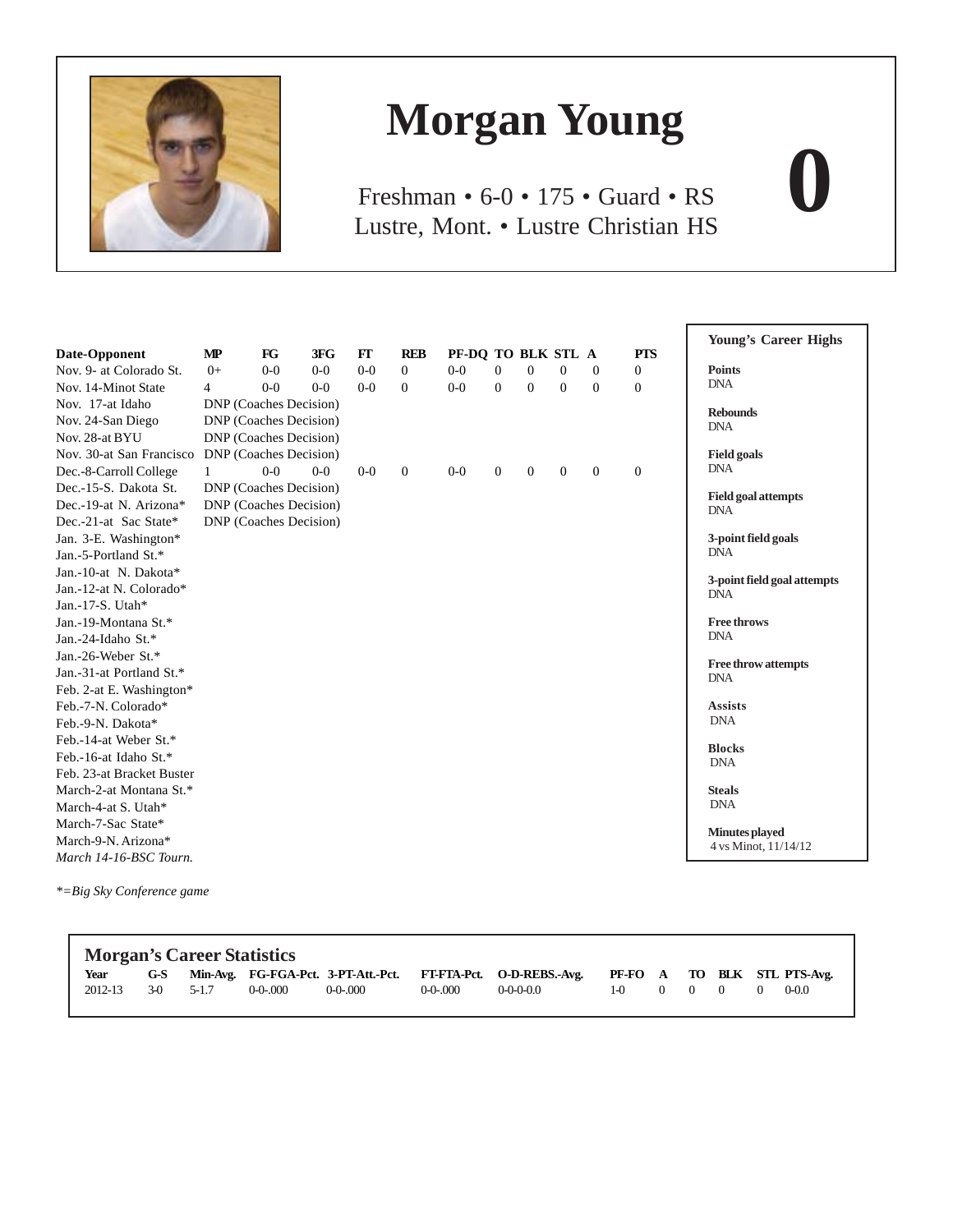# Morgan Young

Freshman • 6-0 • 175 • Guard • RS
Lustre, Mont. • Lustre Christian HS

**0**

| Date-Opponent | MP | FG | 3FG | FT | REB | PF-DQ | TO | BLK | STL | A | PTS |
|---|---|---|---|---|---|---|---|---|---|---|---|
| Nov. 9- at Colorado St. | 0+ | 0-0 | 0-0 | 0-0 | 0 | 0-0 | 0 | 0 | 0 | 0 | 0 |
| Nov. 14-Minot State | 4 | 0-0 | 0-0 | 0-0 | 0 | 0-0 | 0 | 0 | 0 | 0 | 0 |
| Nov. 17-at Idaho | DNP (Coaches Decision) | | | | | | | | | | |
| Nov. 24-San Diego | DNP (Coaches Decision) | | | | | | | | | | |
| Nov. 28-at BYU | DNP (Coaches Decision) | | | | | | | | | | |
| Nov. 30-at San Francisco | DNP (Coaches Decision) | | | | | | | | | | |
| Dec.-8-Carroll College | 1 | 0-0 | 0-0 | 0-0 | 0 | 0-0 | 0 | 0 | 0 | 0 | 0 |
| Dec.-15-S. Dakota St. | DNP (Coaches Decision) | | | | | | | | | | |
| Dec.-19-at N. Arizona* | DNP (Coaches Decision) | | | | | | | | | | |
| Dec.-21-at Sac State* | DNP (Coaches Decision) | | | | | | | | | | |
| Jan. 3-E. Washington* | | | | | | | | | | | |
| Jan.-5-Portland St.* | | | | | | | | | | | |
| Jan.-10-at N. Dakota* | | | | | | | | | | | |
| Jan.-12-at N. Colorado* | | | | | | | | | | | |
| Jan.-17-S. Utah* | | | | | | | | | | | |
| Jan.-19-Montana St.* | | | | | | | | | | | |
| Jan.-24-Idaho St.* | | | | | | | | | | | |
| Jan.-26-Weber St.* | | | | | | | | | | | |
| Jan.-31-at Portland St.* | | | | | | | | | | | |
| Feb. 2-at E. Washington* | | | | | | | | | | | |
| Feb.-7-N. Colorado* | | | | | | | | | | | |
| Feb.-9-N. Dakota* | | | | | | | | | | | |
| Feb.-14-at Weber St.* | | | | | | | | | | | |
| Feb.-16-at Idaho St.* | | | | | | | | | | | |
| Feb. 23-at Bracket Buster | | | | | | | | | | | |
| March-2-at Montana St.* | | | | | | | | | | | |
| March-4-at S. Utah* | | | | | | | | | | | |
| March-7-Sac State* | | | | | | | | | | | |
| March-9-N. Arizona* | | | | | | | | | | | |
| *March 14-16-BSC Tourn.* | | | | | | | | | | | |

*\*=Big Sky Conference game*

### Young's Career Highs

**Points**
DNA

**Rebounds**
DNA

**Field goals**
DNA

**Field goal attempts**
DNA

**3-point field goals**
DNA

**3-point field goal attempts**
DNA

**Free throws**
DNA

**Free throw attempts**
DNA

**Assists**
DNA

**Blocks**
DNA

**Steals**
DNA

**Minutes played**
4 vs Minot, 11/14/12

### Morgan's Career Statistics

| Year | G-S | Min-Avg. | FG-FGA-Pct. | 3-PT-Att.-Pct. | FT-FTA-Pct. | O-D-REBS.-Avg. | PF-FO | A | TO | BLK | STL | PTS-Avg. |
|---|---|---|---|---|---|---|---|---|---|---|---|---|
| 2012-13 | 3-0 | 5-1.7 | 0-0-.000 | 0-0-.000 | 0-0-.000 | 0-0-0-0.0 | 1-0 | 0 | 0 | 0 | 0 | 0-0.0 |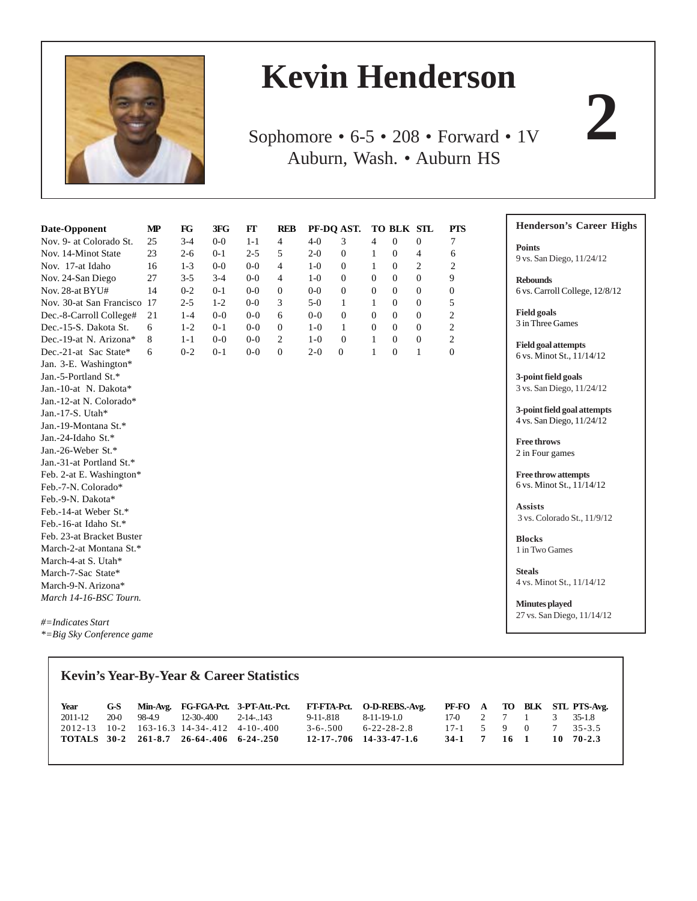# Kevin Henderson

**2**

Sophomore • 6-5 • 208 • Forward • 1V
Auburn, Wash. • Auburn HS

| Date-Opponent | MP | FG | 3FG | FT | REB | PF-DQ | AST. | TO | BLK | STL | PTS |
|---|---|---|---|---|---|---|---|---|---|---|---|
| Nov. 9- at Colorado St. | 25 | 3-4 | 0-0 | 1-1 | 4 | 4-0 | 3 | 4 | 0 | 0 | 7 |
| Nov. 14-Minot State | 23 | 2-6 | 0-1 | 2-5 | 5 | 2-0 | 0 | 1 | 0 | 4 | 6 |
| Nov. 17-at Idaho | 16 | 1-3 | 0-0 | 0-0 | 4 | 1-0 | 0 | 1 | 0 | 2 | 2 |
| Nov. 24-San Diego | 27 | 3-5 | 3-4 | 0-0 | 4 | 1-0 | 0 | 0 | 0 | 0 | 9 |
| Nov. 28-at BYU# | 14 | 0-2 | 0-1 | 0-0 | 0 | 0-0 | 0 | 0 | 0 | 0 | 0 |
| Nov. 30-at San Francisco | 17 | 2-5 | 1-2 | 0-0 | 3 | 5-0 | 1 | 1 | 0 | 0 | 5 |
| Dec.-8-Carroll College# | 21 | 1-4 | 0-0 | 0-0 | 6 | 0-0 | 0 | 0 | 0 | 0 | 2 |
| Dec.-15-S. Dakota St. | 6 | 1-2 | 0-1 | 0-0 | 0 | 1-0 | 1 | 0 | 0 | 0 | 2 |
| Dec.-19-at N. Arizona* | 8 | 1-1 | 0-0 | 0-0 | 2 | 1-0 | 0 | 1 | 0 | 0 | 2 |
| Dec.-21-at Sac State* | 6 | 0-2 | 0-1 | 0-0 | 0 | 2-0 | 0 | 1 | 0 | 1 | 0 |
| Jan. 3-E. Washington* | | | | | | | | | | | |
| Jan.-5-Portland St.* | | | | | | | | | | | |
| Jan.-10-at N. Dakota* | | | | | | | | | | | |
| Jan.-12-at N. Colorado* | | | | | | | | | | | |
| Jan.-17-S. Utah* | | | | | | | | | | | |
| Jan.-19-Montana St.* | | | | | | | | | | | |
| Jan.-24-Idaho St.* | | | | | | | | | | | |
| Jan.-26-Weber St.* | | | | | | | | | | | |
| Jan.-31-at Portland St.* | | | | | | | | | | | |
| Feb. 2-at E. Washington* | | | | | | | | | | | |
| Feb.-7-N. Colorado* | | | | | | | | | | | |
| Feb.-9-N. Dakota* | | | | | | | | | | | |
| Feb.-14-at Weber St.* | | | | | | | | | | | |
| Feb.-16-at Idaho St.* | | | | | | | | | | | |
| Feb. 23-at Bracket Buster | | | | | | | | | | | |
| March-2-at Montana St.* | | | | | | | | | | | |
| March-4-at S. Utah* | | | | | | | | | | | |
| March-7-Sac State* | | | | | | | | | | | |
| March-9-N. Arizona* | | | | | | | | | | | |
| *March 14-16-BSC Tourn.* | | | | | | | | | | | |

*#=Indicates Start*
*\*=Big Sky Conference game*

### Henderson's Career Highs

**Points**
9 vs. San Diego, 11/24/12

**Rebounds**
6 vs. Carroll College, 12/8/12

**Field goals**
3 in Three Games

**Field goal attempts**
6 vs. Minot St., 11/14/12

**3-point field goals**
3 vs. San Diego, 11/24/12

**3-point field goal attempts**
4 vs. San Diego, 11/24/12

**Free throws**
2 in Four games

**Free throw attempts**
6 vs. Minot St., 11/14/12

**Assists**
3 vs. Colorado St., 11/9/12

**Blocks**
1 in Two Games

**Steals**
4 vs. Minot St., 11/14/12

**Minutes played**
27 vs. San Diego, 11/14/12

### Kevin's Year-By-Year & Career Statistics

| Year | G-S | Min-Avg. | FG-FGA-Pct. | 3-PT-Att.-Pct. | FT-FTA-Pct. | O-D-REBS.-Avg. | PF-FO | A | TO | BLK | STL | PTS-Avg. |
|---|---|---|---|---|---|---|---|---|---|---|---|---|
| 2011-12 | 20-0 | 98-4.9 | 12-30-.400 | 2-14-.143 | 9-11-.818 | 8-11-19-1.0 | 17-0 | 2 | 7 | 1 | 3 | 35-1.8 |
| 2012-13 | 10-2 | 163-16.3 | 14-34-.412 | 4-10-.400 | 3-6-.500 | 6-22-28-2.8 | 17-1 | 5 | 9 | 0 | 7 | 35-3.5 |
| **TOTALS** | **30-2** | **261-8.7** | **26-64-.406** | **6-24-.250** | **12-17-.706** | **14-33-47-1.6** | **34-1** | **7** | **16** | **1** | **10** | **70-2.3** |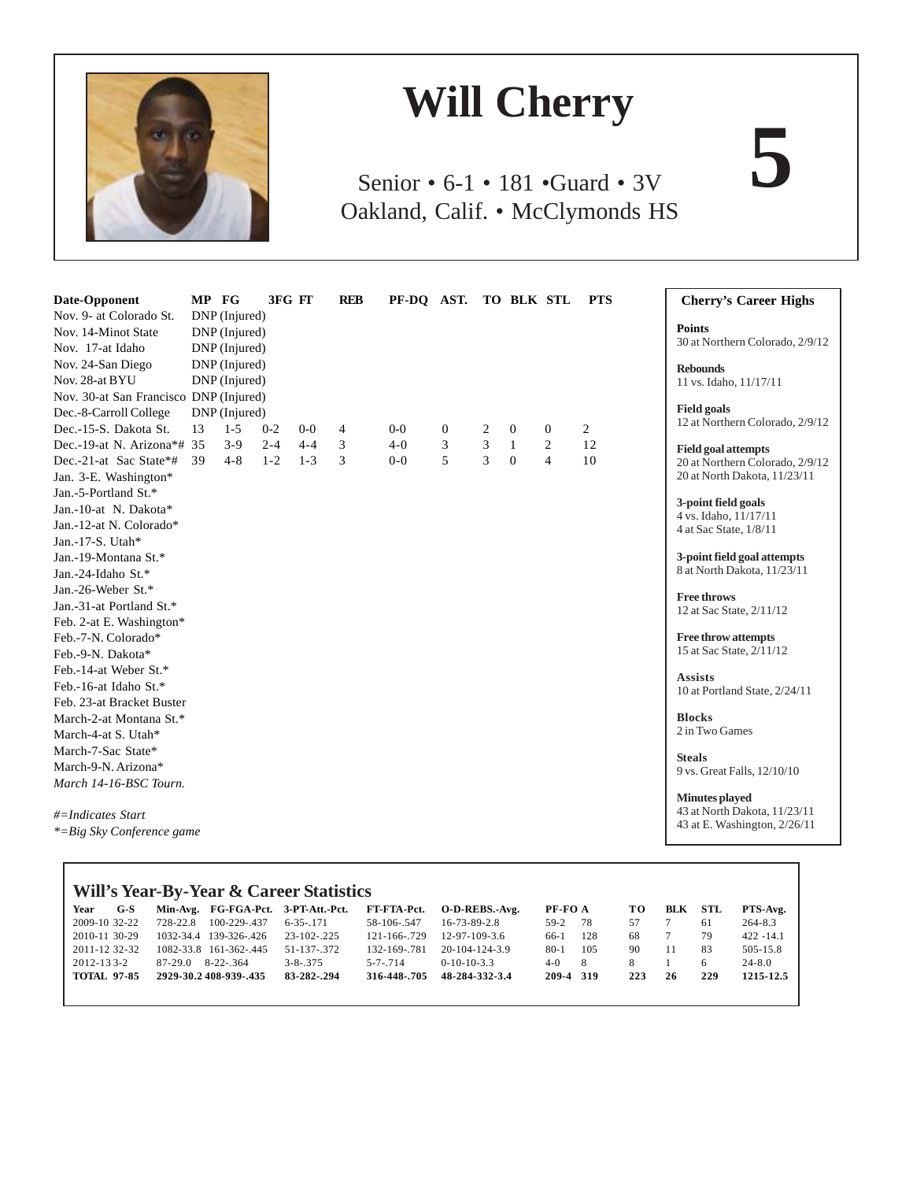# Will Cherry

**5**

Senior • 6-1 • 181 •Guard • 3V
Oakland, Calif. • McClymonds HS

| Date-Opponent | MP | FG | 3FG | FT | REB | PF-DQ | AST. | TO | BLK | STL | PTS |
|---|---|---|---|---|---|---|---|---|---|---|---|
| Nov. 9- at Colorado St. | DNP (Injured) | | | | | | | | | | |
| Nov. 14-Minot State | DNP (Injured) | | | | | | | | | | |
| Nov. 17-at Idaho | DNP (Injured) | | | | | | | | | | |
| Nov. 24-San Diego | DNP (Injured) | | | | | | | | | | |
| Nov. 28-at BYU | DNP (Injured) | | | | | | | | | | |
| Nov. 30-at San Francisco | DNP (Injured) | | | | | | | | | | |
| Dec.-8-Carroll College | DNP (Injured) | | | | | | | | | | |
| Dec.-15-S. Dakota St. | 13 | 1-5 | 0-2 | 0-0 | 4 | 0-0 | 0 | 2 | 0 | 0 | 2 |
| Dec.-19-at N. Arizona*# | 35 | 3-9 | 2-4 | 4-4 | 3 | 4-0 | 3 | 3 | 1 | 2 | 12 |
| Dec.-21-at Sac State*# | 39 | 4-8 | 1-2 | 1-3 | 3 | 0-0 | 5 | 3 | 0 | 4 | 10 |
| Jan. 3-E. Washington* | | | | | | | | | | | |
| Jan.-5-Portland St.* | | | | | | | | | | | |
| Jan.-10-at N. Dakota* | | | | | | | | | | | |
| Jan.-12-at N. Colorado* | | | | | | | | | | | |
| Jan.-17-S. Utah* | | | | | | | | | | | |
| Jan.-19-Montana St.* | | | | | | | | | | | |
| Jan.-24-Idaho St.* | | | | | | | | | | | |
| Jan.-26-Weber St.* | | | | | | | | | | | |
| Jan.-31-at Portland St.* | | | | | | | | | | | |
| Feb. 2-at E. Washington* | | | | | | | | | | | |
| Feb.-7-N. Colorado* | | | | | | | | | | | |
| Feb.-9-N. Dakota* | | | | | | | | | | | |
| Feb.-14-at Weber St.* | | | | | | | | | | | |
| Feb.-16-at Idaho St.* | | | | | | | | | | | |
| Feb. 23-at Bracket Buster | | | | | | | | | | | |
| March-2-at Montana St.* | | | | | | | | | | | |
| March-4-at S. Utah* | | | | | | | | | | | |
| March-7-Sac State* | | | | | | | | | | | |
| March-9-N. Arizona* | | | | | | | | | | | |
| *March 14-16-BSC Tourn.* | | | | | | | | | | | |

*#=Indicates Start*
*\*=Big Sky Conference game*

### Cherry's Career Highs

**Points**
30 at Northern Colorado, 2/9/12

**Rebounds**
11 vs. Idaho, 11/17/11

**Field goals**
12 at Northern Colorado, 2/9/12

**Field goal attempts**
20 at Northern Colorado, 2/9/12
20 at North Dakota, 11/23/11

**3-point field goals**
4 vs. Idaho, 11/17/11
4 at Sac State, 1/8/11

**3-point field goal attempts**
8 at North Dakota, 11/23/11

**Free throws**
12 at Sac State, 2/11/12

**Free throw attempts**
15 at Sac State, 2/11/12

**Assists**
10 at Portland State, 2/24/11

**Blocks**
2 in Two Games

**Steals**
9 vs. Great Falls, 12/10/10

**Minutes played**
43 at North Dakota, 11/23/11
43 at E. Washington, 2/26/11

## Will's Year-By-Year & Career Statistics

| Year | G-S | Min-Avg. | FG-FGA-Pct. | 3-PT-Att.-Pct. | FT-FTA-Pct. | O-D-REBS.-Avg. | PF-FO | A | TO | BLK | STL | PTS-Avg. |
|---|---|---|---|---|---|---|---|---|---|---|---|---|
| 2009-10 | 32-22 | 728-22.8 | 100-229-.437 | 6-35-.171 | 58-106-.547 | 16-73-89-2.8 | 59-2 | 78 | 57 | 7 | 61 | 264-8.3 |
| 2010-11 | 30-29 | 1032-34.4 | 139-326-.426 | 23-102-.225 | 121-166-.729 | 12-97-109-3.6 | 66-1 | 128 | 68 | 7 | 79 | 422 -14.1 |
| 2011-12 | 32-32 | 1082-33.8 | 161-362-.445 | 51-137-.372 | 132-169-.781 | 20-104-124-3.9 | 80-1 | 105 | 90 | 11 | 83 | 505-15.8 |
| 2012-13 | 3-2 | 87-29.0 | 8-22-.364 | 3-8-.375 | 5-7-.714 | 0-10-10-3.3 | 4-0 | 8 | 8 | 1 | 6 | 24-8.0 |
| **TOTAL** | **97-85** | **2929-30.2** | **408-939-.435** | **83-282-.294** | **316-448-.705** | **48-284-332-3.4** | **209-4** | **319** | **223** | **26** | **229** | **1215-12.5** |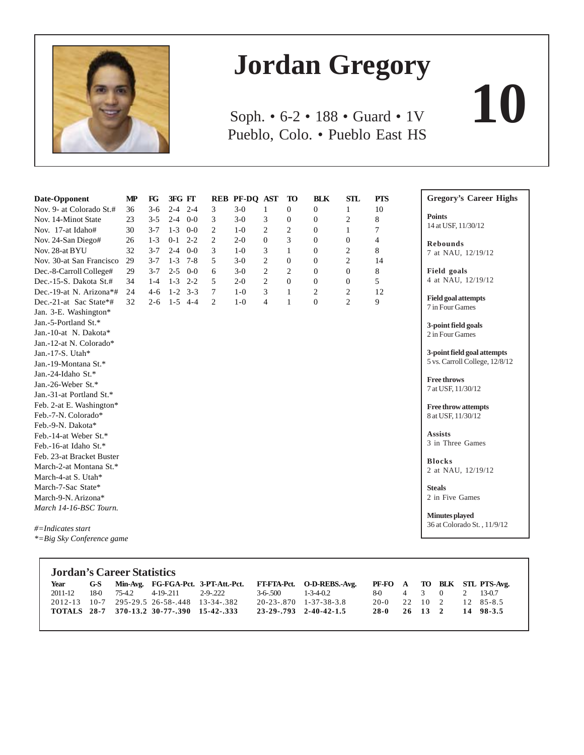# Jordan Gregory

**10**

Soph. • 6-2 • 188 • Guard • 1V
Pueblo, Colo. • Pueblo East HS

| Date-Opponent | MP | FG | 3FG | FT | REB | PF-DQ | AST | TO | BLK | STL | PTS |
|---|---|---|---|---|---|---|---|---|---|---|---|
| Nov. 9- at Colorado St.# | 36 | 3-6 | 2-4 | 2-4 | 3 | 3-0 | 1 | 0 | 0 | 1 | 10 |
| Nov. 14-Minot State | 23 | 3-5 | 2-4 | 0-0 | 3 | 3-0 | 3 | 0 | 0 | 2 | 8 |
| Nov. 17-at Idaho# | 30 | 3-7 | 1-3 | 0-0 | 2 | 1-0 | 2 | 2 | 0 | 1 | 7 |
| Nov. 24-San Diego# | 26 | 1-3 | 0-1 | 2-2 | 2 | 2-0 | 0 | 3 | 0 | 0 | 4 |
| Nov. 28-at BYU | 32 | 3-7 | 2-4 | 0-0 | 3 | 1-0 | 3 | 1 | 0 | 2 | 8 |
| Nov. 30-at San Francisco | 29 | 3-7 | 1-3 | 7-8 | 5 | 3-0 | 2 | 0 | 0 | 2 | 14 |
| Dec.-8-Carroll College# | 29 | 3-7 | 2-5 | 0-0 | 6 | 3-0 | 2 | 2 | 0 | 0 | 8 |
| Dec.-15-S. Dakota St.# | 34 | 1-4 | 1-3 | 2-2 | 5 | 2-0 | 2 | 0 | 0 | 0 | 5 |
| Dec.-19-at N. Arizona*# | 24 | 4-6 | 1-2 | 3-3 | 7 | 1-0 | 3 | 1 | 2 | 2 | 12 |
| Dec.-21-at Sac State*# | 32 | 2-6 | 1-5 | 4-4 | 2 | 1-0 | 4 | 1 | 0 | 2 | 9 |
| Jan. 3-E. Washington* | | | | | | | | | | | |
| Jan.-5-Portland St.* | | | | | | | | | | | |
| Jan.-10-at N. Dakota* | | | | | | | | | | | |
| Jan.-12-at N. Colorado* | | | | | | | | | | | |
| Jan.-17-S. Utah* | | | | | | | | | | | |
| Jan.-19-Montana St.* | | | | | | | | | | | |
| Jan.-24-Idaho St.* | | | | | | | | | | | |
| Jan.-26-Weber St.* | | | | | | | | | | | |
| Jan.-31-at Portland St.* | | | | | | | | | | | |
| Feb. 2-at E. Washington* | | | | | | | | | | | |
| Feb.-7-N. Colorado* | | | | | | | | | | | |
| Feb.-9-N. Dakota* | | | | | | | | | | | |
| Feb.-14-at Weber St.* | | | | | | | | | | | |
| Feb.-16-at Idaho St.* | | | | | | | | | | | |
| Feb. 23-at Bracket Buster | | | | | | | | | | | |
| March-2-at Montana St.* | | | | | | | | | | | |
| March-4-at S. Utah* | | | | | | | | | | | |
| March-7-Sac State* | | | | | | | | | | | |
| March-9-N. Arizona* | | | | | | | | | | | |
| *March 14-16-BSC Tourn.* | | | | | | | | | | | |

*#=Indicates start*
*\*=Big Sky Conference game*

**Gregory's Career Highs**

**Points**
14 at USF, 11/30/12

**Rebounds**
7 at NAU, 12/19/12

**Field goals**
4 at NAU, 12/19/12

**Field goal attempts**
7 in Four Games

**3-point field goals**
2 in Four Games

**3-point field goal attempts**
5 vs. Carroll College, 12/8/12

**Free throws**
7 at USF, 11/30/12

**Free throw attempts**
8 at USF, 11/30/12

**Assists**
3 in Three Games

**Blocks**
2 at NAU, 12/19/12

**Steals**
2 in Five Games

**Minutes played**
36 at Colorado St. , 11/9/12

## Jordan's Career Statistics

| Year | G-S | Min-Avg. | FG-FGA-Pct. | 3-PT-Att.-Pct. | FT-FTA-Pct. | O-D-REBS.-Avg. | PF-FO | A | TO | BLK | STL | PTS-Avg. |
|---|---|---|---|---|---|---|---|---|---|---|---|---|
| 2011-12 | 18-0 | 75-4.2 | 4-19-.211 | 2-9-.222 | 3-6-.500 | 1-3-4-0.2 | 8-0 | 4 | 3 | 0 | 2 | 13-0.7 |
| 2012-13 | 10-7 | 295-29.5 | 26-58-.448 | 13-34-.382 | 20-23-.870 | 1-37-38-3.8 | 20-0 | 22 | 10 | 2 | 12 | 85-8.5 |
| **TOTALS** | **28-7** | **370-13.2** | **30-77-.390** | **15-42-.333** | **23-29-.793** | **2-40-42-1.5** | **28-0** | **26** | **13** | **2** | **14** | **98-3.5** |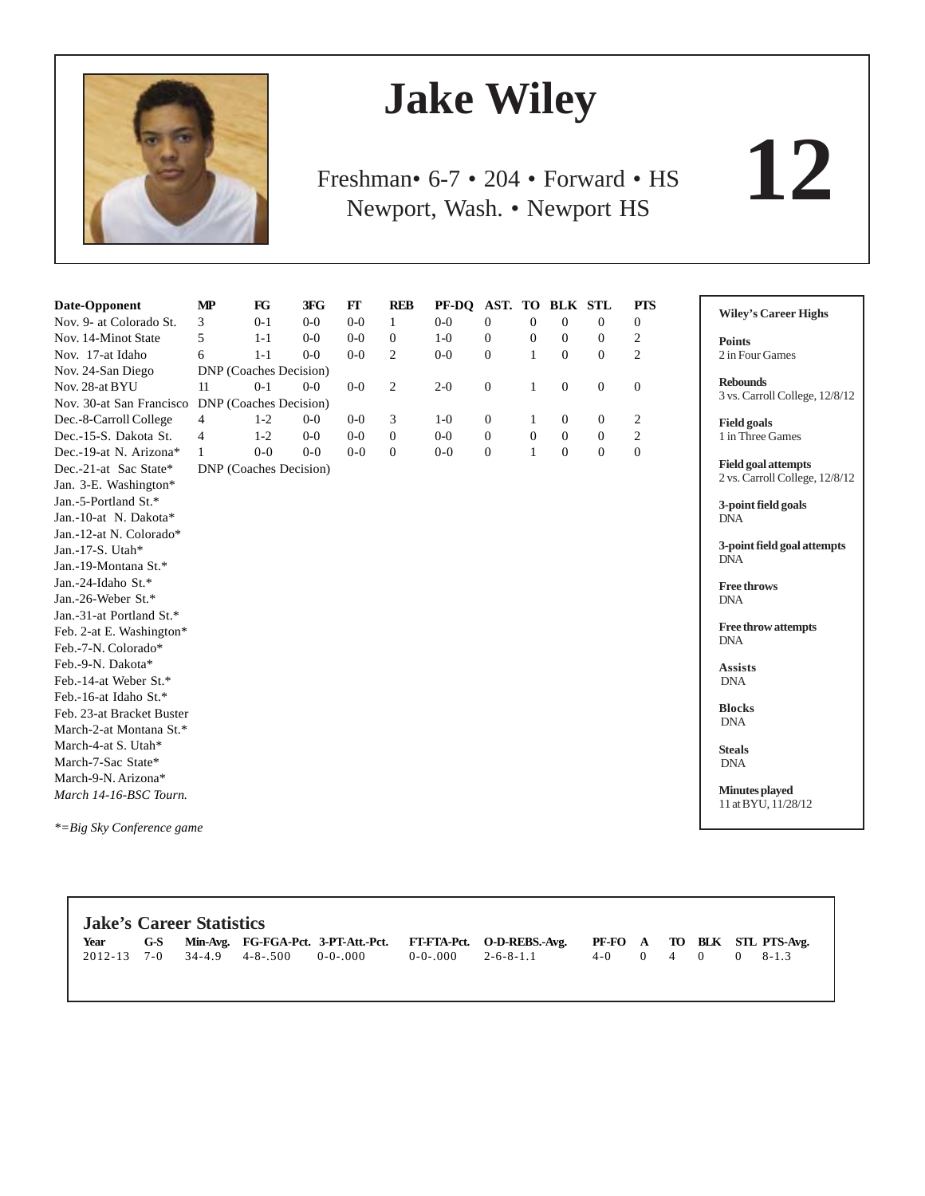# Jake Wiley

**12**

Freshman• 6-7 • 204 • Forward • HS
Newport, Wash. • Newport HS

| Date-Opponent | MP | FG | 3FG | FT | REB | PF-DQ | AST. | TO | BLK | STL | PTS |
|---|---|---|---|---|---|---|---|---|---|---|---|
| Nov. 9- at Colorado St. | 3 | 0-1 | 0-0 | 0-0 | 1 | 0-0 | 0 | 0 | 0 | 0 | 0 |
| Nov. 14-Minot State | 5 | 1-1 | 0-0 | 0-0 | 0 | 1-0 | 0 | 0 | 0 | 0 | 2 |
| Nov. 17-at Idaho | 6 | 1-1 | 0-0 | 0-0 | 2 | 0-0 | 0 | 1 | 0 | 0 | 2 |
| Nov. 24-San Diego | DNP (Coaches Decision) | | | | | | | | | | |
| Nov. 28-at BYU | 11 | 0-1 | 0-0 | 0-0 | 2 | 2-0 | 0 | 1 | 0 | 0 | 0 |
| Nov. 30-at San Francisco | DNP (Coaches Decision) | | | | | | | | | | |
| Dec.-8-Carroll College | 4 | 1-2 | 0-0 | 0-0 | 3 | 1-0 | 0 | 1 | 0 | 0 | 2 |
| Dec.-15-S. Dakota St. | 4 | 1-2 | 0-0 | 0-0 | 0 | 0-0 | 0 | 0 | 0 | 0 | 2 |
| Dec.-19-at N. Arizona* | 1 | 0-0 | 0-0 | 0-0 | 0 | 0-0 | 0 | 1 | 0 | 0 | 0 |
| Dec.-21-at Sac State* | DNP (Coaches Decision) | | | | | | | | | | |
| Jan. 3-E. Washington* | | | | | | | | | | | |
| Jan.-5-Portland St.* | | | | | | | | | | | |
| Jan.-10-at N. Dakota* | | | | | | | | | | | |
| Jan.-12-at N. Colorado* | | | | | | | | | | | |
| Jan.-17-S. Utah* | | | | | | | | | | | |
| Jan.-19-Montana St.* | | | | | | | | | | | |
| Jan.-24-Idaho St.* | | | | | | | | | | | |
| Jan.-26-Weber St.* | | | | | | | | | | | |
| Jan.-31-at Portland St.* | | | | | | | | | | | |
| Feb. 2-at E. Washington* | | | | | | | | | | | |
| Feb.-7-N. Colorado* | | | | | | | | | | | |
| Feb.-9-N. Dakota* | | | | | | | | | | | |
| Feb.-14-at Weber St.* | | | | | | | | | | | |
| Feb.-16-at Idaho St.* | | | | | | | | | | | |
| Feb. 23-at Bracket Buster | | | | | | | | | | | |
| March-2-at Montana St.* | | | | | | | | | | | |
| March-4-at S. Utah* | | | | | | | | | | | |
| March-7-Sac State* | | | | | | | | | | | |
| March-9-N. Arizona* | | | | | | | | | | | |
| *March 14-16-BSC Tourn.* | | | | | | | | | | | |

**=Big Sky Conference game*

### Wiley's Career Highs

**Points**
2 in Four Games

**Rebounds**
3 vs. Carroll College, 12/8/12

**Field goals**
1 in Three Games

**Field goal attempts**
2 vs. Carroll College, 12/8/12

**3-point field goals**
DNA

**3-point field goal attempts**
DNA

**Free throws**
DNA

**Free throw attempts**
DNA

**Assists**
DNA

**Blocks**
DNA

**Steals**
DNA

**Minutes played**
11 at BYU, 11/28/12

## Jake's Career Statistics

| Year | G-S | Min-Avg. | FG-FGA-Pct. | 3-PT-Att.-Pct. | FT-FTA-Pct. | O-D-REBS.-Avg. | PF-FO | A | TO | BLK | STL | PTS-Avg. |
|---|---|---|---|---|---|---|---|---|---|---|---|---|
| 2012-13 | 7-0 | 34-4.9 | 4-8-.500 | 0-0-.000 | 0-0-.000 | 2-6-8-1.1 | 4-0 | 0 | 4 | 0 | 0 | 8-1.3 |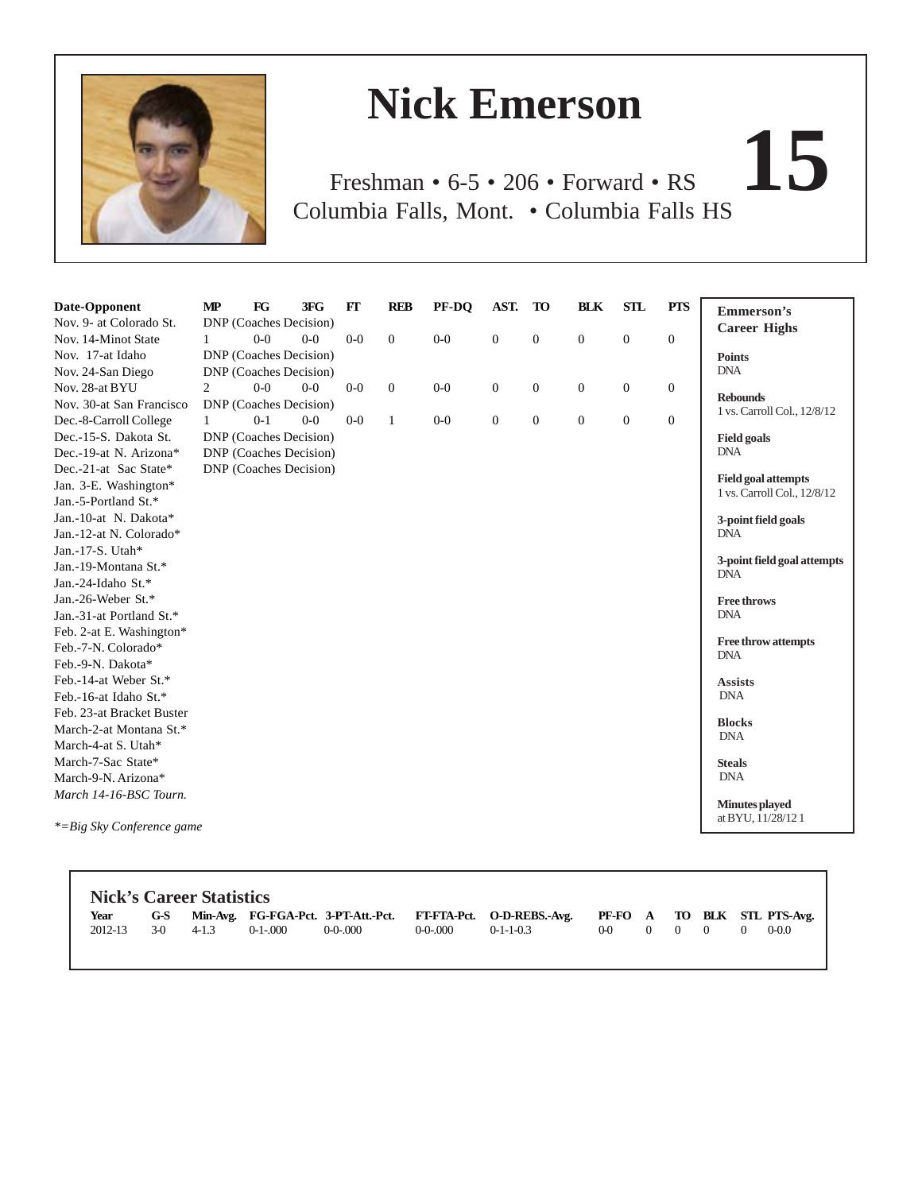# Nick Emerson

**15**

Freshman • 6-5 • 206 • Forward • RS
Columbia Falls, Mont. • Columbia Falls HS

| Date-Opponent | MP | FG | 3FG | FT | REB | PF-DQ | AST. | TO | BLK | STL | PTS |
|---|---|---|---|---|---|---|---|---|---|---|---|
| Nov. 9- at Colorado St. | DNP (Coaches Decision) | | | | | | | | | | |
| Nov. 14-Minot State | 1 | 0-0 | 0-0 | 0-0 | 0 | 0-0 | 0 | 0 | 0 | 0 | 0 |
| Nov. 17-at Idaho | DNP (Coaches Decision) | | | | | | | | | | |
| Nov. 24-San Diego | DNP (Coaches Decision) | | | | | | | | | | |
| Nov. 28-at BYU | 2 | 0-0 | 0-0 | 0-0 | 0 | 0-0 | 0 | 0 | 0 | 0 | 0 |
| Nov. 30-at San Francisco | DNP (Coaches Decision) | | | | | | | | | | |
| Dec.-8-Carroll College | 1 | 0-1 | 0-0 | 0-0 | 1 | 0-0 | 0 | 0 | 0 | 0 | 0 |
| Dec.-15-S. Dakota St. | DNP (Coaches Decision) | | | | | | | | | | |
| Dec.-19-at N. Arizona* | DNP (Coaches Decision) | | | | | | | | | | |
| Dec.-21-at Sac State* | DNP (Coaches Decision) | | | | | | | | | | |
| Jan. 3-E. Washington* | | | | | | | | | | | |
| Jan.-5-Portland St.* | | | | | | | | | | | |
| Jan.-10-at N. Dakota* | | | | | | | | | | | |
| Jan.-12-at N. Colorado* | | | | | | | | | | | |
| Jan.-17-S. Utah* | | | | | | | | | | | |
| Jan.-19-Montana St.* | | | | | | | | | | | |
| Jan.-24-Idaho St.* | | | | | | | | | | | |
| Jan.-26-Weber St.* | | | | | | | | | | | |
| Jan.-31-at Portland St.* | | | | | | | | | | | |
| Feb. 2-at E. Washington* | | | | | | | | | | | |
| Feb.-7-N. Colorado* | | | | | | | | | | | |
| Feb.-9-N. Dakota* | | | | | | | | | | | |
| Feb.-14-at Weber St.* | | | | | | | | | | | |
| Feb.-16-at Idaho St.* | | | | | | | | | | | |
| Feb. 23-at Bracket Buster | | | | | | | | | | | |
| March-2-at Montana St.* | | | | | | | | | | | |
| March-4-at S. Utah* | | | | | | | | | | | |
| March-7-Sac State* | | | | | | | | | | | |
| March-9-N. Arizona* | | | | | | | | | | | |
| *March 14-16-BSC Tourn.* | | | | | | | | | | | |

*\*=Big Sky Conference game*

**Emmerson's Career Highs**

**Points**
DNA

**Rebounds**
1 vs. Carroll Col., 12/8/12

**Field goals**
DNA

**Field goal attempts**
1 vs. Carroll Col., 12/8/12

**3-point field goals**
DNA

**3-point field goal attempts**
DNA

**Free throws**
DNA

**Free throw attempts**
DNA

**Assists**
DNA

**Blocks**
DNA

**Steals**
DNA

**Minutes played**
at BYU, 11/28/12 1

## Nick's Career Statistics

| Year | G-S | Min-Avg. | FG-FGA-Pct. | 3-PT-Att.-Pct. | FT-FTA-Pct. | O-D-REBS.-Avg. | PF-FO | A | TO | BLK | STL | PTS-Avg. |
|---|---|---|---|---|---|---|---|---|---|---|---|---|
| 2012-13 | 3-0 | 4-1.3 | 0-1-.000 | 0-0-.000 | 0-0-.000 | 0-1-1-0.3 | 0-0 | 0 | 0 | 0 | 0 | 0-0.0 |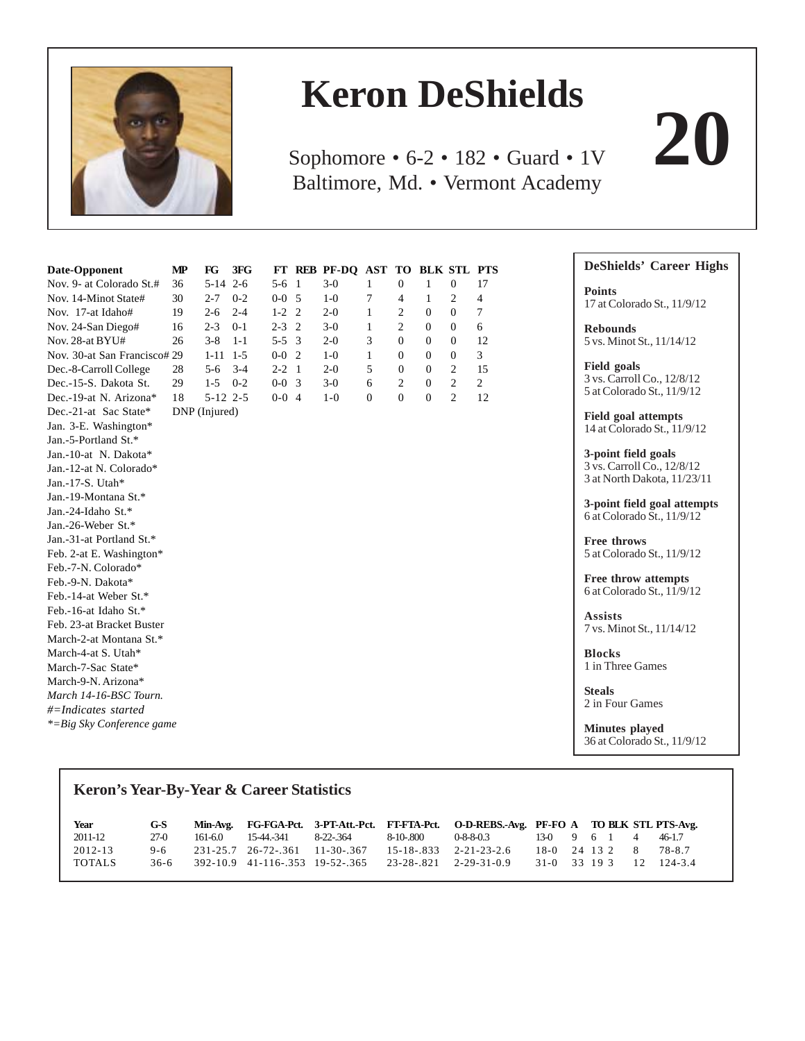# Keron DeShields

**20**

Sophomore • 6-2 • 182 • Guard • 1V
Baltimore, Md. • Vermont Academy

| Date-Opponent | MP | FG | 3FG | FT | REB | PF-DQ | AST | TO | BLK | STL | PTS |
|---|---|---|---|---|---|---|---|---|---|---|---|
| Nov. 9- at Colorado St.# | 36 | 5-14 | 2-6 | 5-6 | 1 | 3-0 | 1 | 0 | 1 | 0 | 17 |
| Nov. 14-Minot State# | 30 | 2-7 | 0-2 | 0-0 | 5 | 1-0 | 7 | 4 | 1 | 2 | 4 |
| Nov. 17-at Idaho# | 19 | 2-6 | 2-4 | 1-2 | 2 | 2-0 | 1 | 2 | 0 | 0 | 7 |
| Nov. 24-San Diego# | 16 | 2-3 | 0-1 | 2-3 | 2 | 3-0 | 1 | 2 | 0 | 0 | 6 |
| Nov. 28-at BYU# | 26 | 3-8 | 1-1 | 5-5 | 3 | 2-0 | 3 | 0 | 0 | 0 | 12 |
| Nov. 30-at San Francisco# | 29 | 1-11 | 1-5 | 0-0 | 2 | 1-0 | 1 | 0 | 0 | 0 | 3 |
| Dec.-8-Carroll College | 28 | 5-6 | 3-4 | 2-2 | 1 | 2-0 | 5 | 0 | 0 | 2 | 15 |
| Dec.-15-S. Dakota St. | 29 | 1-5 | 0-2 | 0-0 | 3 | 3-0 | 6 | 2 | 0 | 2 | 2 |
| Dec.-19-at N. Arizona* | 18 | 5-12 | 2-5 | 0-0 | 4 | 1-0 | 0 | 0 | 0 | 2 | 12 |
| Dec.-21-at Sac State* | DNP (Injured) | | | | | | | | | | |
| Jan. 3-E. Washington* | | | | | | | | | | | |
| Jan.-5-Portland St.* | | | | | | | | | | | |
| Jan.-10-at N. Dakota* | | | | | | | | | | | |
| Jan.-12-at N. Colorado* | | | | | | | | | | | |
| Jan.-17-S. Utah* | | | | | | | | | | | |
| Jan.-19-Montana St.* | | | | | | | | | | | |
| Jan.-24-Idaho St.* | | | | | | | | | | | |
| Jan.-26-Weber St.* | | | | | | | | | | | |
| Jan.-31-at Portland St.* | | | | | | | | | | | |
| Feb. 2-at E. Washington* | | | | | | | | | | | |
| Feb.-7-N. Colorado* | | | | | | | | | | | |
| Feb.-9-N. Dakota* | | | | | | | | | | | |
| Feb.-14-at Weber St.* | | | | | | | | | | | |
| Feb.-16-at Idaho St.* | | | | | | | | | | | |
| Feb. 23-at Bracket Buster | | | | | | | | | | | |
| March-2-at Montana St.* | | | | | | | | | | | |
| March-4-at S. Utah* | | | | | | | | | | | |
| March-7-Sac State* | | | | | | | | | | | |
| March-9-N. Arizona* | | | | | | | | | | | |
| *March 14-16-BSC Tourn.* | | | | | | | | | | | |

*#=Indicates started*
*\*=Big Sky Conference game*

### DeShields' Career Highs

**Points**
17 at Colorado St., 11/9/12

**Rebounds**
5 vs. Minot St., 11/14/12

**Field goals**
3 vs. Carroll Co., 12/8/12
5 at Colorado St., 11/9/12

**Field goal attempts**
14 at Colorado St., 11/9/12

**3-point field goals**
3 vs. Carroll Co., 12/8/12
3 at North Dakota, 11/23/11

**3-point field goal attempts**
6 at Colorado St., 11/9/12

**Free throws**
5 at Colorado St., 11/9/12

**Free throw attempts**
6 at Colorado St., 11/9/12

**Assists**
7 vs. Minot St., 11/14/12

**Blocks**
1 in Three Games

**Steals**
2 in Four Games

**Minutes played**
36 at Colorado St., 11/9/12

### Keron's Year-By-Year & Career Statistics

| Year | G-S | Min-Avg. | FG-FGA-Pct. | 3-PT-Att.-Pct. | FT-FTA-Pct. | O-D-REBS.-Avg. | PF-FO | A | TO | BLK | STL | PTS-Avg. |
|---|---|---|---|---|---|---|---|---|---|---|---|---|
| 2011-12 | 27-0 | 161-6.0 | 15-44-.341 | 8-22-.364 | 8-10-.800 | 0-8-8-0.3 | 13-0 | 9 | 6 | 1 | 4 | 46-1.7 |
| 2012-13 | 9-6 | 231-25.7 | 26-72-.361 | 11-30-.367 | 15-18-.833 | 2-21-23-2.6 | 18-0 | 24 | 13 | 2 | 8 | 78-8.7 |
| TOTALS | 36-6 | 392-10.9 | 41-116-.353 | 19-52-.365 | 23-28-.821 | 2-29-31-0.9 | 31-0 | 33 | 19 | 3 | 12 | 124-3.4 |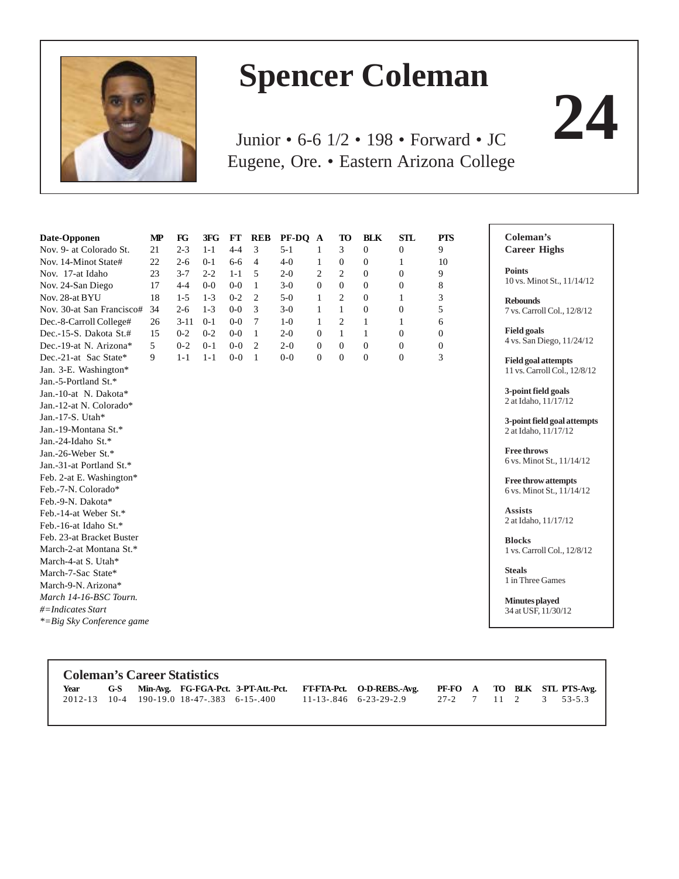# Spencer Coleman

**24**

Junior • 6-6 1/2 • 198 • Forward • JC
Eugene, Ore. • Eastern Arizona College

| Date-Opponen | MP | FG | 3FG | FT | REB | PF-DQ | A | TO | BLK | STL | PTS |
|---|---|---|---|---|---|---|---|---|---|---|---|
| Nov. 9- at Colorado St. | 21 | 2-3 | 1-1 | 4-4 | 3 | 5-1 | 1 | 3 | 0 | 0 | 9 |
| Nov. 14-Minot State# | 22 | 2-6 | 0-1 | 6-6 | 4 | 4-0 | 1 | 0 | 0 | 1 | 10 |
| Nov. 17-at Idaho | 23 | 3-7 | 2-2 | 1-1 | 5 | 2-0 | 2 | 2 | 0 | 0 | 9 |
| Nov. 24-San Diego | 17 | 4-4 | 0-0 | 0-0 | 1 | 3-0 | 0 | 0 | 0 | 0 | 8 |
| Nov. 28-at BYU | 18 | 1-5 | 1-3 | 0-2 | 2 | 5-0 | 1 | 2 | 0 | 1 | 3 |
| Nov. 30-at San Francisco# | 34 | 2-6 | 1-3 | 0-0 | 3 | 3-0 | 1 | 1 | 0 | 0 | 5 |
| Dec.-8-Carroll College# | 26 | 3-11 | 0-1 | 0-0 | 7 | 1-0 | 1 | 2 | 1 | 1 | 6 |
| Dec.-15-S. Dakota St.# | 15 | 0-2 | 0-2 | 0-0 | 1 | 2-0 | 0 | 1 | 1 | 0 | 0 |
| Dec.-19-at N. Arizona* | 5 | 0-2 | 0-1 | 0-0 | 2 | 2-0 | 0 | 0 | 0 | 0 | 0 |
| Dec.-21-at Sac State* | 9 | 1-1 | 1-1 | 0-0 | 1 | 0-0 | 0 | 0 | 0 | 0 | 3 |
| Jan. 3-E. Washington* | | | | | | | | | | | |
| Jan.-5-Portland St.* | | | | | | | | | | | |
| Jan.-10-at N. Dakota* | | | | | | | | | | | |
| Jan.-12-at N. Colorado* | | | | | | | | | | | |
| Jan.-17-S. Utah* | | | | | | | | | | | |
| Jan.-19-Montana St.* | | | | | | | | | | | |
| Jan.-24-Idaho St.* | | | | | | | | | | | |
| Jan.-26-Weber St.* | | | | | | | | | | | |
| Jan.-31-at Portland St.* | | | | | | | | | | | |
| Feb. 2-at E. Washington* | | | | | | | | | | | |
| Feb.-7-N. Colorado* | | | | | | | | | | | |
| Feb.-9-N. Dakota* | | | | | | | | | | | |
| Feb.-14-at Weber St.* | | | | | | | | | | | |
| Feb.-16-at Idaho St.* | | | | | | | | | | | |
| Feb. 23-at Bracket Buster | | | | | | | | | | | |
| March-2-at Montana St.* | | | | | | | | | | | |
| March-4-at S. Utah* | | | | | | | | | | | |
| March-7-Sac State* | | | | | | | | | | | |
| March-9-N. Arizona* | | | | | | | | | | | |
| *March 14-16-BSC Tourn.* | | | | | | | | | | | |

*#=Indicates Start*
**=Big Sky Conference game*

**Coleman's Career Highs**

**Points**
10 vs. Minot St., 11/14/12

**Rebounds**
7 vs. Carroll Col., 12/8/12

**Field goals**
4 vs. San Diego, 11/24/12

**Field goal attempts**
11 vs. Carroll Col., 12/8/12

**3-point field goals**
2 at Idaho, 11/17/12

**3-point field goal attempts**
2 at Idaho, 11/17/12

**Free throws**
6 vs. Minot St., 11/14/12

**Free throw attempts**
6 vs. Minot St., 11/14/12

**Assists**
2 at Idaho, 11/17/12

**Blocks**
1 vs. Carroll Col., 12/8/12

**Steals**
1 in Three Games

**Minutes played**
34 at USF, 11/30/12

## Coleman's Career Statistics

| Year | G-S | Min-Avg. | FG-FGA-Pct. | 3-PT-Att.-Pct. | FT-FTA-Pct. | O-D-REBS.-Avg. | PF-FO | A | TO | BLK | STL | PTS-Avg. |
|---|---|---|---|---|---|---|---|---|---|---|---|---|
| 2012-13 | 10-4 | 190-19.0 | 18-47-.383 | 6-15-.400 | 11-13-.846 | 6-23-29-2.9 | 27-2 | 7 | 11 | 2 | 3 | 53-5.3 |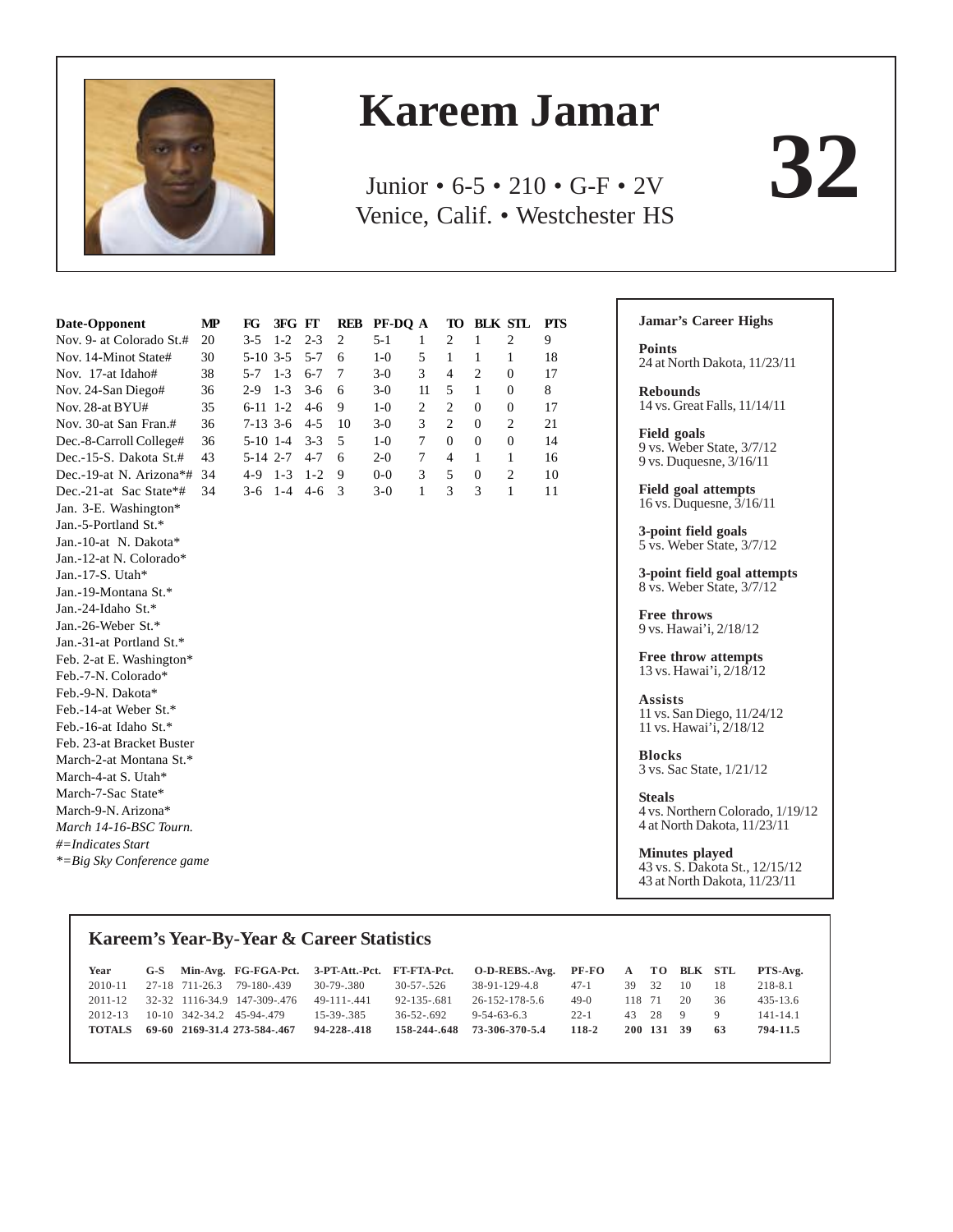# Kareem Jamar

Junior • 6-5 • 210 • G-F • 2V
Venice, Calif. • Westchester HS

**32**

| Date-Opponent | MP | FG | 3FG | FT | REB | PF-DQ | A | TO | BLK | STL | PTS |
|---|---|---|---|---|---|---|---|---|---|---|---|
| Nov. 9- at Colorado St.# | 20 | 3-5 | 1-2 | 2-3 | 2 | 5-1 | 1 | 2 | 1 | 2 | 9 |
| Nov. 14-Minot State# | 30 | 5-10 | 3-5 | 5-7 | 6 | 1-0 | 5 | 1 | 1 | 1 | 18 |
| Nov. 17-at Idaho# | 38 | 5-7 | 1-3 | 6-7 | 7 | 3-0 | 3 | 4 | 2 | 0 | 17 |
| Nov. 24-San Diego# | 36 | 2-9 | 1-3 | 3-6 | 6 | 3-0 | 11 | 5 | 1 | 0 | 8 |
| Nov. 28-at BYU# | 35 | 6-11 | 1-2 | 4-6 | 9 | 1-0 | 2 | 2 | 0 | 0 | 17 |
| Nov. 30-at San Fran.# | 36 | 7-13 | 3-6 | 4-5 | 10 | 3-0 | 3 | 2 | 0 | 2 | 21 |
| Dec.-8-Carroll College# | 36 | 5-10 | 1-4 | 3-3 | 5 | 1-0 | 7 | 0 | 0 | 0 | 14 |
| Dec.-15-S. Dakota St.# | 43 | 5-14 | 2-7 | 4-7 | 6 | 2-0 | 7 | 4 | 1 | 1 | 16 |
| Dec.-19-at N. Arizona*# | 34 | 4-9 | 1-3 | 1-2 | 9 | 0-0 | 3 | 5 | 0 | 2 | 10 |
| Dec.-21-at Sac State*# | 34 | 3-6 | 1-4 | 4-6 | 3 | 3-0 | 1 | 3 | 3 | 1 | 11 |
| Jan. 3-E. Washington* | | | | | | | | | | | |
| Jan.-5-Portland St.* | | | | | | | | | | | |
| Jan.-10-at N. Dakota* | | | | | | | | | | | |
| Jan.-12-at N. Colorado* | | | | | | | | | | | |
| Jan.-17-S. Utah* | | | | | | | | | | | |
| Jan.-19-Montana St.* | | | | | | | | | | | |
| Jan.-24-Idaho St.* | | | | | | | | | | | |
| Jan.-26-Weber St.* | | | | | | | | | | | |
| Jan.-31-at Portland St.* | | | | | | | | | | | |
| Feb. 2-at E. Washington* | | | | | | | | | | | |
| Feb.-7-N. Colorado* | | | | | | | | | | | |
| Feb.-9-N. Dakota* | | | | | | | | | | | |
| Feb.-14-at Weber St.* | | | | | | | | | | | |
| Feb.-16-at Idaho St.* | | | | | | | | | | | |
| Feb. 23-at Bracket Buster | | | | | | | | | | | |
| March-2-at Montana St.* | | | | | | | | | | | |
| March-4-at S. Utah* | | | | | | | | | | | |
| March-7-Sac State* | | | | | | | | | | | |
| March-9-N. Arizona* | | | | | | | | | | | |
| *March 14-16-BSC Tourn.* | | | | | | | | | | | |

*#=Indicates Start*
*\*=Big Sky Conference game*

### Jamar's Career Highs

**Points**
24 at North Dakota, 11/23/11

**Rebounds**
14 vs. Great Falls, 11/14/11

**Field goals**
9 vs. Weber State, 3/7/12
9 vs. Duquesne, 3/16/11

**Field goal attempts**
16 vs. Duquesne, 3/16/11

**3-point field goals**
5 vs. Weber State, 3/7/12

**3-point field goal attempts**
8 vs. Weber State, 3/7/12

**Free throws**
9 vs. Hawai'i, 2/18/12

**Free throw attempts**
13 vs. Hawai'i, 2/18/12

**Assists**
11 vs. San Diego, 11/24/12
11 vs. Hawai'i, 2/18/12

**Blocks**
3 vs. Sac State, 1/21/12

**Steals**
4 vs. Northern Colorado, 1/19/12
4 at North Dakota, 11/23/11

**Minutes played**
43 vs. S. Dakota St., 12/15/12
43 at North Dakota, 11/23/11

### Kareem's Year-By-Year & Career Statistics

| Year | G-S | Min-Avg. | FG-FGA-Pct. | 3-PT-Att.-Pct. | FT-FTA-Pct. | O-D-REBS.-Avg. | PF-FO | A | TO | BLK | STL | PTS-Avg. |
|---|---|---|---|---|---|---|---|---|---|---|---|---|
| 2010-11 | 27-18 | 711-26.3 | 79-180-.439 | 30-79-.380 | 30-57-.526 | 38-91-129-4.8 | 47-1 | 39 | 32 | 10 | 18 | 218-8.1 |
| 2011-12 | 32-32 | 1116-34.9 | 147-309-.476 | 49-111-.441 | 92-135-.681 | 26-152-178-5.6 | 49-0 | 118 | 71 | 20 | 36 | 435-13.6 |
| 2012-13 | 10-10 | 342-34.2 | 45-94-.479 | 15-39-.385 | 36-52-.692 | 9-54-63-6.3 | 22-1 | 43 | 28 | 9 | 9 | 141-14.1 |
| **TOTALS** | **69-60** | **2169-31.4** | **273-584-.467** | **94-228-.418** | **158-244-.648** | **73-306-370-5.4** | **118-2** | **200** | **131** | **39** | **63** | **794-11.5** |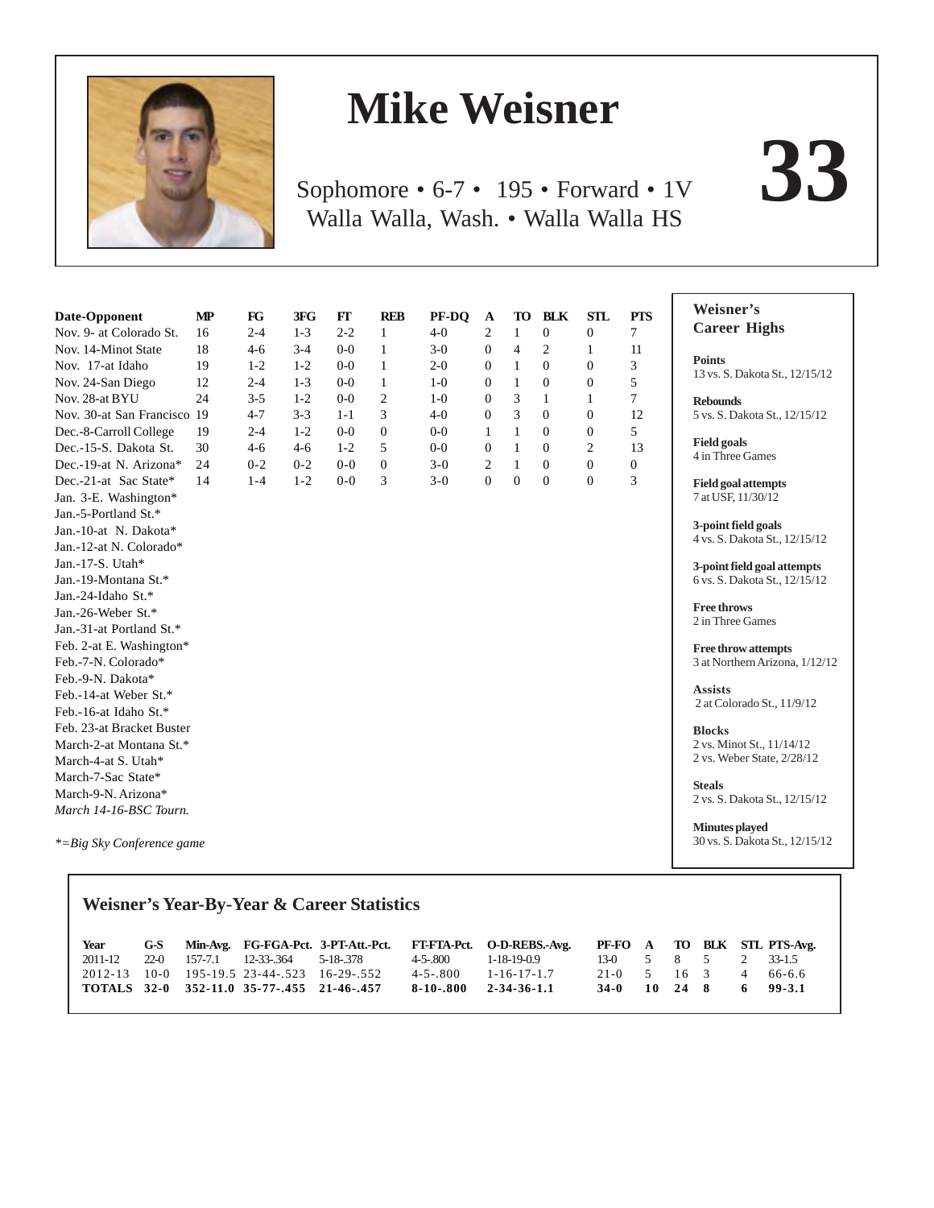# Mike Weisner

## 33

Sophomore • 6-7 • 195 • Forward • 1V
Walla Walla, Wash. • Walla Walla HS

| Date-Opponent | MP | FG | 3FG | FT | REB | PF-DQ | A | TO | BLK | STL | PTS |
|---|---|---|---|---|---|---|---|---|---|---|---|
| Nov. 9- at Colorado St. | 16 | 2-4 | 1-3 | 2-2 | 1 | 4-0 | 2 | 1 | 0 | 0 | 7 |
| Nov. 14-Minot State | 18 | 4-6 | 3-4 | 0-0 | 1 | 3-0 | 0 | 4 | 2 | 1 | 11 |
| Nov. 17-at Idaho | 19 | 1-2 | 1-2 | 0-0 | 1 | 2-0 | 0 | 1 | 0 | 0 | 3 |
| Nov. 24-San Diego | 12 | 2-4 | 1-3 | 0-0 | 1 | 1-0 | 0 | 1 | 0 | 0 | 5 |
| Nov. 28-at BYU | 24 | 3-5 | 1-2 | 0-0 | 2 | 1-0 | 0 | 3 | 1 | 1 | 7 |
| Nov. 30-at San Francisco | 19 | 4-7 | 3-3 | 1-1 | 3 | 4-0 | 0 | 3 | 0 | 0 | 12 |
| Dec.-8-Carroll College | 19 | 2-4 | 1-2 | 0-0 | 0 | 0-0 | 1 | 1 | 0 | 0 | 5 |
| Dec.-15-S. Dakota St. | 30 | 4-6 | 4-6 | 1-2 | 5 | 0-0 | 0 | 1 | 0 | 2 | 13 |
| Dec.-19-at N. Arizona* | 24 | 0-2 | 0-2 | 0-0 | 0 | 3-0 | 2 | 1 | 0 | 0 | 0 |
| Dec.-21-at Sac State* | 14 | 1-4 | 1-2 | 0-0 | 3 | 3-0 | 0 | 0 | 0 | 0 | 3 |
| Jan. 3-E. Washington* | | | | | | | | | | | |
| Jan.-5-Portland St.* | | | | | | | | | | | |
| Jan.-10-at N. Dakota* | | | | | | | | | | | |
| Jan.-12-at N. Colorado* | | | | | | | | | | | |
| Jan.-17-S. Utah* | | | | | | | | | | | |
| Jan.-19-Montana St.* | | | | | | | | | | | |
| Jan.-24-Idaho St.* | | | | | | | | | | | |
| Jan.-26-Weber St.* | | | | | | | | | | | |
| Jan.-31-at Portland St.* | | | | | | | | | | | |
| Feb. 2-at E. Washington* | | | | | | | | | | | |
| Feb.-7-N. Colorado* | | | | | | | | | | | |
| Feb.-9-N. Dakota* | | | | | | | | | | | |
| Feb.-14-at Weber St.* | | | | | | | | | | | |
| Feb.-16-at Idaho St.* | | | | | | | | | | | |
| Feb. 23-at Bracket Buster | | | | | | | | | | | |
| March-2-at Montana St.* | | | | | | | | | | | |
| March-4-at S. Utah* | | | | | | | | | | | |
| March-7-Sac State* | | | | | | | | | | | |
| March-9-N. Arizona* | | | | | | | | | | | |
| *March 14-16-BSC Tourn.* | | | | | | | | | | | |

*\*=Big Sky Conference game*

### Weisner's Career Highs

**Points**
13 vs. S. Dakota St., 12/15/12

**Rebounds**
5 vs. S. Dakota St., 12/15/12

**Field goals**
4 in Three Games

**Field goal attempts**
7 at USF, 11/30/12

**3-point field goals**
4 vs. S. Dakota St., 12/15/12

**3-point field goal attempts**
6 vs. S. Dakota St., 12/15/12

**Free throws**
2 in Three Games

**Free throw attempts**
3 at Northern Arizona, 1/12/12

**Assists**
2 at Colorado St., 11/9/12

**Blocks**
2 vs. Minot St., 11/14/12
2 vs. Weber State, 2/28/12

**Steals**
2 vs. S. Dakota St., 12/15/12

**Minutes played**
30 vs. S. Dakota St., 12/15/12

### Weisner's Year-By-Year & Career Statistics

| Year | G-S | Min-Avg. | FG-FGA-Pct. | 3-PT-Att.-Pct. | FT-FTA-Pct. | O-D-REBS.-Avg. | PF-FO | A | TO | BLK | STL | PTS-Avg. |
|---|---|---|---|---|---|---|---|---|---|---|---|---|
| 2011-12 | 22-0 | 157-7.1 | 12-33-.364 | 5-18-.378 | 4-5-.800 | 1-18-19-0.9 | 13-0 | 5 | 8 | 5 | 2 | 33-1.5 |
| 2012-13 | 10-0 | 195-19.5 | 23-44-.523 | 16-29-.552 | 4-5-.800 | 1-16-17-1.7 | 21-0 | 5 | 16 | 3 | 4 | 66-6.6 |
| **TOTALS** | **32-0** | **352-11.0** | **35-77-.455** | **21-46-.457** | **8-10-.800** | **2-34-36-1.1** | **34-0** | **10** | **24** | **8** | **6** | **99-3.1** |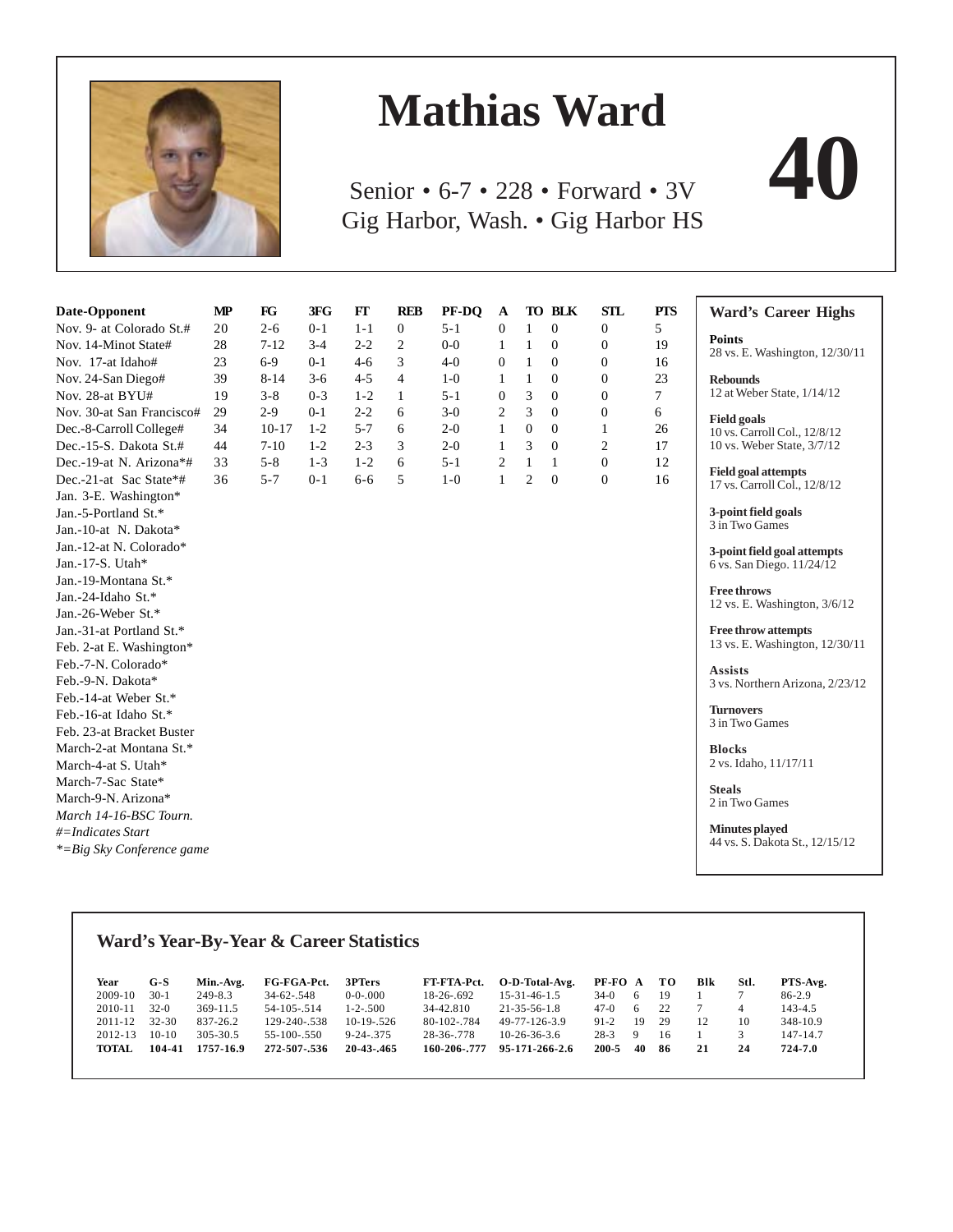# Mathias Ward

**40**

Senior • 6-7 • 228 • Forward • 3V
Gig Harbor, Wash. • Gig Harbor HS

| Date-Opponent | MP | FG | 3FG | FT | REB | PF-DQ | A | TO | BLK | STL | PTS |
|---|---|---|---|---|---|---|---|---|---|---|---|
| Nov. 9- at Colorado St.# | 20 | 2-6 | 0-1 | 1-1 | 0 | 5-1 | 0 | 1 | 0 | 0 | 5 |
| Nov. 14-Minot State# | 28 | 7-12 | 3-4 | 2-2 | 2 | 0-0 | 1 | 1 | 0 | 0 | 19 |
| Nov. 17-at Idaho# | 23 | 6-9 | 0-1 | 4-6 | 3 | 4-0 | 0 | 1 | 0 | 0 | 16 |
| Nov. 24-San Diego# | 39 | 8-14 | 3-6 | 4-5 | 4 | 1-0 | 1 | 1 | 0 | 0 | 23 |
| Nov. 28-at BYU# | 19 | 3-8 | 0-3 | 1-2 | 1 | 5-1 | 0 | 3 | 0 | 0 | 7 |
| Nov. 30-at San Francisco# | 29 | 2-9 | 0-1 | 2-2 | 6 | 3-0 | 2 | 3 | 0 | 0 | 6 |
| Dec.-8-Carroll College# | 34 | 10-17 | 1-2 | 5-7 | 6 | 2-0 | 1 | 0 | 0 | 1 | 26 |
| Dec.-15-S. Dakota St.# | 44 | 7-10 | 1-2 | 2-3 | 3 | 2-0 | 1 | 3 | 0 | 2 | 17 |
| Dec.-19-at N. Arizona*# | 33 | 5-8 | 1-3 | 1-2 | 6 | 5-1 | 2 | 1 | 1 | 0 | 12 |
| Dec.-21-at Sac State*# | 36 | 5-7 | 0-1 | 6-6 | 5 | 1-0 | 1 | 2 | 0 | 0 | 16 |
| Jan. 3-E. Washington* | | | | | | | | | | | |
| Jan.-5-Portland St.* | | | | | | | | | | | |
| Jan.-10-at N. Dakota* | | | | | | | | | | | |
| Jan.-12-at N. Colorado* | | | | | | | | | | | |
| Jan.-17-S. Utah* | | | | | | | | | | | |
| Jan.-19-Montana St.* | | | | | | | | | | | |
| Jan.-24-Idaho St.* | | | | | | | | | | | |
| Jan.-26-Weber St.* | | | | | | | | | | | |
| Jan.-31-at Portland St.* | | | | | | | | | | | |
| Feb. 2-at E. Washington* | | | | | | | | | | | |
| Feb.-7-N. Colorado* | | | | | | | | | | | |
| Feb.-9-N. Dakota* | | | | | | | | | | | |
| Feb.-14-at Weber St.* | | | | | | | | | | | |
| Feb.-16-at Idaho St.* | | | | | | | | | | | |
| Feb. 23-at Bracket Buster | | | | | | | | | | | |
| March-2-at Montana St.* | | | | | | | | | | | |
| March-4-at S. Utah* | | | | | | | | | | | |
| March-7-Sac State* | | | | | | | | | | | |
| March-9-N. Arizona* | | | | | | | | | | | |
| *March 14-16-BSC Tourn.* | | | | | | | | | | | |

*#=Indicates Start*
*\*=Big Sky Conference game*

## Ward's Career Highs

**Points**
28 vs. E. Washington, 12/30/11

**Rebounds**
12 at Weber State, 1/14/12

**Field goals**
10 vs. Carroll Col., 12/8/12
10 vs. Weber State, 3/7/12

**Field goal attempts**
17 vs. Carroll Col., 12/8/12

**3-point field goals**
3 in Two Games

**3-point field goal attempts**
6 vs. San Diego. 11/24/12

**Free throws**
12 vs. E. Washington, 3/6/12

**Free throw attempts**
13 vs. E. Washington, 12/30/11

**Assists**
3 vs. Northern Arizona, 2/23/12

**Turnovers**
3 in Two Games

**Blocks**
2 vs. Idaho, 11/17/11

**Steals**
2 in Two Games

**Minutes played**
44 vs. S. Dakota St., 12/15/12

## Ward's Year-By-Year & Career Statistics

| Year | G-S | Min.-Avg. | FG-FGA-Pct. | 3PTers | FT-FTA-Pct. | O-D-Total-Avg. | PF-FO | A | TO | Blk | Stl. | PTS-Avg. |
|---|---|---|---|---|---|---|---|---|---|---|---|---|
| 2009-10 | 30-1 | 249-8.3 | 34-62-.548 | 0-0-.000 | 18-26-.692 | 15-31-46-1.5 | 34-0 | 6 | 19 | 1 | 7 | 86-2.9 |
| 2010-11 | 32-0 | 369-11.5 | 54-105-.514 | 1-2-.500 | 34-42.810 | 21-35-56-1.8 | 47-0 | 6 | 22 | 7 | 4 | 143-4.5 |
| 2011-12 | 32-30 | 837-26.2 | 129-240-.538 | 10-19-.526 | 80-102-.784 | 49-77-126-3.9 | 91-2 | 19 | 29 | 12 | 10 | 348-10.9 |
| 2012-13 | 10-10 | 305-30.5 | 55-100-.550 | 9-24-.375 | 28-36-.778 | 10-26-36-3.6 | 28-3 | 9 | 16 | 1 | 3 | 147-14.7 |
| **TOTAL** | **104-41** | **1757-16.9** | **272-507-.536** | **20-43-.465** | **160-206-.777** | **95-171-266-2.6** | **200-5** | **40** | **86** | **21** | **24** | **724-7.0** |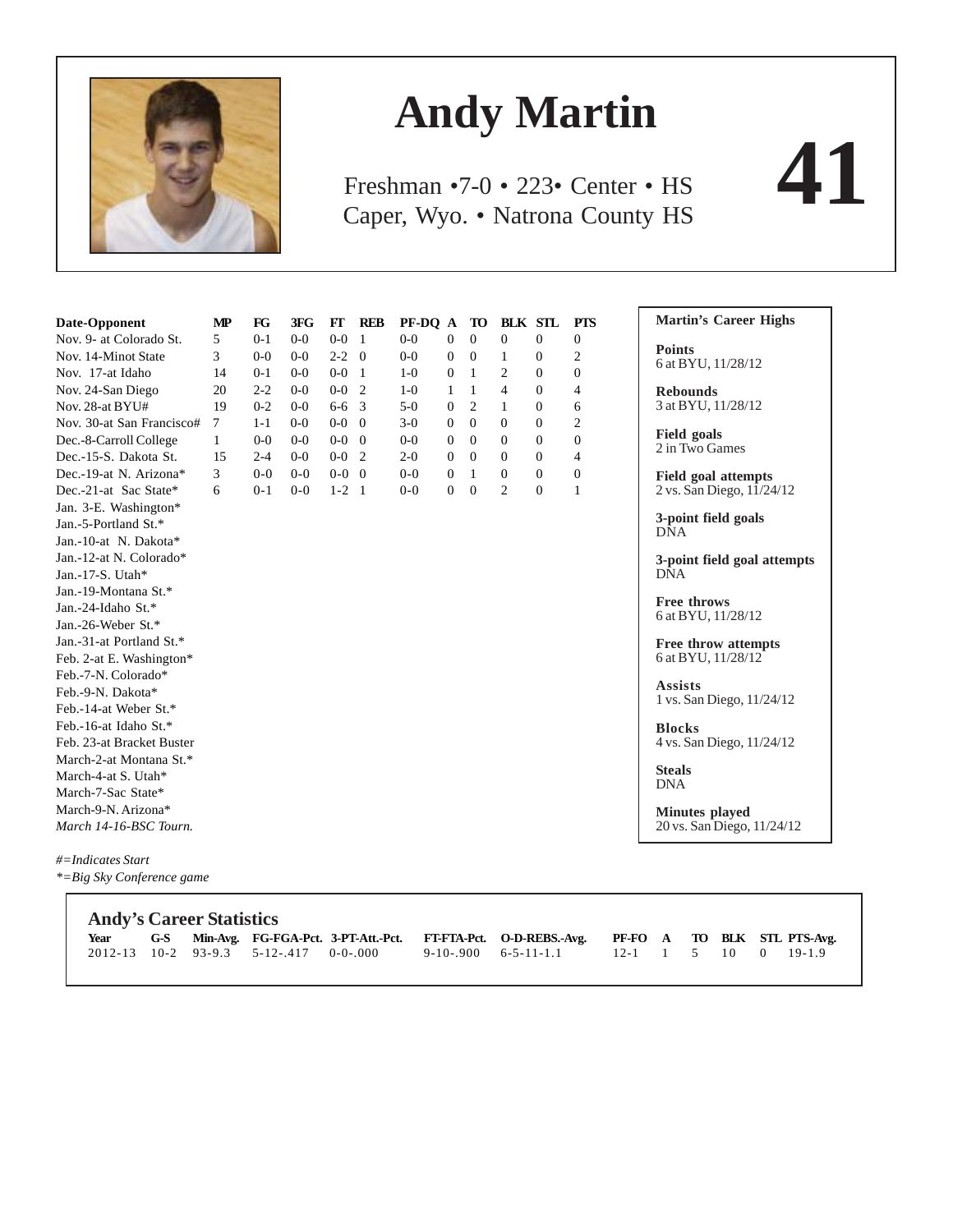# Andy Martin

**41**

Freshman •7-0 • 223• Center • HS
Caper, Wyo. • Natrona County HS

| Date-Opponent | MP | FG | 3FG | FT | REB | PF-DQ | A | TO | BLK | STL | PTS |
|---|---|---|---|---|---|---|---|---|---|---|---|
| Nov. 9- at Colorado St. | 5 | 0-1 | 0-0 | 0-0 | 1 | 0-0 | 0 | 0 | 0 | 0 | 0 |
| Nov. 14-Minot State | 3 | 0-0 | 0-0 | 2-2 | 0 | 0-0 | 0 | 0 | 1 | 0 | 2 |
| Nov. 17-at Idaho | 14 | 0-1 | 0-0 | 0-0 | 1 | 1-0 | 0 | 1 | 2 | 0 | 0 |
| Nov. 24-San Diego | 20 | 2-2 | 0-0 | 0-0 | 2 | 1-0 | 1 | 1 | 4 | 0 | 4 |
| Nov. 28-at BYU# | 19 | 0-2 | 0-0 | 6-6 | 3 | 5-0 | 0 | 2 | 1 | 0 | 6 |
| Nov. 30-at San Francisco# | 7 | 1-1 | 0-0 | 0-0 | 0 | 3-0 | 0 | 0 | 0 | 0 | 2 |
| Dec.-8-Carroll College | 1 | 0-0 | 0-0 | 0-0 | 0 | 0-0 | 0 | 0 | 0 | 0 | 0 |
| Dec.-15-S. Dakota St. | 15 | 2-4 | 0-0 | 0-0 | 2 | 2-0 | 0 | 0 | 0 | 0 | 4 |
| Dec.-19-at N. Arizona* | 3 | 0-0 | 0-0 | 0-0 | 0 | 0-0 | 0 | 1 | 0 | 0 | 0 |
| Dec.-21-at Sac State* | 6 | 0-1 | 0-0 | 1-2 | 1 | 0-0 | 0 | 0 | 2 | 0 | 1 |
| Jan. 3-E. Washington* | | | | | | | | | | | |
| Jan.-5-Portland St.* | | | | | | | | | | | |
| Jan.-10-at N. Dakota* | | | | | | | | | | | |
| Jan.-12-at N. Colorado* | | | | | | | | | | | |
| Jan.-17-S. Utah* | | | | | | | | | | | |
| Jan.-19-Montana St.* | | | | | | | | | | | |
| Jan.-24-Idaho St.* | | | | | | | | | | | |
| Jan.-26-Weber St.* | | | | | | | | | | | |
| Jan.-31-at Portland St.* | | | | | | | | | | | |
| Feb. 2-at E. Washington* | | | | | | | | | | | |
| Feb.-7-N. Colorado* | | | | | | | | | | | |
| Feb.-9-N. Dakota* | | | | | | | | | | | |
| Feb.-14-at Weber St.* | | | | | | | | | | | |
| Feb.-16-at Idaho St.* | | | | | | | | | | | |
| Feb. 23-at Bracket Buster | | | | | | | | | | | |
| March-2-at Montana St.* | | | | | | | | | | | |
| March-4-at S. Utah* | | | | | | | | | | | |
| March-7-Sac State* | | | | | | | | | | | |
| March-9-N. Arizona* | | | | | | | | | | | |
| *March 14-16-BSC Tourn.* | | | | | | | | | | | |

*#=Indicates Start*
*\*=Big Sky Conference game*

**Martin's Career Highs**

**Points**
6 at BYU, 11/28/12

**Rebounds**
3 at BYU, 11/28/12

**Field goals**
2 in Two Games

**Field goal attempts**
2 vs. San Diego, 11/24/12

**3-point field goals**
DNA

**3-point field goal attempts**
DNA

**Free throws**
6 at BYU, 11/28/12

**Free throw attempts**
6 at BYU, 11/28/12

**Assists**
1 vs. San Diego, 11/24/12

**Blocks**
4 vs. San Diego, 11/24/12

**Steals**
DNA

**Minutes played**
20 vs. San Diego, 11/24/12

## Andy's Career Statistics

| Year | G-S | Min-Avg. | FG-FGA-Pct. | 3-PT-Att.-Pct. | FT-FTA-Pct. | O-D-REBS.-Avg. | PF-FO | A | TO | BLK | STL | PTS-Avg. |
|---|---|---|---|---|---|---|---|---|---|---|---|---|
| 2012-13 | 10-2 | 93-9.3 | 5-12-.417 | 0-0-.000 | 9-10-.900 | 6-5-11-1.1 | 12-1 | 1 | 5 | 10 | 0 | 19-1.9 |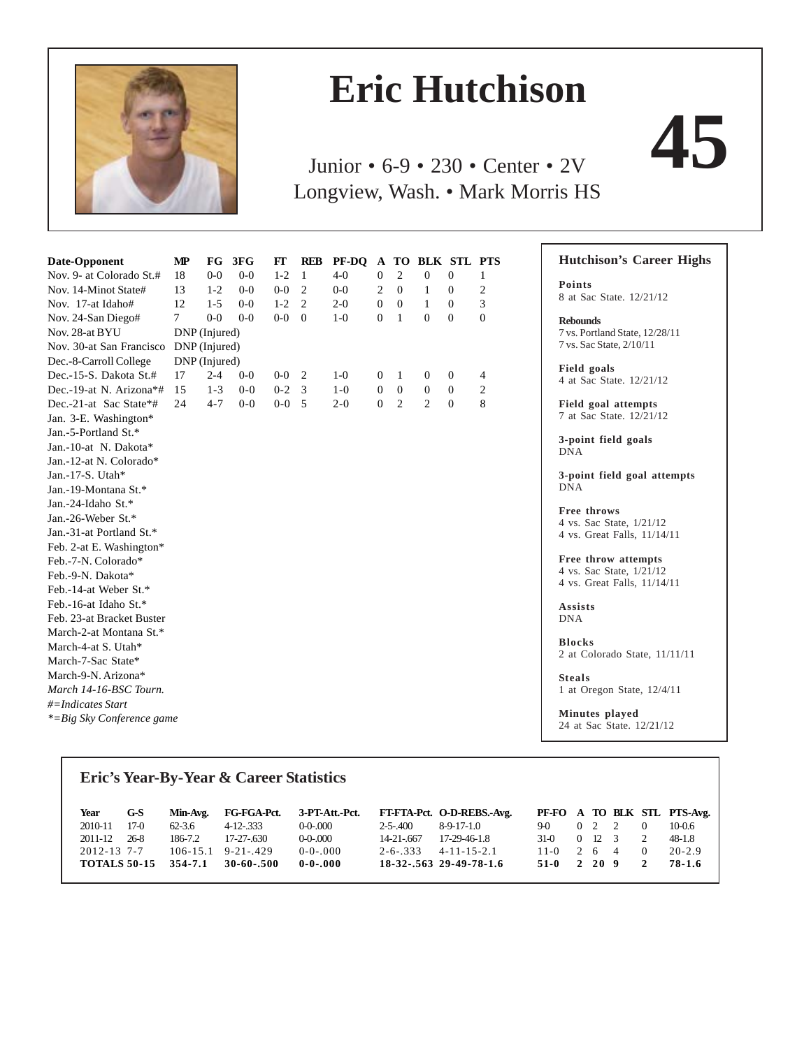# Eric Hutchison

# 45

Junior • 6-9 • 230 • Center • 2V
Longview, Wash. • Mark Morris HS

| Date-Opponent | MP | FG | 3FG | FT | REB | PF-DQ | A | TO | BLK | STL | PTS |
|---|---|---|---|---|---|---|---|---|---|---|---|
| Nov. 9- at Colorado St.# | 18 | 0-0 | 0-0 | 1-2 | 1 | 4-0 | 0 | 2 | 0 | 0 | 1 |
| Nov. 14-Minot State# | 13 | 1-2 | 0-0 | 0-0 | 2 | 0-0 | 2 | 0 | 1 | 0 | 2 |
| Nov. 17-at Idaho# | 12 | 1-5 | 0-0 | 1-2 | 2 | 2-0 | 0 | 0 | 1 | 0 | 3 |
| Nov. 24-San Diego# | 7 | 0-0 | 0-0 | 0-0 | 0 | 1-0 | 0 | 1 | 0 | 0 | 0 |
| Nov. 28-at BYU | DNP (Injured) | | | | | | | | | | |
| Nov. 30-at San Francisco | DNP (Injured) | | | | | | | | | | |
| Dec.-8-Carroll College | DNP (Injured) | | | | | | | | | | |
| Dec.-15-S. Dakota St.# | 17 | 2-4 | 0-0 | 0-0 | 2 | 1-0 | 0 | 1 | 0 | 0 | 4 |
| Dec.-19-at N. Arizona*# | 15 | 1-3 | 0-0 | 0-2 | 3 | 1-0 | 0 | 0 | 0 | 0 | 2 |
| Dec.-21-at Sac State*# | 24 | 4-7 | 0-0 | 0-0 | 5 | 2-0 | 0 | 2 | 2 | 0 | 8 |
| Jan. 3-E. Washington* | | | | | | | | | | | |
| Jan.-5-Portland St.* | | | | | | | | | | | |
| Jan.-10-at N. Dakota* | | | | | | | | | | | |
| Jan.-12-at N. Colorado* | | | | | | | | | | | |
| Jan.-17-S. Utah* | | | | | | | | | | | |
| Jan.-19-Montana St.* | | | | | | | | | | | |
| Jan.-24-Idaho St.* | | | | | | | | | | | |
| Jan.-26-Weber St.* | | | | | | | | | | | |
| Jan.-31-at Portland St.* | | | | | | | | | | | |
| Feb. 2-at E. Washington* | | | | | | | | | | | |
| Feb.-7-N. Colorado* | | | | | | | | | | | |
| Feb.-9-N. Dakota* | | | | | | | | | | | |
| Feb.-14-at Weber St.* | | | | | | | | | | | |
| Feb.-16-at Idaho St.* | | | | | | | | | | | |
| Feb. 23-at Bracket Buster | | | | | | | | | | | |
| March-2-at Montana St.* | | | | | | | | | | | |
| March-4-at S. Utah* | | | | | | | | | | | |
| March-7-Sac State* | | | | | | | | | | | |
| March-9-N. Arizona* | | | | | | | | | | | |
| *March 14-16-BSC Tourn.* | | | | | | | | | | | |

*#=Indicates Start*
*\*=Big Sky Conference game*

## Hutchison's Career Highs

**Points**
8 at Sac State. 12/21/12

**Rebounds**
7 vs. Portland State, 12/28/11
7 vs. Sac State, 2/10/11

**Field goals**
4 at Sac State. 12/21/12

**Field goal attempts**
7 at Sac State. 12/21/12

**3-point field goals**
DNA

**3-point field goal attempts**
DNA

**Free throws**
4 vs. Sac State, 1/21/12
4 vs. Great Falls, 11/14/11

**Free throw attempts**
4 vs. Sac State, 1/21/12
4 vs. Great Falls, 11/14/11

**Assists**
DNA

**Blocks**
2 at Colorado State, 11/11/11

**Steals**
1 at Oregon State, 12/4/11

**Minutes played**
24 at Sac State. 12/21/12

## Eric's Year-By-Year & Career Statistics

| Year | G-S | Min-Avg. | FG-FGA-Pct. | 3-PT-Att.-Pct. | FT-FTA-Pct. | O-D-REBS.-Avg. | PF-FO | A | TO | BLK | STL | PTS-Avg. |
|---|---|---|---|---|---|---|---|---|---|---|---|---|
| 2010-11 | 17-0 | 62-3.6 | 4-12-.333 | 0-0-.000 | 2-5-.400 | 8-9-17-1.0 | 9-0 | 0 | 2 | 2 | 0 | 10-0.6 |
| 2011-12 | 26-8 | 186-7.2 | 17-27-.630 | 0-0-.000 | 14-21-.667 | 17-29-46-1.8 | 31-0 | 0 | 12 | 3 | 2 | 48-1.8 |
| 2012-13 | 7-7 | 106-15.1 | 9-21-.429 | 0-0-.000 | 2-6-.333 | 4-11-15-2.1 | 11-0 | 2 | 6 | 4 | 0 | 20-2.9 |
| **TOTALS** | **50-15** | **354-7.1** | **30-60-.500** | **0-0-.000** | **18-32-.563** | **29-49-78-1.6** | **51-0** | **2** | **20** | **9** | **2** | **78-1.6** |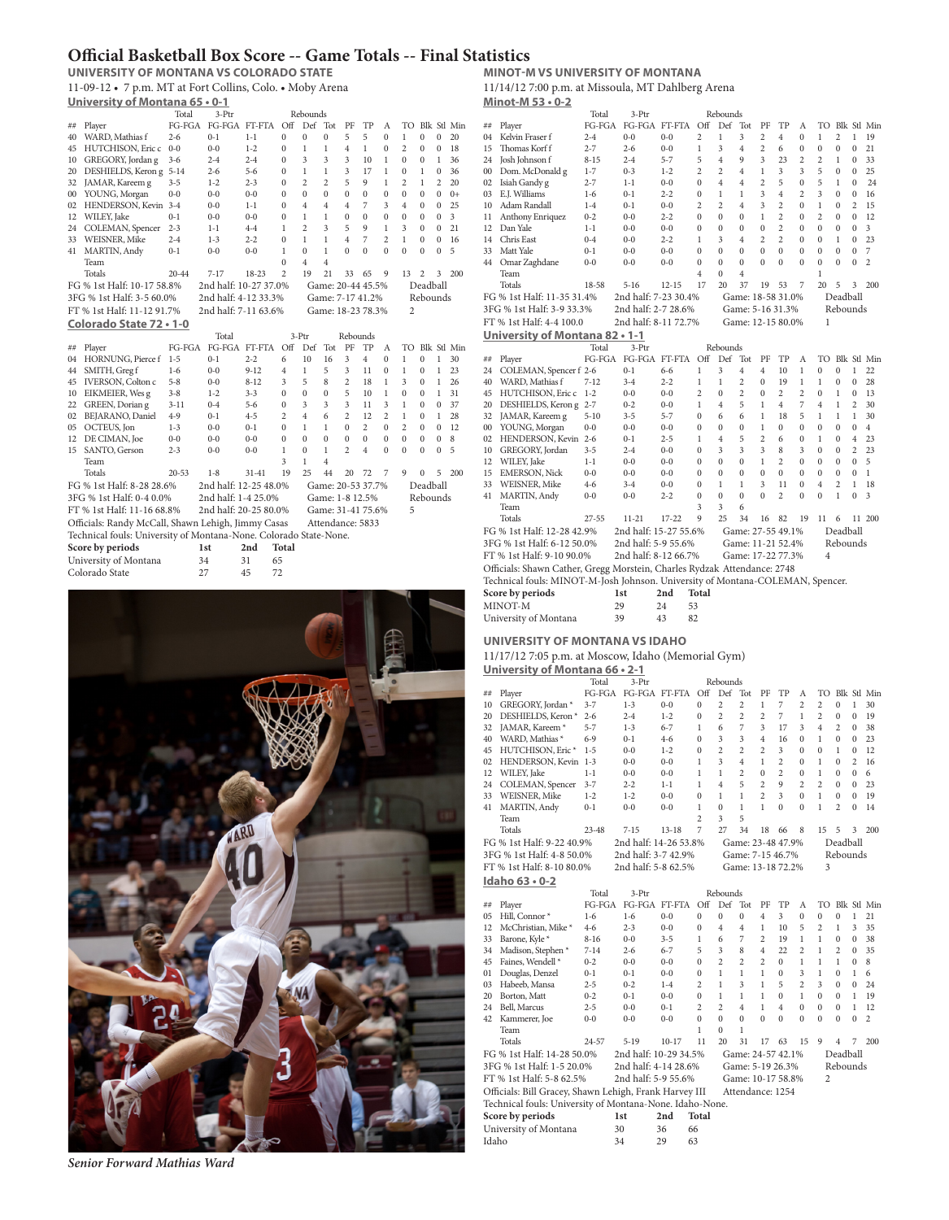# Official Basketball Box Score -- Game Totals -- Final Statistics

## UNIVERSITY OF MONTANA VS COLORADO STATE

11-09-12 • 7 p.m. MT at Fort Collins, Colo. • Moby Arena

**University of Montana 65 • 0-1**

| ## | Player | FG-FGA | 3-Ptr FG-FGA | FT-FTA | Off | Def | Tot | PF | TP | A | TO | Blk | Stl | Min |
|---|---|---|---|---|---|---|---|---|---|---|---|---|---|---|
| 40 | WARD, Mathias f | 2-6 | 0-1 | 1-1 | 0 | 0 | 0 | 5 | 5 | 0 | 1 | 0 | 0 | 20 |
| 45 | HUTCHISON, Eric c | 0-0 | 0-0 | 1-2 | 0 | 1 | 1 | 4 | 1 | 0 | 2 | 0 | 0 | 18 |
| 10 | GREGORY, Jordan g | 3-6 | 2-4 | 2-4 | 0 | 3 | 3 | 3 | 10 | 1 | 0 | 0 | 1 | 36 |
| 20 | DESHIELDS, Keron g | 5-14 | 2-6 | 5-6 | 0 | 1 | 1 | 3 | 17 | 1 | 0 | 1 | 0 | 36 |
| 32 | JAMAR, Kareem g | 3-5 | 1-2 | 2-3 | 0 | 2 | 2 | 5 | 9 | 1 | 2 | 1 | 2 | 20 |
| 00 | YOUNG, Morgan | 0-0 | 0-0 | 0-0 | 0 | 0 | 0 | 0 | 0 | 0 | 0 | 0 | 0 | 0+ |
| 02 | HENDERSON, Kevin | 3-4 | 0-0 | 1-1 | 0 | 4 | 4 | 4 | 7 | 3 | 4 | 0 | 0 | 25 |
| 12 | WILEY, Jake | 0-1 | 0-0 | 0-0 | 0 | 1 | 1 | 0 | 0 | 0 | 0 | 0 | 0 | 3 |
| 24 | COLEMAN, Spencer | 2-3 | 1-1 | 4-4 | 1 | 2 | 3 | 5 | 9 | 1 | 3 | 0 | 0 | 21 |
| 33 | WEISNER, Mike | 2-4 | 1-3 | 2-2 | 0 | 1 | 1 | 4 | 7 | 2 | 1 | 0 | 0 | 16 |
| 41 | MARTIN, Andy | 0-1 | 0-0 | 0-0 | 1 | 0 | 1 | 0 | 0 | 0 | 0 | 0 | 0 | 5 |
| | Team | | | | 0 | 4 | 4 | | | | | | | |
| | Totals | 20-44 | 7-17 | 18-23 | 2 | 19 | 21 | 33 | 65 | 9 | 13 | 2 | 3 | 200 |

FG % 1st Half: 10-17 58.8% — 2nd half: 10-27 37.0% — Game: 20-44 45.5% — Deadball Rebounds: 2
3FG % 1st Half: 3-5 60.0% — 2nd half: 4-12 33.3% — Game: 7-17 41.2%
FT % 1st Half: 11-12 91.7% — 2nd half: 7-11 63.6% — Game: 18-23 78.3%

**Colorado State 72 • 1-0**

| ## | Player | FG-FGA | 3-Ptr FG-FGA | FT-FTA | Off | Def | Tot | PF | TP | A | TO | Blk | Stl | Min |
|---|---|---|---|---|---|---|---|---|---|---|---|---|---|---|
| 04 | HORNUNG, Pierce f | 1-5 | 0-1 | 2-2 | 6 | 10 | 16 | 3 | 4 | 0 | 1 | 0 | 1 | 30 |
| 44 | SMITH, Greg f | 1-6 | 0-0 | 9-12 | 4 | 1 | 5 | 3 | 11 | 0 | 1 | 0 | 1 | 23 |
| 45 | IVERSON, Colton c | 5-8 | 0-0 | 8-12 | 3 | 5 | 8 | 2 | 18 | 1 | 3 | 0 | 1 | 26 |
| 10 | EIKMEIER, Wes g | 3-8 | 1-2 | 3-3 | 0 | 0 | 0 | 5 | 10 | 1 | 0 | 0 | 1 | 31 |
| 22 | GREEN, Dorian g | 3-11 | 0-4 | 5-6 | 0 | 3 | 3 | 3 | 11 | 3 | 1 | 0 | 0 | 37 |
| 02 | BEJARANO, Daniel | 4-9 | 0-1 | 4-5 | 2 | 4 | 6 | 2 | 12 | 2 | 1 | 0 | 1 | 28 |
| 05 | OCTEUS, Jon | 1-3 | 0-0 | 0-1 | 0 | 1 | 1 | 0 | 2 | 0 | 2 | 0 | 0 | 12 |
| 12 | DE CIMAN, Joe | 0-0 | 0-0 | 0-0 | 0 | 0 | 0 | 0 | 0 | 0 | 0 | 0 | 0 | 8 |
| 15 | SANTO, Gerson | 2-3 | 0-0 | 0-0 | 1 | 0 | 1 | 2 | 4 | 0 | 0 | 0 | 0 | 5 |
| | Team | | | | 3 | 1 | 4 | | | | | | | |
| | Totals | 20-53 | 1-8 | 31-41 | 19 | 25 | 44 | 20 | 72 | 7 | 9 | 0 | 5 | 200 |

FG % 1st Half: 8-28 28.6% — 2nd half: 12-25 48.0% — Game: 20-53 37.7% — Deadball Rebounds: 5
3FG % 1st Half: 0-4 0.0% — 2nd half: 1-4 25.0% — Game: 1-8 12.5%
FT % 1st Half: 11-16 68.8% — 2nd half: 20-25 80.0% — Game: 31-41 75.6%

Officials: Randy McCall, Shawn Lehigh, Jimmy Casas — Attendance: 5833
Technical fouls: University of Montana-None. Colorado State-None.

| Score by periods | 1st | 2nd | Total |
|---|---|---|---|
| University of Montana | 34 | 31 | 65 |
| Colorado State | 27 | 45 | 72 |

*Senior Forward Mathias Ward*

## MINOT-M VS UNIVERSITY OF MONTANA

11/14/12 7:00 p.m. at Missoula, MT Dahlberg Arena

**Minot-M 53 • 0-2**

| ## | Player | FG-FGA | 3-Ptr FG-FGA | FT-FTA | Off | Def | Tot | PF | TP | A | TO | Blk | Stl | Min |
|---|---|---|---|---|---|---|---|---|---|---|---|---|---|---|
| 04 | Kelvin Fraser f | 2-4 | 0-0 | 0-0 | 2 | 1 | 3 | 2 | 4 | 0 | 1 | 2 | 1 | 19 |
| 15 | Thomas Korff f | 2-7 | 2-6 | 0-0 | 1 | 3 | 4 | 2 | 6 | 0 | 0 | 0 | 0 | 21 |
| 24 | Josh Johnson f | 8-15 | 2-4 | 5-7 | 5 | 4 | 9 | 3 | 23 | 2 | 2 | 1 | 0 | 33 |
| 00 | Dom. McDonald g | 1-7 | 0-3 | 1-2 | 2 | 2 | 4 | 1 | 3 | 3 | 5 | 0 | 0 | 25 |
| 02 | Isiah Gandy g | 2-7 | 1-1 | 0-0 | 0 | 4 | 4 | 2 | 5 | 0 | 5 | 1 | 0 | 24 |
| 03 | E.J. Williams | 1-6 | 0-1 | 2-2 | 0 | 1 | 1 | 3 | 4 | 2 | 3 | 0 | 0 | 16 |
| 10 | Adam Randall | 1-4 | 0-1 | 0-0 | 2 | 2 | 4 | 3 | 2 | 0 | 1 | 0 | 2 | 15 |
| 11 | Anthony Enriquez | 0-2 | 0-0 | 2-2 | 0 | 0 | 0 | 1 | 2 | 0 | 2 | 0 | 0 | 12 |
| 12 | Dan Yale | 1-1 | 0-0 | 0-0 | 0 | 0 | 0 | 0 | 2 | 0 | 0 | 0 | 0 | 3 |
| 14 | Chris East | 0-4 | 0-0 | 2-2 | 1 | 3 | 4 | 2 | 2 | 0 | 0 | 1 | 0 | 23 |
| 33 | Matt Yale | 0-1 | 0-0 | 0-0 | 0 | 0 | 0 | 0 | 0 | 0 | 0 | 0 | 0 | 7 |
| 44 | Omar Zaghdane | 0-0 | 0-0 | 0-0 | 0 | 0 | 0 | 0 | 0 | 0 | 0 | 0 | 0 | 2 |
| | Team | | | | 4 | 0 | 4 | | | | 1 | | | |
| | Totals | 18-58 | 5-16 | 12-15 | 17 | 20 | 37 | 19 | 53 | 7 | 20 | 5 | 3 | 200 |

FG % 1st Half: 11-35 31.4% — 2nd half: 7-23 30.4% — Game: 18-58 31.0% — Deadball Rebounds: 1
3FG % 1st Half: 3-9 33.3% — 2nd half: 2-7 28.6% — Game: 5-16 31.3%
FT % 1st Half: 4-4 100.0 — 2nd half: 8-11 72.7% — Game: 12-15 80.0%

**University of Montana 82 • 1-1**

| ## | Player | FG-FGA | 3-Ptr FG-FGA | FT-FTA | Off | Def | Tot | PF | TP | A | TO | Blk | Stl | Min |
|---|---|---|---|---|---|---|---|---|---|---|---|---|---|---|
| 24 | COLEMAN, Spencer f | 2-6 | 0-1 | 6-6 | 1 | 3 | 4 | 4 | 10 | 1 | 0 | 0 | 1 | 22 |
| 40 | WARD, Mathias f | 7-12 | 3-4 | 2-2 | 1 | 1 | 2 | 0 | 19 | 1 | 1 | 0 | 0 | 28 |
| 45 | HUTCHISON, Eric c | 1-2 | 0-0 | 0-0 | 2 | 0 | 2 | 0 | 2 | 2 | 0 | 1 | 0 | 13 |
| 20 | DESHIELDS, Keron g | 2-7 | 0-2 | 0-0 | 1 | 4 | 5 | 1 | 4 | 7 | 4 | 1 | 2 | 30 |
| 32 | JAMAR, Kareem g | 5-10 | 3-5 | 5-7 | 0 | 6 | 6 | 1 | 18 | 5 | 1 | 1 | 1 | 30 |
| 00 | YOUNG, Morgan | 0-0 | 0-0 | 0-0 | 0 | 0 | 0 | 1 | 0 | 0 | 0 | 0 | 0 | 4 |
| 02 | HENDERSON, Kevin | 2-6 | 0-1 | 2-5 | 1 | 4 | 5 | 2 | 6 | 0 | 1 | 0 | 4 | 23 |
| 10 | GREGORY, Jordan | 3-5 | 2-4 | 0-0 | 0 | 3 | 3 | 3 | 8 | 3 | 0 | 0 | 2 | 23 |
| 12 | WILEY, Jake | 1-1 | 0-0 | 0-0 | 0 | 0 | 0 | 1 | 2 | 0 | 0 | 0 | 0 | 5 |
| 15 | EMERSON, Nick | 0-0 | 0-0 | 0-0 | 0 | 0 | 0 | 0 | 0 | 0 | 0 | 0 | 0 | 1 |
| 33 | WEISNER, Mike | 4-6 | 3-4 | 0-0 | 0 | 1 | 1 | 3 | 11 | 0 | 4 | 2 | 1 | 18 |
| 41 | MARTIN, Andy | 0-0 | 0-0 | 2-2 | 0 | 0 | 0 | 0 | 2 | 0 | 0 | 1 | 0 | 3 |
| | Team | | | | 3 | 3 | 6 | | | | | | | |
| | Totals | 27-55 | 11-21 | 17-22 | 9 | 25 | 34 | 16 | 82 | 19 | 11 | 6 | 11 | 200 |

FG % 1st Half: 12-28 42.9% — 2nd half: 15-27 55.6% — Game: 27-55 49.1% — Deadball Rebounds: 4
3FG % 1st Half: 6-12 50.0% — 2nd half: 5-9 55.6% — Game: 11-21 52.4%
FT % 1st Half: 9-10 90.0% — 2nd half: 8-12 66.7% — Game: 17-22 77.3%

Officials: Shawn Cather, Gregg Morstein, Charles Rydzak Attendance: 2748
Technical fouls: MINOT-M-Josh Johnson. University of Montana-COLEMAN, Spencer.

| Score by periods | 1st | 2nd | Total |
|---|---|---|---|
| MINOT-M | 29 | 24 | 53 |
| University of Montana | 39 | 43 | 82 |

## UNIVERSITY OF MONTANA VS IDAHO

11/17/12 7:05 p.m. at Moscow, Idaho (Memorial Gym)

**University of Montana 66 • 2-1**

| ## | Player | FG-FGA | 3-Ptr FG-FGA | FT-FTA | Off | Def | Tot | PF | TP | A | TO | Blk | Stl | Min |
|---|---|---|---|---|---|---|---|---|---|---|---|---|---|---|
| 10 | GREGORY, Jordan * | 3-7 | 1-3 | 0-0 | 0 | 2 | 2 | 1 | 7 | 2 | 2 | 0 | 1 | 30 |
| 20 | DESHIELDS, Keron * | 2-6 | 2-4 | 1-2 | 0 | 2 | 2 | 2 | 7 | 1 | 2 | 0 | 0 | 19 |
| 32 | JAMAR, Kareem * | 5-7 | 1-3 | 6-7 | 1 | 6 | 7 | 3 | 17 | 3 | 4 | 2 | 2 | 38 |
| 40 | WARD, Mathias * | 6-9 | 0-1 | 4-6 | 0 | 3 | 3 | 4 | 16 | 0 | 1 | 0 | 0 | 23 |
| 45 | HUTCHISON, Eric * | 1-5 | 0-0 | 1-2 | 0 | 2 | 2 | 2 | 3 | 0 | 0 | 1 | 0 | 12 |
| 02 | HENDERSON, Kevin | 1-3 | 0-0 | 0-0 | 1 | 3 | 4 | 1 | 2 | 0 | 1 | 0 | 2 | 16 |
| 12 | WILEY, Jake | 1-1 | 0-0 | 0-0 | 1 | 1 | 2 | 0 | 2 | 0 | 1 | 0 | 0 | 6 |
| 24 | COLEMAN, Spencer | 3-7 | 2-2 | 1-1 | 1 | 4 | 5 | 2 | 9 | 2 | 2 | 0 | 0 | 23 |
| 33 | WEISNER, Mike | 1-2 | 1-2 | 0-0 | 0 | 1 | 1 | 2 | 3 | 0 | 1 | 0 | 0 | 19 |
| 41 | MARTIN, Andy | 0-1 | 0-0 | 0-0 | 1 | 0 | 1 | 1 | 0 | 0 | 1 | 2 | 0 | 14 |
| | Team | | | | 2 | 3 | 5 | | | | | | | |
| | Totals | 23-48 | 7-15 | 13-18 | 7 | 27 | 34 | 18 | 66 | 8 | 15 | 5 | 5 | 200 |

FG % 1st Half: 9-22 40.9% — 2nd half: 14-26 53.8% — Game: 23-48 47.9% — Deadball Rebounds: 3
3FG % 1st Half: 4-8 50.0% — 2nd half: 3-7 42.9% — Game: 7-15 46.7%
FT % 1st Half: 8-10 80.0% — 2nd half: 5-8 62.5% — Game: 13-18 72.2%

**Idaho 63 • 0-2**

| ## | Player | FG-FGA | 3-Ptr FG-FGA | FT-FTA | Off | Def | Tot | PF | TP | A | TO | Blk | Stl | Min |
|---|---|---|---|---|---|---|---|---|---|---|---|---|---|---|
| 05 | Hill, Connor * | 1-6 | 1-6 | 0-0 | 0 | 0 | 0 | 4 | 3 | 0 | 0 | 0 | 1 | 21 |
| 12 | McChristian, Mike * | 4-6 | 2-3 | 0-0 | 0 | 4 | 4 | 1 | 10 | 5 | 2 | 1 | 3 | 35 |
| 33 | Barone, Kyle * | 8-16 | 0-0 | 3-5 | 1 | 6 | 7 | 2 | 19 | 1 | 1 | 0 | 0 | 38 |
| 34 | Madison, Stephen * | 7-14 | 2-6 | 6-7 | 5 | 3 | 8 | 4 | 22 | 2 | 1 | 2 | 0 | 35 |
| 45 | Faines, Wendell * | 0-2 | 0-0 | 0-0 | 0 | 2 | 2 | 2 | 0 | 1 | 1 | 1 | 0 | 8 |
| 01 | Douglas, Denzel | 0-1 | 0-1 | 0-0 | 0 | 1 | 1 | 1 | 0 | 3 | 1 | 0 | 1 | 6 |
| 03 | Habeeb, Mansa | 2-5 | 0-2 | 1-4 | 2 | 1 | 3 | 1 | 5 | 2 | 3 | 0 | 0 | 24 |
| 20 | Borton, Matt | 0-2 | 0-1 | 0-0 | 0 | 1 | 1 | 1 | 0 | 1 | 0 | 0 | 1 | 19 |
| 24 | Bell, Marcus | 2-5 | 0-0 | 0-1 | 2 | 2 | 4 | 1 | 4 | 0 | 0 | 0 | 1 | 12 |
| 42 | Kammerer, Joe | 0-0 | 0-0 | 0-0 | 0 | 0 | 0 | 0 | 0 | 0 | 0 | 0 | 0 | 2 |
| | Team | | | | 1 | 0 | 1 | | | | | | | |
| | Totals | 24-57 | 5-19 | 10-17 | 11 | 20 | 31 | 17 | 63 | 15 | 9 | 4 | 7 | 200 |

FG % 1st Half: 14-28 50.0% — 2nd half: 10-29 34.5% — Game: 24-57 42.1% — Deadball Rebounds: 2
3FG % 1st Half: 1-5 20.0% — 2nd half: 4-14 28.6% — Game: 5-19 26.3%
FT % 1st Half: 5-8 62.5% — 2nd half: 5-9 55.6% — Game: 10-17 58.8%

Officials: Bill Gracey, Shawn Lehigh, Frank Harvey III — Attendance: 1254
Technical fouls: University of Montana-None. Idaho-None.

| Score by periods | 1st | 2nd | Total |
|---|---|---|---|
| University of Montana | 30 | 36 | 66 |
| Idaho | 34 | 29 | 63 |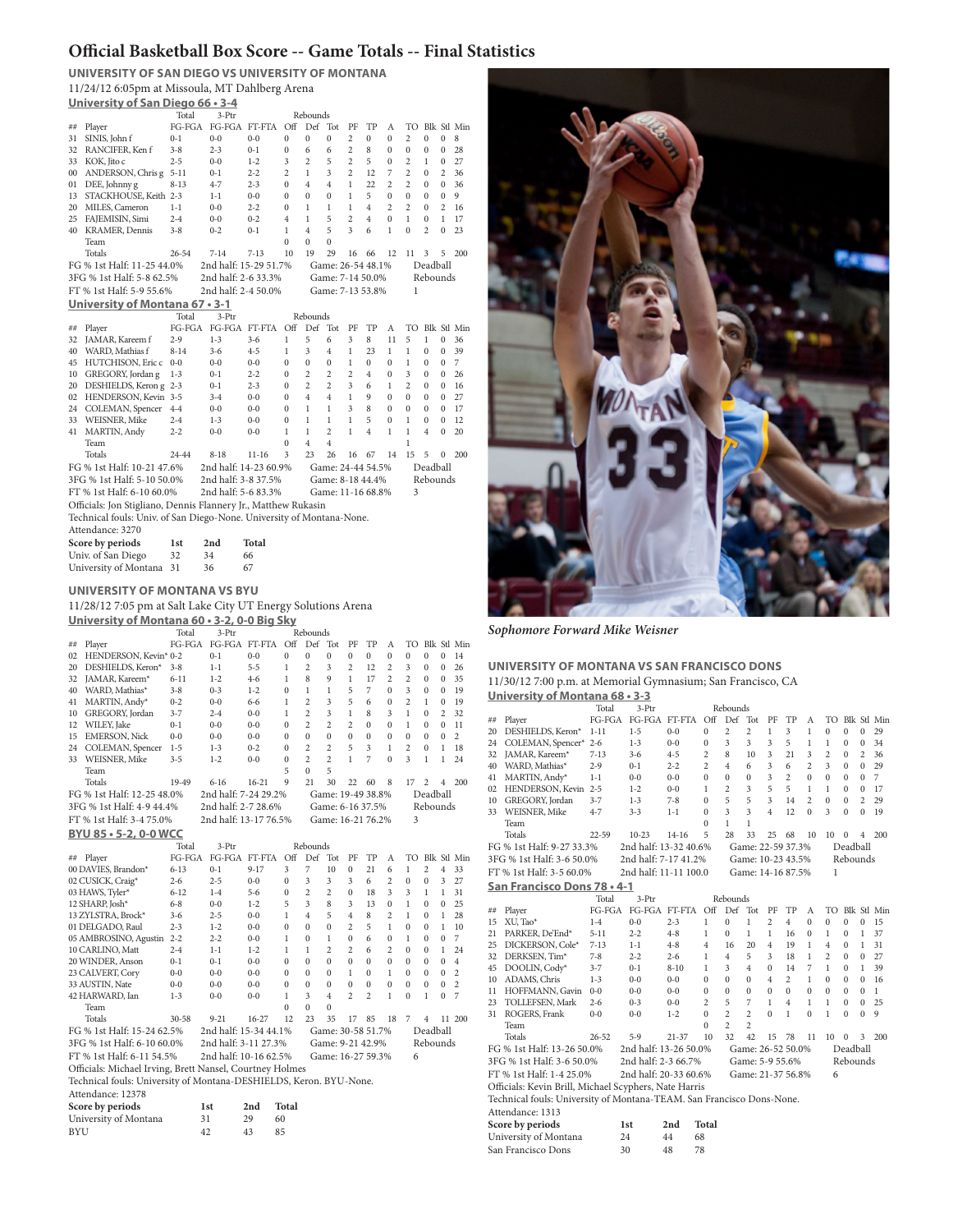# Official Basketball Box Score -- Game Totals -- Final Statistics

## UNIVERSITY OF SAN DIEGO VS UNIVERSITY OF MONTANA

11/24/12 6:05pm at Missoula, MT Dahlberg Arena

### University of San Diego 66 • 3-4

| ## | Player | Total FG-FGA | 3-Ptr FG-FGA | FT-FTA | Rebounds Off | Def | Tot | PF | TP | A | TO | Blk | Stl | Min |
|---|---|---|---|---|---|---|---|---|---|---|---|---|---|---|
| 31 | SINIS, John f | 0-1 | 0-0 | 0-0 | 0 | 0 | 0 | 2 | 0 | 0 | 2 | 0 | 0 | 8 |
| 32 | RANCIFER, Ken f | 3-8 | 2-3 | 0-1 | 0 | 6 | 6 | 2 | 8 | 0 | 0 | 0 | 0 | 28 |
| 33 | KOK, Jito c | 2-5 | 0-0 | 1-2 | 3 | 2 | 5 | 2 | 5 | 0 | 2 | 1 | 0 | 27 |
| 00 | ANDERSON, Chris g | 5-11 | 0-1 | 2-2 | 2 | 1 | 3 | 2 | 12 | 7 | 2 | 0 | 2 | 36 |
| 01 | DEE, Johnny g | 8-13 | 4-7 | 2-3 | 0 | 4 | 4 | 1 | 22 | 2 | 2 | 0 | 0 | 36 |
| 13 | STACKHOUSE, Keith | 2-3 | 1-1 | 0-0 | 0 | 0 | 0 | 1 | 5 | 0 | 0 | 0 | 0 | 9 |
| 20 | MILES, Cameron | 1-1 | 0-0 | 2-2 | 0 | 1 | 1 | 1 | 4 | 2 | 2 | 0 | 2 | 16 |
| 25 | FAJEMISIN, Simi | 2-4 | 0-0 | 0-2 | 4 | 1 | 5 | 2 | 4 | 0 | 1 | 0 | 1 | 17 |
| 40 | KRAMER, Dennis | 3-8 | 0-2 | 0-1 | 1 | 4 | 5 | 3 | 6 | 1 | 0 | 2 | 0 | 23 |
| | Team | | | | 0 | 0 | 0 | | | | | | | |
| | Totals | 26-54 | 7-14 | 7-13 | 10 | 19 | 29 | 16 | 66 | 12 | 11 | 3 | 5 | 200 |

FG % 1st Half: 11-25 44.0% | 2nd half: 15-29 51.7% | Game: 26-54 48.1% | Deadball Rebounds
3FG % 1st Half: 5-8 62.5% | 2nd half: 2-6 33.3% | Game: 7-14 50.0% | 1
FT % 1st Half: 5-9 55.6% | 2nd half: 2-4 50.0% | Game: 7-13 53.8%

### University of Montana 67 • 3-1

| ## | Player | Total FG-FGA | 3-Ptr FG-FGA | FT-FTA | Rebounds Off | Def | Tot | PF | TP | A | TO | Blk | Stl | Min |
|---|---|---|---|---|---|---|---|---|---|---|---|---|---|---|
| 32 | JAMAR, Kareem f | 2-9 | 1-3 | 3-6 | 1 | 5 | 6 | 3 | 8 | 11 | 5 | 1 | 0 | 36 |
| 40 | WARD, Mathias f | 8-14 | 3-6 | 4-5 | 1 | 3 | 4 | 1 | 23 | 1 | 1 | 0 | 0 | 39 |
| 45 | HUTCHISON, Eric c | 0-0 | 0-0 | 0-0 | 0 | 0 | 0 | 1 | 0 | 0 | 1 | 0 | 0 | 7 |
| 10 | GREGORY, Jordan g | 1-3 | 0-1 | 2-2 | 0 | 2 | 2 | 2 | 4 | 0 | 3 | 0 | 0 | 26 |
| 20 | DESHIELDS, Keron g | 2-3 | 0-1 | 2-3 | 0 | 2 | 2 | 3 | 6 | 1 | 2 | 0 | 0 | 16 |
| 02 | HENDERSON, Kevin | 3-5 | 3-4 | 0-0 | 0 | 4 | 4 | 1 | 9 | 0 | 0 | 0 | 0 | 27 |
| 24 | COLEMAN, Spencer | 4-4 | 0-0 | 0-0 | 0 | 1 | 1 | 3 | 8 | 0 | 0 | 0 | 0 | 17 |
| 33 | WEISNER, Mike | 2-4 | 1-3 | 0-0 | 0 | 1 | 1 | 1 | 5 | 0 | 1 | 0 | 0 | 12 |
| 41 | MARTIN, Andy | 2-2 | 0-0 | 0-0 | 1 | 1 | 2 | 1 | 4 | 1 | 1 | 4 | 0 | 20 |
| | Team | | | | 0 | 4 | 4 | | | | 1 | | | |
| | Totals | 24-44 | 8-18 | 11-16 | 3 | 23 | 26 | 16 | 67 | 14 | 15 | 5 | 0 | 200 |

FG % 1st Half: 10-21 47.6% | 2nd half: 14-23 60.9% | Game: 24-44 54.5% | Deadball Rebounds
3FG % 1st Half: 5-10 50.0% | 2nd half: 3-8 37.5% | Game: 8-18 44.4% | 3
FT % 1st Half: 6-10 60.0% | 2nd half: 5-6 83.3% | Game: 11-16 68.8%

Officials: Jon Stigliano, Dennis Flannery Jr., Matthew Rukasin
Technical fouls: Univ. of San Diego-None. University of Montana-None.
Attendance: 3270

| Score by periods | 1st | 2nd | Total |
|---|---|---|---|
| Univ. of San Diego | 32 | 34 | 66 |
| University of Montana | 31 | 36 | 67 |

## UNIVERSITY OF MONTANA VS BYU

11/28/12 7:05 pm at Salt Lake City UT Energy Solutions Arena

### University of Montana 60 • 3-2, 0-0 Big Sky

| ## | Player | Total FG-FGA | 3-Ptr FG-FGA | FT-FTA | Rebounds Off | Def | Tot | PF | TP | A | TO | Blk | Stl | Min |
|---|---|---|---|---|---|---|---|---|---|---|---|---|---|---|
| 02 | HENDERSON, Kevin* | 0-2 | 0-1 | 0-0 | 0 | 0 | 0 | 0 | 0 | 0 | 0 | 0 | 0 | 14 |
| 20 | DESHIELDS, Keron* | 3-8 | 1-1 | 5-5 | 1 | 2 | 3 | 2 | 12 | 2 | 3 | 0 | 0 | 26 |
| 32 | JAMAR, Kareem* | 6-11 | 1-2 | 4-6 | 1 | 8 | 9 | 1 | 17 | 2 | 2 | 0 | 0 | 35 |
| 40 | WARD, Mathias* | 3-8 | 0-3 | 1-2 | 0 | 1 | 1 | 5 | 7 | 0 | 3 | 0 | 0 | 19 |
| 41 | MARTIN, Andy* | 0-2 | 0-0 | 6-6 | 1 | 2 | 3 | 5 | 6 | 0 | 2 | 1 | 0 | 19 |
| 10 | GREGORY, Jordan | 3-7 | 2-4 | 0-0 | 1 | 2 | 3 | 1 | 8 | 3 | 1 | 0 | 2 | 32 |
| 12 | WILEY, Jake | 0-1 | 0-0 | 0-0 | 0 | 2 | 2 | 2 | 0 | 0 | 1 | 0 | 0 | 11 |
| 15 | EMERSON, Nick | 0-0 | 0-0 | 0-0 | 0 | 0 | 0 | 0 | 0 | 0 | 0 | 0 | 0 | 2 |
| 24 | COLEMAN, Spencer | 1-5 | 1-3 | 0-2 | 0 | 2 | 2 | 5 | 3 | 1 | 2 | 0 | 1 | 18 |
| 33 | WEISNER, Mike | 3-5 | 1-2 | 0-0 | 0 | 2 | 2 | 1 | 7 | 0 | 3 | 1 | 1 | 24 |
| | Team | | | | 5 | 0 | 5 | | | | | | | |
| | Totals | 19-49 | 6-16 | 16-21 | 9 | 21 | 30 | 22 | 60 | 8 | 17 | 2 | 4 | 200 |

FG % 1st Half: 12-25 48.0% | 2nd half: 7-24 29.2% | Game: 19-49 38.8% | Deadball Rebounds
3FG % 1st Half: 4-9 44.4% | 2nd half: 2-7 28.6% | Game: 6-16 37.5% | 3
FT % 1st Half: 3-4 75.0% | 2nd half: 13-17 76.5% | Game: 16-21 76.2%

### BYU 85 • 5-2, 0-0 WCC

| ## | Player | Total FG-FGA | 3-Ptr FG-FGA | FT-FTA | Rebounds Off | Def | Tot | PF | TP | A | TO | Blk | Stl | Min |
|---|---|---|---|---|---|---|---|---|---|---|---|---|---|---|
| 00 | DAVIES, Brandon* | 6-13 | 0-1 | 9-17 | 3 | 7 | 10 | 0 | 21 | 6 | 1 | 2 | 4 | 33 |
| 02 | CUSICK, Craig* | 2-6 | 2-5 | 0-0 | 0 | 3 | 3 | 3 | 6 | 2 | 0 | 0 | 3 | 27 |
| 03 | HAWS, Tyler* | 6-12 | 1-4 | 5-6 | 0 | 2 | 2 | 0 | 18 | 3 | 3 | 1 | 1 | 31 |
| 12 | SHARP, Josh* | 6-8 | 0-0 | 1-2 | 5 | 3 | 8 | 3 | 13 | 0 | 1 | 0 | 0 | 25 |
| 13 | ZYLSTRA, Brock* | 3-6 | 2-5 | 0-0 | 1 | 4 | 5 | 4 | 8 | 2 | 1 | 0 | 1 | 28 |
| 01 | DELGADO, Raul | 2-3 | 1-2 | 0-0 | 0 | 0 | 0 | 2 | 5 | 1 | 0 | 0 | 1 | 10 |
| 05 | AMBROSINO, Agustin | 2-2 | 2-2 | 0-0 | 1 | 0 | 1 | 0 | 6 | 0 | 1 | 0 | 0 | 7 |
| 10 | CARLINO, Matt | 2-4 | 1-1 | 1-2 | 1 | 1 | 2 | 2 | 6 | 2 | 0 | 0 | 1 | 24 |
| 20 | WINDER, Anson | 0-1 | 0-1 | 0-0 | 0 | 0 | 0 | 0 | 0 | 0 | 0 | 0 | 0 | 4 |
| 23 | CALVERT, Cory | 0-0 | 0-0 | 0-0 | 0 | 0 | 0 | 1 | 0 | 1 | 0 | 0 | 0 | 2 |
| 33 | AUSTIN, Nate | 0-0 | 0-0 | 0-0 | 0 | 0 | 0 | 0 | 0 | 0 | 0 | 0 | 0 | 2 |
| 42 | HARWARD, Ian | 1-3 | 0-0 | 0-0 | 1 | 3 | 4 | 2 | 2 | 1 | 0 | 1 | 0 | 7 |
| | Team | | | | 0 | 0 | 0 | | | | | | | |
| | Totals | 30-58 | 9-21 | 16-27 | 12 | 23 | 35 | 17 | 85 | 18 | 7 | 4 | 11 | 200 |

FG % 1st Half: 15-24 62.5% | 2nd half: 15-34 44.1% | Game: 30-58 51.7% | Deadball Rebounds
3FG % 1st Half: 6-10 60.0% | 2nd half: 3-11 27.3% | Game: 9-21 42.9% | 6
FT % 1st Half: 6-11 54.5% | 2nd half: 10-16 62.5% | Game: 16-27 59.3%

Officials: Michael Irving, Brett Nansel, Courtney Holmes
Technical fouls: University of Montana-DESHIELDS, Keron. BYU-None.
Attendance: 12378

| Score by periods | 1st | 2nd | Total |
|---|---|---|---|
| University of Montana | 31 | 29 | 60 |
| BYU | 42 | 43 | 85 |

*Sophomore Forward Mike Weisner*

## UNIVERSITY OF MONTANA VS SAN FRANCISCO DONS

11/30/12 7:00 p.m. at Memorial Gymnasium; San Francisco, CA

### University of Montana 68 • 3-3

| ## | Player | Total FG-FGA | 3-Ptr FG-FGA | FT-FTA | Rebounds Off | Def | Tot | PF | TP | A | TO | Blk | Stl | Min |
|---|---|---|---|---|---|---|---|---|---|---|---|---|---|---|
| 20 | DESHIELDS, Keron* | 1-11 | 1-5 | 0-0 | 0 | 2 | 2 | 1 | 3 | 1 | 0 | 0 | 0 | 29 |
| 24 | COLEMAN, Spencer* | 2-6 | 1-3 | 0-0 | 0 | 3 | 3 | 3 | 5 | 1 | 1 | 0 | 0 | 34 |
| 32 | JAMAR, Kareem* | 7-13 | 3-6 | 4-5 | 2 | 8 | 10 | 3 | 21 | 3 | 2 | 0 | 2 | 36 |
| 40 | WARD, Mathias* | 2-9 | 0-1 | 2-2 | 2 | 4 | 6 | 3 | 6 | 2 | 3 | 0 | 0 | 29 |
| 41 | MARTIN, Andy* | 1-1 | 0-0 | 0-0 | 0 | 0 | 0 | 3 | 2 | 0 | 0 | 0 | 0 | 7 |
| 02 | HENDERSON, Kevin | 2-5 | 1-2 | 0-0 | 1 | 2 | 3 | 5 | 5 | 1 | 1 | 0 | 0 | 17 |
| 10 | GREGORY, Jordan | 3-7 | 1-3 | 7-8 | 0 | 5 | 5 | 3 | 14 | 2 | 0 | 0 | 2 | 29 |
| 33 | WEISNER, Mike | 4-7 | 3-3 | 1-1 | 0 | 3 | 3 | 4 | 12 | 0 | 3 | 0 | 0 | 19 |
| | Team | | | | 0 | 1 | 1 | | | | | | | |
| | Totals | 22-59 | 10-23 | 14-16 | 5 | 28 | 33 | 25 | 68 | 10 | 10 | 0 | 4 | 200 |

FG % 1st Half: 9-27 33.3% | 2nd half: 13-32 40.6% | Game: 22-59 37.3% | Deadball Rebounds
3FG % 1st Half: 3-6 50.0% | 2nd half: 7-17 41.2% | Game: 10-23 43.5% | 1
FT % 1st Half: 3-5 60.0% | 2nd half: 11-11 100.0 | Game: 14-16 87.5%

### San Francisco Dons 78 • 4-1

| ## | Player | Total FG-FGA | 3-Ptr FG-FGA | FT-FTA | Rebounds Off | Def | Tot | PF | TP | A | TO | Blk | Stl | Min |
|---|---|---|---|---|---|---|---|---|---|---|---|---|---|---|
| 15 | XU, Tao* | 1-4 | 0-0 | 2-3 | 1 | 0 | 1 | 2 | 4 | 0 | 0 | 0 | 0 | 15 |
| 21 | PARKER, De'End* | 5-11 | 2-2 | 4-8 | 1 | 0 | 1 | 1 | 16 | 0 | 1 | 0 | 1 | 37 |
| 25 | DICKERSON, Cole* | 7-13 | 1-1 | 4-8 | 4 | 16 | 20 | 4 | 19 | 1 | 4 | 0 | 1 | 31 |
| 32 | DERKSEN, Tim* | 7-8 | 2-2 | 2-6 | 1 | 4 | 5 | 3 | 18 | 1 | 2 | 0 | 0 | 27 |
| 45 | DOOLIN, Cody* | 3-7 | 0-1 | 8-10 | 1 | 3 | 4 | 0 | 14 | 7 | 1 | 0 | 1 | 39 |
| 10 | ADAMS, Chris | 1-3 | 0-0 | 0-0 | 0 | 0 | 0 | 4 | 2 | 1 | 0 | 0 | 0 | 16 |
| 11 | HOFFMANN, Gavin | 0-0 | 0-0 | 0-0 | 0 | 0 | 0 | 0 | 0 | 0 | 0 | 0 | 0 | 1 |
| 23 | TOLLEFSEN, Mark | 2-6 | 0-3 | 0-0 | 2 | 5 | 7 | 1 | 4 | 1 | 1 | 0 | 0 | 25 |
| 31 | ROGERS, Frank | 0-0 | 0-0 | 1-2 | 0 | 2 | 2 | 0 | 1 | 0 | 1 | 0 | 0 | 9 |
| | Team | | | | 0 | 2 | 2 | | | | | | | |
| | Totals | 26-52 | 5-9 | 21-37 | 10 | 32 | 42 | 15 | 78 | 11 | 10 | 0 | 3 | 200 |

FG % 1st Half: 13-26 50.0% | 2nd half: 13-26 50.0% | Game: 26-52 50.0% | Deadball Rebounds
3FG % 1st Half: 3-6 50.0% | 2nd half: 2-3 66.7% | Game: 5-9 55.6% | 6
FT % 1st Half: 1-4 25.0% | 2nd half: 20-33 60.6% | Game: 21-37 56.8%

Officials: Kevin Brill, Michael Scyphers, Nate Harris
Technical fouls: University of Montana-TEAM. San Francisco Dons-None.
Attendance: 1313

| Score by periods | 1st | 2nd | Total |
|---|---|---|---|
| University of Montana | 24 | 44 | 68 |
| San Francisco Dons | 30 | 48 | 78 |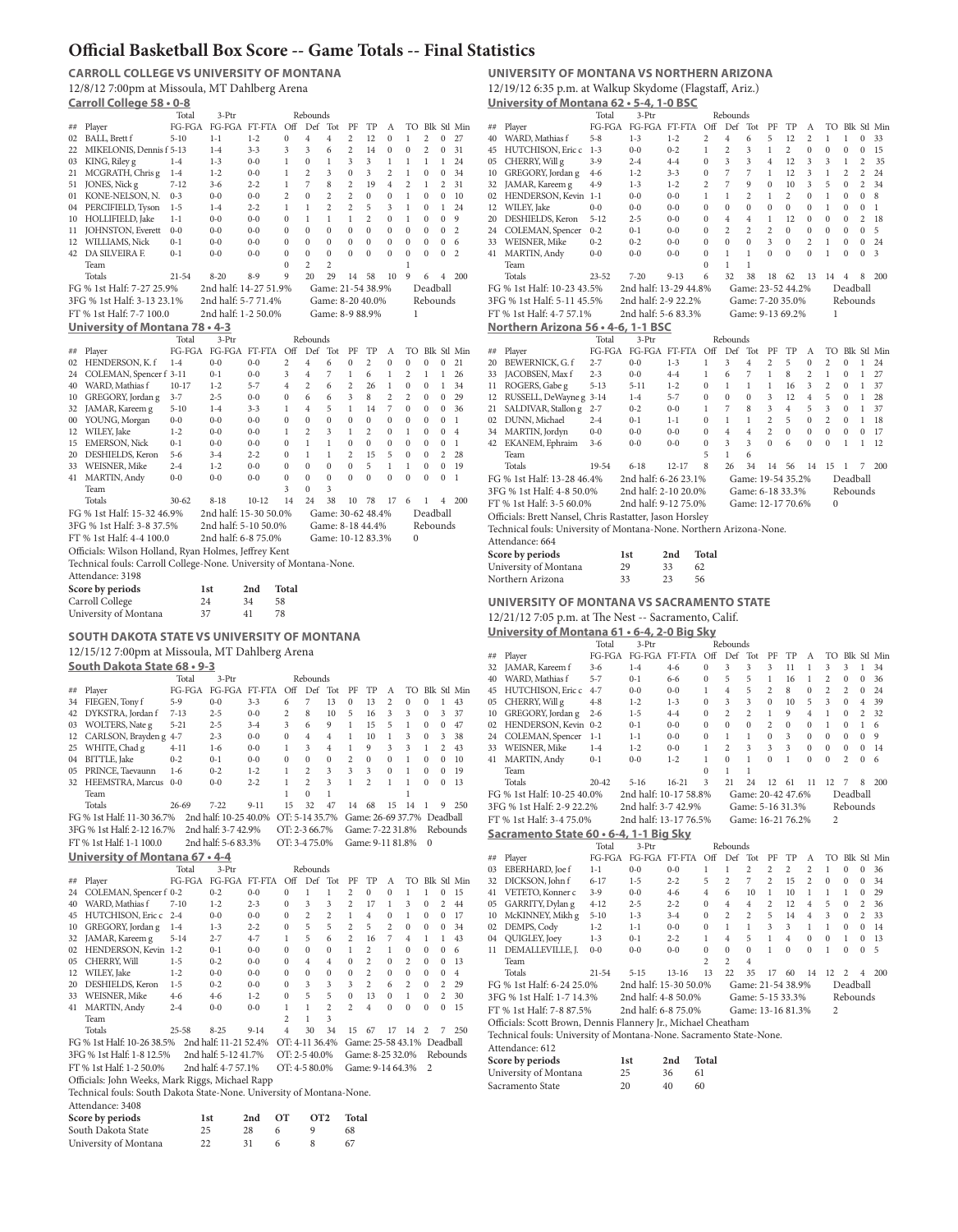# Official Basketball Box Score -- Game Totals -- Final Statistics

## CARROLL COLLEGE VS UNIVERSITY OF MONTANA

12/8/12 7:00pm at Missoula, MT Dahlberg Arena

### Carroll College 58 • 0-8

| ## | Player | FG-FGA | 3-Ptr FG-FGA | FT-FTA | Off | Def | Tot | PF | TP | A | TO | Blk | Stl | Min |
|---|---|---|---|---|---|---|---|---|---|---|---|---|---|---|
| 02 | BALL, Brett f | 5-10 | 1-1 | 1-2 | 0 | 4 | 4 | 2 | 12 | 0 | 1 | 2 | 0 | 27 |
| 22 | MIKELONIS, Dennis f | 5-13 | 1-4 | 3-3 | 3 | 3 | 6 | 2 | 14 | 0 | 0 | 2 | 0 | 31 |
| 03 | KING, Riley g | 1-4 | 1-3 | 0-0 | 1 | 0 | 1 | 3 | 3 | 1 | 1 | 1 | 1 | 24 |
| 21 | MCGRATH, Chris g | 1-4 | 1-2 | 0-0 | 1 | 2 | 3 | 0 | 3 | 2 | 1 | 0 | 0 | 34 |
| 51 | JONES, Nick g | 7-12 | 3-6 | 2-2 | 1 | 7 | 8 | 2 | 19 | 4 | 2 | 1 | 2 | 31 |
| 01 | KONE-NELSON, N. | 0-3 | 0-0 | 0-0 | 2 | 0 | 2 | 2 | 0 | 0 | 1 | 0 | 0 | 10 |
| 04 | PERCIFIELD, Tyson | 1-5 | 1-4 | 2-2 | 1 | 1 | 2 | 2 | 5 | 3 | 1 | 0 | 1 | 24 |
| 10 | HOLLIFIELD, Jake | 1-1 | 0-0 | 0-0 | 0 | 1 | 1 | 1 | 2 | 0 | 1 | 0 | 0 | 9 |
| 11 | JOHNSTON, Everett | 0-0 | 0-0 | 0-0 | 0 | 0 | 0 | 0 | 0 | 0 | 0 | 0 | 0 | 2 |
| 12 | WILLIAMS, Nick | 0-1 | 0-0 | 0-0 | 0 | 0 | 0 | 0 | 0 | 0 | 0 | 0 | 0 | 6 |
| 42 | DA SILVEIRA F. | 0-1 | 0-0 | 0-0 | 0 | 0 | 0 | 0 | 0 | 0 | 0 | 0 | 0 | 2 |
| | Team | | | | 0 | 2 | 2 | | | | 1 | | | |
| | Totals | 21-54 | 8-20 | 8-9 | 9 | 20 | 29 | 14 | 58 | 10 | 9 | 6 | 4 | 200 |

FG % 1st Half: 7-27 25.9% — 2nd half: 14-27 51.9% — Game: 21-54 38.9% — Deadball Rebounds: 1
3FG % 1st Half: 3-13 23.1% — 2nd half: 5-7 71.4% — Game: 8-20 40.0%
FT % 1st Half: 7-7 100.0 — 2nd half: 1-2 50.0% — Game: 8-9 88.9%

### University of Montana 78 • 4-3

| ## | Player | FG-FGA | 3-Ptr FG-FGA | FT-FTA | Off | Def | Tot | PF | TP | A | TO | Blk | Stl | Min |
|---|---|---|---|---|---|---|---|---|---|---|---|---|---|---|
| 02 | HENDERSON, K. f | 1-4 | 0-0 | 0-0 | 2 | 4 | 6 | 0 | 2 | 0 | 0 | 0 | 0 | 21 |
| 24 | COLEMAN, Spencer f | 3-11 | 0-1 | 0-0 | 3 | 4 | 7 | 1 | 6 | 1 | 2 | 1 | 1 | 26 |
| 40 | WARD, Mathias f | 10-17 | 1-2 | 5-7 | 4 | 2 | 6 | 2 | 26 | 1 | 0 | 0 | 1 | 34 |
| 10 | GREGORY, Jordan g | 3-7 | 2-5 | 0-0 | 0 | 6 | 6 | 3 | 8 | 2 | 2 | 0 | 0 | 29 |
| 32 | JAMAR, Kareem g | 5-10 | 1-4 | 3-3 | 1 | 4 | 5 | 1 | 14 | 7 | 0 | 0 | 0 | 36 |
| 00 | YOUNG, Morgan | 0-0 | 0-0 | 0-0 | 0 | 0 | 0 | 0 | 0 | 0 | 0 | 0 | 0 | 1 |
| 12 | WILEY, Jake | 1-2 | 0-0 | 0-0 | 1 | 2 | 3 | 1 | 2 | 0 | 1 | 0 | 0 | 4 |
| 15 | EMERSON, Nick | 0-1 | 0-0 | 0-0 | 0 | 1 | 1 | 0 | 0 | 0 | 0 | 0 | 0 | 1 |
| 20 | DESHIELDS, Keron | 5-6 | 3-4 | 2-2 | 0 | 1 | 1 | 2 | 15 | 5 | 0 | 0 | 2 | 28 |
| 33 | WEISNER, Mike | 2-4 | 1-2 | 0-0 | 0 | 0 | 0 | 0 | 5 | 1 | 1 | 0 | 0 | 19 |
| 41 | MARTIN, Andy | 0-0 | 0-0 | 0-0 | 0 | 0 | 0 | 0 | 0 | 0 | 0 | 0 | 0 | 1 |
| | Team | | | | 3 | 0 | 3 | | | | | | | |
| | Totals | 30-62 | 8-18 | 10-12 | 14 | 24 | 38 | 10 | 78 | 17 | 6 | 1 | 4 | 200 |

FG % 1st Half: 15-32 46.9% — 2nd half: 15-30 50.0% — Game: 30-62 48.4% — Deadball Rebounds: 0
3FG % 1st Half: 3-8 37.5% — 2nd half: 5-10 50.0% — Game: 8-18 44.4%
FT % 1st Half: 4-4 100.0 — 2nd half: 6-8 75.0% — Game: 10-12 83.3%

Officials: Wilson Holland, Ryan Holmes, Jeffrey Kent
Technical fouls: Carroll College-None. University of Montana-None.
Attendance: 3198

| Score by periods | 1st | 2nd | Total |
|---|---|---|---|
| Carroll College | 24 | 34 | 58 |
| University of Montana | 37 | 41 | 78 |

## SOUTH DAKOTA STATE VS UNIVERSITY OF MONTANA

12/15/12 7:00pm at Missoula, MT Dahlberg Arena

### South Dakota State 68 • 9-3

| ## | Player | FG-FGA | 3-Ptr FG-FGA | FT-FTA | Off | Def | Tot | PF | TP | A | TO | Blk | Stl | Min |
|---|---|---|---|---|---|---|---|---|---|---|---|---|---|---|
| 34 | FIEGEN, Tony f | 5-9 | 0-0 | 3-3 | 6 | 7 | 13 | 0 | 13 | 2 | 0 | 0 | 1 | 43 |
| 42 | DYKSTRA, Jordan f | 7-13 | 2-5 | 0-0 | 2 | 8 | 10 | 5 | 16 | 3 | 3 | 0 | 3 | 37 |
| 03 | WOLTERS, Nate g | 5-21 | 2-5 | 3-4 | 3 | 6 | 9 | 1 | 15 | 5 | 1 | 0 | 0 | 47 |
| 12 | CARLSON, Brayden g | 4-7 | 2-3 | 0-0 | 0 | 4 | 4 | 1 | 10 | 1 | 3 | 0 | 3 | 38 |
| 25 | WHITE, Chad g | 4-11 | 1-6 | 0-0 | 1 | 3 | 4 | 1 | 9 | 3 | 3 | 1 | 2 | 43 |
| 04 | BITTLE, Jake | 0-2 | 0-1 | 0-0 | 0 | 0 | 0 | 2 | 0 | 0 | 1 | 0 | 0 | 10 |
| 05 | PRINCE, Taevaunn | 1-6 | 0-2 | 1-2 | 1 | 2 | 3 | 3 | 3 | 0 | 1 | 0 | 0 | 19 |
| 32 | HEEMSTRA, Marcus | 0-0 | 0-0 | 2-2 | 1 | 1 | 2 | 1 | 2 | 1 | 1 | 0 | 0 | 13 |
| | Team | | | | 1 | 0 | 1 | | | | 1 | | | |
| | Totals | 26-69 | 7-22 | 9-11 | 15 | 32 | 47 | 14 | 68 | 15 | 14 | 1 | 9 | 250 |

FG % 1st Half: 11-30 36.7% — 2nd half: 10-25 40.0% — OT: 5-14 35.7% — Game: 26-69 37.7% — Deadball Rebounds: 0
3FG % 1st Half: 2-12 16.7% — 2nd half: 3-7 42.9% — OT: 2-3 66.7% — Game: 7-22 31.8%
FT % 1st Half: 1-1 100.0 — 2nd half: 5-6 83.3% — OT: 3-4 75.0% — Game: 9-11 81.8%

### University of Montana 67 • 4-4

| ## | Player | FG-FGA | 3-Ptr FG-FGA | FT-FTA | Off | Def | Tot | PF | TP | A | TO | Blk | Stl | Min |
|---|---|---|---|---|---|---|---|---|---|---|---|---|---|---|
| 24 | COLEMAN, Spencer f | 0-2 | 0-2 | 0-0 | 0 | 1 | 1 | 2 | 0 | 0 | 1 | 1 | 0 | 15 |
| 40 | WARD, Mathias f | 7-10 | 1-2 | 2-3 | 0 | 3 | 3 | 2 | 17 | 1 | 3 | 0 | 2 | 44 |
| 45 | HUTCHISON, Eric c | 2-4 | 0-0 | 0-0 | 0 | 2 | 2 | 1 | 4 | 0 | 1 | 0 | 0 | 17 |
| 10 | GREGORY, Jordan g | 1-4 | 1-3 | 2-2 | 0 | 5 | 5 | 2 | 5 | 2 | 0 | 0 | 0 | 34 |
| 32 | JAMAR, Kareem g | 5-14 | 2-7 | 4-7 | 1 | 5 | 6 | 2 | 16 | 7 | 4 | 1 | 1 | 43 |
| 02 | HENDERSON, Kevin | 1-2 | 0-1 | 0-0 | 0 | 0 | 0 | 1 | 2 | 1 | 0 | 0 | 0 | 6 |
| 05 | CHERRY, Will | 1-5 | 0-2 | 0-0 | 0 | 4 | 4 | 0 | 2 | 0 | 2 | 0 | 0 | 13 |
| 12 | WILEY, Jake | 1-2 | 0-0 | 0-0 | 0 | 0 | 0 | 0 | 2 | 0 | 0 | 0 | 0 | 4 |
| 20 | DESHIELDS, Keron | 1-5 | 0-2 | 0-0 | 0 | 3 | 3 | 3 | 2 | 6 | 2 | 0 | 2 | 29 |
| 33 | WEISNER, Mike | 4-6 | 4-6 | 1-2 | 0 | 5 | 5 | 0 | 13 | 0 | 1 | 0 | 2 | 30 |
| 41 | MARTIN, Andy | 2-4 | 0-0 | 0-0 | 1 | 1 | 2 | 2 | 4 | 0 | 0 | 0 | 0 | 15 |
| | Team | | | | 2 | 1 | 3 | | | | | | | |
| | Totals | 25-58 | 8-25 | 9-14 | 4 | 30 | 34 | 15 | 67 | 17 | 14 | 2 | 7 | 250 |

FG % 1st Half: 10-26 38.5% — 2nd half: 11-21 52.4% — OT: 4-11 36.4% — Game: 25-58 43.1% — Deadball Rebounds: 2
3FG % 1st Half: 1-8 12.5% — 2nd half: 5-12 41.7% — OT: 2-5 40.0% — Game: 8-25 32.0%
FT % 1st Half: 1-2 50.0% — 2nd half: 4-7 57.1% — OT: 4-5 80.0% — Game: 9-14 64.3%

Officials: John Weeks, Mark Riggs, Michael Rapp
Technical fouls: South Dakota State-None. University of Montana-None.
Attendance: 3408

| Score by periods | 1st | 2nd | OT | OT2 | Total |
|---|---|---|---|---|---|
| South Dakota State | 25 | 28 | 6 | 9 | 68 |
| University of Montana | 22 | 31 | 6 | 8 | 67 |

## UNIVERSITY OF MONTANA VS NORTHERN ARIZONA

12/19/12 6:35 p.m. at Walkup Skydome (Flagstaff, Ariz.)

### University of Montana 62 • 5-4, 1-0 BSC

| ## | Player | FG-FGA | 3-Ptr FG-FGA | FT-FTA | Off | Def | Tot | PF | TP | A | TO | Blk | Stl | Min |
|---|---|---|---|---|---|---|---|---|---|---|---|---|---|---|
| 40 | WARD, Mathias f | 5-8 | 1-3 | 1-2 | 2 | 4 | 6 | 5 | 12 | 2 | 1 | 1 | 0 | 33 |
| 45 | HUTCHISON, Eric c | 1-3 | 0-0 | 0-2 | 1 | 2 | 3 | 1 | 2 | 0 | 0 | 0 | 0 | 15 |
| 05 | CHERRY, Will g | 3-9 | 2-4 | 4-4 | 0 | 3 | 3 | 4 | 12 | 3 | 3 | 1 | 2 | 35 |
| 10 | GREGORY, Jordan g | 4-6 | 1-2 | 3-3 | 0 | 7 | 7 | 1 | 12 | 3 | 1 | 2 | 2 | 24 |
| 32 | JAMAR, Kareem g | 4-9 | 1-3 | 1-2 | 2 | 7 | 9 | 0 | 10 | 3 | 5 | 0 | 2 | 34 |
| 02 | HENDERSON, Kevin | 1-1 | 0-0 | 0-0 | 1 | 1 | 2 | 1 | 2 | 0 | 1 | 0 | 0 | 8 |
| 12 | WILEY, Jake | 0-0 | 0-0 | 0-0 | 0 | 0 | 0 | 0 | 0 | 0 | 1 | 0 | 0 | 1 |
| 20 | DESHIELDS, Keron | 5-12 | 2-5 | 0-0 | 0 | 4 | 4 | 1 | 12 | 0 | 0 | 0 | 2 | 18 |
| 24 | COLEMAN, Spencer | 0-2 | 0-1 | 0-0 | 0 | 2 | 2 | 2 | 0 | 0 | 0 | 0 | 0 | 5 |
| 33 | WEISNER, Mike | 0-2 | 0-2 | 0-0 | 0 | 0 | 0 | 3 | 0 | 2 | 1 | 0 | 0 | 24 |
| 41 | MARTIN, Andy | 0-0 | 0-0 | 0-0 | 0 | 1 | 1 | 0 | 0 | 0 | 1 | 0 | 0 | 3 |
| | Team | | | | 0 | 1 | 1 | | | | | | | |
| | Totals | 23-52 | 7-20 | 9-13 | 6 | 32 | 38 | 18 | 62 | 13 | 14 | 4 | 8 | 200 |

FG % 1st Half: 10-23 43.5% — 2nd half: 13-29 44.8% — Game: 23-52 44.2% — Deadball Rebounds: 1
3FG % 1st Half: 5-11 45.5% — 2nd half: 2-9 22.2% — Game: 7-20 35.0%
FT % 1st Half: 4-7 57.1% — 2nd half: 5-6 83.3% — Game: 9-13 69.2%

### Northern Arizona 56 • 4-6, 1-1 BSC

| ## | Player | FG-FGA | 3-Ptr FG-FGA | FT-FTA | Off | Def | Tot | PF | TP | A | TO | Blk | Stl | Min |
|---|---|---|---|---|---|---|---|---|---|---|---|---|---|---|
| 20 | BEWERNICK, G. f | 2-7 | 0-0 | 1-3 | 1 | 3 | 4 | 2 | 5 | 0 | 2 | 0 | 1 | 24 |
| 33 | JACOBSEN, Max f | 2-3 | 0-0 | 4-4 | 1 | 6 | 7 | 1 | 8 | 2 | 1 | 0 | 1 | 27 |
| 11 | ROGERS, Gabe g | 5-13 | 5-11 | 1-2 | 0 | 1 | 1 | 1 | 16 | 3 | 2 | 0 | 1 | 37 |
| 12 | RUSSELL, DeWayne g | 3-14 | 1-4 | 5-7 | 0 | 0 | 0 | 3 | 12 | 4 | 5 | 0 | 1 | 28 |
| 21 | SALDIVAR, Stallon g | 2-7 | 0-2 | 0-0 | 1 | 7 | 8 | 3 | 4 | 5 | 3 | 0 | 1 | 37 |
| 02 | DUNN, Michael | 2-4 | 0-1 | 1-1 | 0 | 1 | 1 | 2 | 5 | 0 | 2 | 0 | 1 | 18 |
| 34 | MARTIN, Jordyn | 0-0 | 0-0 | 0-0 | 0 | 4 | 4 | 2 | 0 | 0 | 0 | 0 | 0 | 17 |
| 42 | EKANEM, Ephraim | 3-6 | 0-0 | 0-0 | 0 | 3 | 3 | 0 | 6 | 0 | 0 | 1 | 1 | 12 |
| | Team | | | | 5 | 1 | 6 | | | | | | | |
| | Totals | 19-54 | 6-18 | 12-17 | 8 | 26 | 34 | 14 | 56 | 14 | 15 | 1 | 7 | 200 |

FG % 1st Half: 13-28 46.4% — 2nd half: 6-26 23.1% — Game: 19-54 35.2% — Deadball Rebounds: 0
3FG % 1st Half: 4-8 50.0% — 2nd half: 2-10 20.0% — Game: 6-18 33.3%
FT % 1st Half: 3-5 60.0% — 2nd half: 9-12 75.0% — Game: 12-17 70.6%

Officials: Brett Nansel, Chris Rastatter, Jason Horsley
Technical fouls: University of Montana-None. Northern Arizona-None.
Attendance: 664

| Score by periods | 1st | 2nd | Total |
|---|---|---|---|
| University of Montana | 29 | 33 | 62 |
| Northern Arizona | 33 | 23 | 56 |

## UNIVERSITY OF MONTANA VS SACRAMENTO STATE

12/21/12 7:05 p.m. at The Nest -- Sacramento, Calif.

### University of Montana 61 • 6-4, 2-0 Big Sky

| ## | Player | FG-FGA | 3-Ptr FG-FGA | FT-FTA | Off | Def | Tot | PF | TP | A | TO | Blk | Stl | Min |
|---|---|---|---|---|---|---|---|---|---|---|---|---|---|---|
| 32 | JAMAR, Kareem f | 3-6 | 1-4 | 4-6 | 0 | 3 | 3 | 3 | 11 | 1 | 3 | 3 | 1 | 34 |
| 40 | WARD, Mathias f | 5-7 | 0-1 | 6-6 | 0 | 5 | 5 | 1 | 16 | 1 | 2 | 0 | 0 | 36 |
| 45 | HUTCHISON, Eric c | 4-7 | 0-0 | 0-0 | 1 | 4 | 5 | 2 | 8 | 0 | 2 | 2 | 0 | 24 |
| 05 | CHERRY, Will g | 4-8 | 1-2 | 1-3 | 0 | 3 | 3 | 0 | 10 | 5 | 3 | 0 | 4 | 39 |
| 10 | GREGORY, Jordan g | 2-6 | 1-5 | 4-4 | 0 | 2 | 2 | 1 | 9 | 4 | 1 | 0 | 2 | 32 |
| 02 | HENDERSON, Kevin | 0-2 | 0-1 | 0-0 | 0 | 0 | 0 | 2 | 0 | 0 | 1 | 0 | 1 | 6 |
| 24 | COLEMAN, Spencer | 1-1 | 1-1 | 0-0 | 0 | 1 | 1 | 0 | 3 | 0 | 0 | 0 | 0 | 9 |
| 33 | WEISNER, Mike | 1-4 | 1-2 | 0-0 | 1 | 2 | 3 | 3 | 3 | 0 | 0 | 0 | 0 | 14 |
| 41 | MARTIN, Andy | 0-1 | 0-0 | 1-2 | 1 | 0 | 1 | 0 | 1 | 0 | 0 | 2 | 0 | 6 |
| | Team | | | | 0 | 1 | 1 | | | | | | | |
| | Totals | 20-42 | 5-16 | 16-21 | 3 | 21 | 24 | 12 | 61 | 11 | 12 | 7 | 8 | 200 |

FG % 1st Half: 10-25 40.0% — 2nd half: 10-17 58.8% — Game: 20-42 47.6% — Deadball Rebounds: 2
3FG % 1st Half: 2-9 22.2% — 2nd half: 3-7 42.9% — Game: 5-16 31.3%
FT % 1st Half: 3-4 75.0% — 2nd half: 13-17 76.5% — Game: 16-21 76.2%

### Sacramento State 60 • 6-4, 1-1 Big Sky

| ## | Player | FG-FGA | 3-Ptr FG-FGA | FT-FTA | Off | Def | Tot | PF | TP | A | TO | Blk | Stl | Min |
|---|---|---|---|---|---|---|---|---|---|---|---|---|---|---|
| 03 | EBERHARD, Joe f | 1-1 | 0-0 | 0-0 | 1 | 1 | 2 | 2 | 2 | 2 | 1 | 0 | 0 | 36 |
| 32 | DICKSON, John f | 6-17 | 1-5 | 2-2 | 5 | 2 | 7 | 2 | 15 | 2 | 0 | 0 | 0 | 34 |
| 41 | VETETO, Konner c | 3-9 | 0-0 | 4-6 | 4 | 6 | 10 | 1 | 10 | 1 | 1 | 1 | 0 | 29 |
| 05 | GARRITY, Dylan g | 4-12 | 2-5 | 2-2 | 0 | 4 | 4 | 2 | 12 | 4 | 5 | 0 | 2 | 36 |
| 10 | McKINNEY, Mikh g | 5-10 | 1-3 | 3-4 | 0 | 2 | 2 | 5 | 14 | 4 | 3 | 0 | 2 | 33 |
| 02 | DEMPS, Cody | 1-2 | 1-1 | 0-0 | 0 | 3 | 3 | 3 | 3 | 1 | 1 | 0 | 0 | 14 |
| 04 | QUIGLEY, Joey | 1-3 | 0-1 | 2-2 | 1 | 4 | 5 | 1 | 4 | 0 | 0 | 1 | 0 | 13 |
| 11 | DEMALLEVILLE, J. | 0-0 | 0-0 | 0-0 | 0 | 0 | 0 | 1 | 0 | 0 | 1 | 0 | 0 | 5 |
| | Team | | | | 2 | 2 | 4 | | | | | | | |
| | Totals | 21-54 | 5-15 | 13-16 | 13 | 22 | 35 | 17 | 60 | 14 | 12 | 2 | 4 | 200 |

FG % 1st Half: 6-24 25.0% — 2nd half: 15-30 50.0% — Game: 21-54 38.9% — Deadball Rebounds: 2
3FG % 1st Half: 1-7 14.3% — 2nd half: 4-8 50.0% — Game: 5-15 33.3%
FT % 1st Half: 7-8 87.5% — 2nd half: 6-8 75.0% — Game: 13-16 81.3%

Officials: Scott Brown, Dennis Flannery Jr., Michael Cheatham
Technical fouls: University of Montana-None. Sacramento State-None.
Attendance: 612

| Score by periods | 1st | 2nd | Total |
|---|---|---|---|
| University of Montana | 25 | 36 | 61 |
| Sacramento State | 20 | 40 | 60 |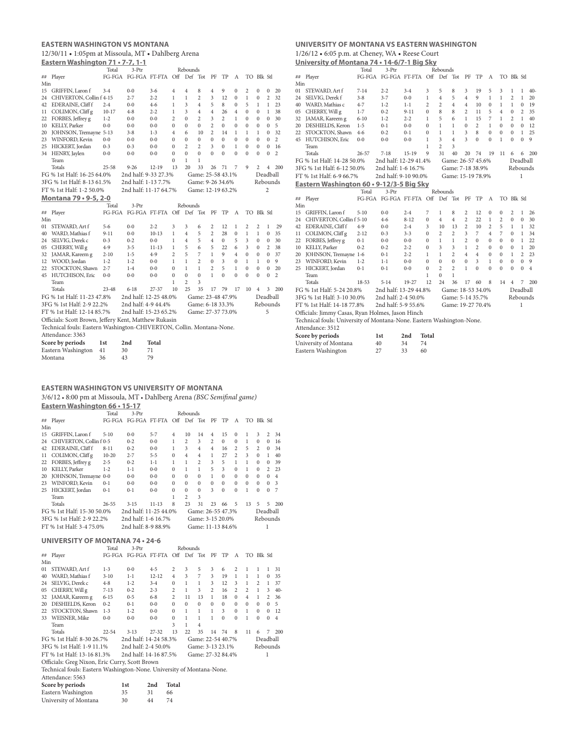## EASTERN WASHINGTON VS MONTANA

12/30/11 • 1:05pm at Missoula, MT • Dahlberg Arena

**Eastern Washington 71 • 7-7, 1-1**

| ## | Player | Total FG-FGA | 3-Ptr FG-FGA | FT-FTA | Rebounds Off | Def | Tot | PF | TP | A | TO | Blk | Stl | Min |
|---|---|---|---|---|---|---|---|---|---|---|---|---|---|---|
| 15 | GRIFFIN, Laron f | 3-4 | 0-0 | 3-6 | 4 | 4 | 8 | 4 | 9 | 0 | 2 | 0 | 0 | 20 |
| 24 | CHIVERTON, Collin f | 4-15 | 2-7 | 2-2 | 1 | 1 | 2 | 3 | 12 | 0 | 1 | 0 | 2 | 32 |
| 42 | EDERAINE, Cliff f | 2-4 | 0-0 | 4-6 | 1 | 3 | 4 | 5 | 8 | 0 | 5 | 1 | 1 | 23 |
| 11 | COLIMON, Cliff g | 10-17 | 4-8 | 2-2 | 1 | 3 | 4 | 4 | 26 | 4 | 0 | 0 | 1 | 38 |
| 22 | FORBES, Jeffrey g | 1-2 | 0-0 | 0-0 | 2 | 0 | 2 | 3 | 2 | 1 | 0 | 0 | 0 | 30 |
| 10 | KELLY, Parker | 0-0 | 0-0 | 0-0 | 0 | 0 | 0 | 2 | 0 | 0 | 0 | 0 | 0 | 5 |
| 20 | JOHNSON, Tremayne | 5-13 | 3-8 | 1-3 | 4 | 6 | 10 | 2 | 14 | 1 | 1 | 1 | 0 | 32 |
| 23 | WINFORD, Kevin | 0-0 | 0-0 | 0-0 | 0 | 0 | 0 | 0 | 0 | 0 | 0 | 0 | 0 | 2 |
| 25 | HICKERT, Jordan | 0-3 | 0-3 | 0-0 | 0 | 2 | 2 | 3 | 0 | 1 | 0 | 0 | 0 | 16 |
| 34 | HENRY, Jaylen | 0-0 | 0-0 | 0-0 | 0 | 0 | 0 | 0 | 0 | 0 | 0 | 0 | 0 | 2 |
| | Team | | | | 0 | 1 | 1 | | | | | | | |
| | Totals | 25-58 | 9-26 | 12-19 | 13 | 20 | 33 | 26 | 71 | 7 | 9 | 2 | 4 | 200 |

FG % 1st Half: 16-25 64.0% — 2nd half: 9-33 27.3% — Game: 25-58 43.1% — Deadball Rebounds

3FG % 1st Half: 8-13 61.5% — 2nd half: 1-13 7.7% — Game: 9-26 34.6%

FT % 1st Half: 1-2 50.0% — 2nd half: 11-17 64.7% — Game: 12-19 63.2% — 2

**Montana 79 • 9-5, 2-0**

| ## | Player | Total FG-FGA | 3-Ptr FG-FGA | FT-FTA | Rebounds Off | Def | Tot | PF | TP | A | TO | Blk | Stl | Min |
|---|---|---|---|---|---|---|---|---|---|---|---|---|---|---|
| 01 | STEWARD, Art f | 5-6 | 0-0 | 2-2 | 3 | 3 | 6 | 2 | 12 | 1 | 2 | 2 | 1 | 29 |
| 40 | WARD, Mathias f | 9-11 | 0-0 | 10-13 | 1 | 4 | 5 | 2 | 28 | 0 | 1 | 1 | 0 | 35 |
| 24 | SELVIG, Derek c | 0-3 | 0-2 | 0-0 | 1 | 4 | 5 | 4 | 0 | 5 | 3 | 0 | 0 | 30 |
| 05 | CHERRY, Will g | 4-9 | 3-5 | 11-13 | 1 | 5 | 6 | 5 | 22 | 6 | 3 | 0 | 2 | 38 |
| 32 | JAMAR, Kareem g | 2-10 | 1-5 | 4-9 | 2 | 5 | 7 | 1 | 9 | 4 | 0 | 0 | 0 | 37 |
| 12 | WOOD, Jordan | 1-2 | 1-2 | 0-0 | 1 | 1 | 2 | 0 | 3 | 0 | 1 | 1 | 0 | 9 |
| 22 | STOCKTON, Shawn | 2-7 | 1-4 | 0-0 | 0 | 1 | 1 | 2 | 5 | 1 | 0 | 0 | 0 | 20 |
| 45 | HUTCHISON, Eric | 0-0 | 0-0 | 0-0 | 0 | 0 | 0 | 1 | 0 | 0 | 0 | 0 | 0 | 2 |
| | Team | | | | 1 | 2 | 3 | | | | | | | |
| | Totals | 23-48 | 6-18 | 27-37 | 10 | 25 | 35 | 17 | 79 | 17 | 10 | 4 | 3 | 200 |

FG % 1st Half: 11-23 47.8% — 2nd half: 12-25 48.0% — Game: 23-48 47.9% — Deadball Rebounds

3FG % 1st Half: 2-9 22.2% — 2nd half: 4-9 44.4% — Game: 6-18 33.3%

FT % 1st Half: 12-14 85.7% — 2nd half: 15-23 65.2% — Game: 27-37 73.0% — 5

Officials: Scott Brown, Jeffery Kent, Matthew Rukasin

Technical fouls: Eastern Washington-CHIVERTON, Collin. Montana-None.

Attendance: 3363

| Score by periods | 1st | 2nd | Total |
|---|---|---|---|
| Eastern Washington | 41 | 30 | 71 |
| Montana | 36 | 43 | 79 |

## UNIVERSITY OF MONTANA VS EASTERN WASHINGTON

1/26/12 • 6:05 p.m. at Cheney, WA • Reese Court

**University of Montana 74 • 14-6/7-1 Big Sky**

| ## | Player | Total FG-FGA | 3-Ptr FG-FGA | FT-FTA | Rebounds Off | Def | Tot | PF | TP | A | TO | Blk | Stl | Min |
|---|---|---|---|---|---|---|---|---|---|---|---|---|---|---|
| 01 | STEWARD, Art f | 7-14 | 2-2 | 3-4 | 3 | 5 | 8 | 3 | 19 | 5 | 3 | 1 | 1 | 40- |
| 24 | SELVIG, Derek f | 3-8 | 3-7 | 0-0 | 1 | 4 | 5 | 4 | 9 | 1 | 1 | 2 | 1 | 20 |
| 40 | WARD, Mathias c | 4-7 | 1-2 | 1-1 | 2 | 2 | 4 | 4 | 10 | 0 | 1 | 1 | 0 | 19 |
| 05 | CHERRY, Will g | 1-7 | 0-2 | 9-11 | 0 | 8 | 8 | 2 | 11 | 5 | 4 | 0 | 2 | 35 |
| 32 | JAMAR, Kareem g | 6-10 | 1-2 | 2-2 | 1 | 5 | 6 | 1 | 15 | 7 | 1 | 2 | 1 | 40 |
| 20 | DESHIELDS, Keron | 1-5 | 0-1 | 0-0 | 0 | 1 | 1 | 0 | 2 | 1 | 0 | 0 | 0 | 12 |
| 22 | STOCKTON, Shawn | 4-6 | 0-2 | 0-1 | 0 | 1 | 1 | 3 | 8 | 0 | 0 | 0 | 1 | 25 |
| 45 | HUTCHISON, Eric | 0-0 | 0-0 | 0-0 | 1 | 3 | 4 | 3 | 0 | 0 | 1 | 0 | 0 | 9 |
| | Team | | | | 1 | 2 | 3 | | | | | | | |
| | Totals | 26-57 | 7-18 | 15-19 | 9 | 31 | 40 | 20 | 74 | 19 | 11 | 6 | 6 | 200 |

FG % 1st Half: 14-28 50.0% — 2nd half: 12-29 41.4% — Game: 26-57 45.6% — Deadball Rebounds

3FG % 1st Half: 6-12 50.0% — 2nd half: 1-6 16.7% — Game: 7-18 38.9%

FT % 1st Half: 6-9 66.7% — 2nd half: 9-10 90.0% — Game: 15-19 78.9% — 1

**Eastern Washington 60 • 9-12/3-5 Big Sky**

| ## | Player | Total FG-FGA | 3-Ptr FG-FGA | FT-FTA | Rebounds Off | Def | Tot | PF | TP | A | TO | Blk | Stl | Min |
|---|---|---|---|---|---|---|---|---|---|---|---|---|---|---|
| 15 | GRIFFIN, Laron f | 5-10 | 0-0 | 2-4 | 7 | 1 | 8 | 2 | 12 | 0 | 0 | 2 | 1 | 26 |
| 24 | CHIVERTON, Collin f | 5-10 | 4-6 | 8-12 | 0 | 4 | 4 | 2 | 22 | 1 | 2 | 0 | 0 | 30 |
| 42 | EDERAINE, Cliff f | 4-9 | 0-0 | 2-4 | 3 | 10 | 13 | 2 | 10 | 2 | 5 | 1 | 1 | 32 |
| 11 | COLIMON, Cliff g | 2-12 | 0-3 | 3-3 | 0 | 2 | 2 | 3 | 7 | 4 | 7 | 0 | 1 | 34 |
| 22 | FORBES, Jeffrey g | 0-1 | 0-0 | 0-0 | 0 | 1 | 1 | 2 | 0 | 0 | 0 | 0 | 1 | 22 |
| 10 | KELLY, Parker | 0-2 | 0-2 | 2-2 | 0 | 3 | 3 | 1 | 2 | 0 | 0 | 0 | 1 | 20 |
| 20 | JOHNSON, Tremayne | 1-6 | 0-1 | 2-2 | 1 | 1 | 2 | 4 | 4 | 0 | 0 | 1 | 2 | 23 |
| 23 | WINFORD, Kevin | 1-2 | 1-1 | 0-0 | 0 | 0 | 0 | 0 | 3 | 1 | 0 | 0 | 0 | 9 |
| 25 | HICKERT, Jordan | 0-1 | 0-1 | 0-0 | 0 | 2 | 2 | 1 | 0 | 0 | 0 | 0 | 0 | 4 |
| | Team | | | | 1 | 0 | 1 | | | | | | | |
| | Totals | 18-53 | 5-14 | 19-27 | 12 | 24 | 36 | 17 | 60 | 8 | 14 | 4 | 7 | 200 |

FG % 1st Half: 5-24 20.8% — 2nd half: 13-29 44.8% — Game: 18-53 34.0% — Deadball Rebounds

3FG % 1st Half: 3-10 30.0% — 2nd half: 2-4 50.0% — Game: 5-14 35.7%

FT % 1st Half: 14-18 77.8% — 2nd half: 5-9 55.6% — Game: 19-27 70.4% — 1

Officials: Jimmy Casas, Ryan Holmes, Jason Hinch

Technical fouls: University of Montana-None. Eastern Washington-None.

Attendance: 3512

| Score by periods | 1st | 2nd | Total |
|---|---|---|---|
| University of Montana | 40 | 34 | 74 |
| Eastern Washington | 27 | 33 | 60 |

## EASTERN WASHINGTON VS UNIVERSITY OF MONTANA

3/6/12 • 8:00 pm at Missoula, MT • Dahlberg Arena *(BSC Semifinal game)*

**Eastern Washington 66 • 15-17**

| ## | Player | Total FG-FGA | 3-Ptr FG-FGA | FT-FTA | Rebounds Off | Def | Tot | PF | TP | A | TO | Blk | Stl | Min |
|---|---|---|---|---|---|---|---|---|---|---|---|---|---|---|
| 15 | GRIFFIN, Laron f | 5-10 | 0-0 | 5-7 | 4 | 10 | 14 | 4 | 15 | 0 | 1 | 3 | 2 | 34 |
| 24 | CHIVERTON, Collin f | 0-5 | 0-2 | 0-0 | 1 | 2 | 3 | 2 | 0 | 0 | 1 | 0 | 0 | 16 |
| 42 | EDERAINE, Cliff f | 8-11 | 0-2 | 0-0 | 1 | 3 | 4 | 4 | 16 | 2 | 5 | 2 | 0 | 34 |
| 11 | COLIMON, Cliff g | 10-20 | 2-7 | 5-5 | 0 | 4 | 4 | 1 | 27 | 2 | 3 | 0 | 1 | 40 |
| 22 | FORBES, Jeffrey g | 2-5 | 0-2 | 1-1 | 1 | 1 | 2 | 3 | 5 | 1 | 1 | 0 | 0 | 39 |
| 10 | KELLY, Parker | 1-2 | 1-1 | 0-0 | 0 | 1 | 1 | 5 | 3 | 0 | 1 | 0 | 2 | 23 |
| 20 | JOHNSON, Tremayne | 0-0 | 0-0 | 0-0 | 0 | 0 | 0 | 1 | 0 | 0 | 0 | 0 | 0 | 4 |
| 23 | WINFORD, Kevin | 0-1 | 0-0 | 0-0 | 0 | 0 | 0 | 0 | 0 | 0 | 0 | 0 | 0 | 3 |
| 25 | HICKERT, Jordan | 0-1 | 0-1 | 0-0 | 0 | 0 | 0 | 3 | 0 | 0 | 1 | 0 | 0 | 7 |
| | Team | | | | 1 | 2 | 3 | | | | | | | |
| | Totals | 26-55 | 3-15 | 11-13 | 8 | 23 | 31 | 23 | 66 | 5 | 13 | 5 | 5 | 200 |

FG % 1st Half: 15-30 50.0% — 2nd half: 11-25 44.0% — Game: 26-55 47.3% — Deadball Rebounds

3FG % 1st Half: 2-9 22.2% — 2nd half: 1-6 16.7% — Game: 3-15 20.0%

FT % 1st Half: 3-4 75.0% — 2nd half: 8-9 88.9% — Game: 11-13 84.6% — 1

**UNIVERSITY OF MONTANA 74 • 24-6**

| ## | Player | Total FG-FGA | 3-Ptr FG-FGA | FT-FTA | Rebounds Off | Def | Tot | PF | TP | A | TO | Blk | Stl | Min |
|---|---|---|---|---|---|---|---|---|---|---|---|---|---|---|
| 01 | STEWARD, Art f | 1-3 | 0-0 | 4-5 | 2 | 3 | 5 | 3 | 6 | 2 | 1 | 1 | 1 | 31 |
| 40 | WARD, Mathias f | 3-10 | 1-1 | 12-12 | 4 | 3 | 7 | 3 | 19 | 1 | 1 | 1 | 0 | 35 |
| 24 | SELVIG, Derek c | 4-8 | 1-2 | 3-4 | 0 | 1 | 1 | 3 | 12 | 3 | 1 | 2 | 1 | 37 |
| 05 | CHERRY, Will g | 7-13 | 0-2 | 2-3 | 2 | 1 | 3 | 2 | 16 | 2 | 2 | 1 | 3 | 40- |
| 32 | JAMAR, Kareem g | 6-15 | 0-5 | 6-8 | 2 | 11 | 13 | 1 | 18 | 0 | 4 | 1 | 2 | 36 |
| 20 | DESHIELDS, Keron | 0-2 | 0-1 | 0-0 | 0 | 0 | 0 | 0 | 0 | 0 | 0 | 0 | 0 | 5 |
| 22 | STOCKTON, Shawn | 1-3 | 1-2 | 0-0 | 0 | 1 | 1 | 1 | 3 | 0 | 1 | 0 | 0 | 12 |
| 33 | WEISNER, Mike | 0-0 | 0-0 | 0-0 | 0 | 1 | 1 | 1 | 0 | 0 | 1 | 0 | 0 | 4 |
| | Team | | | | 3 | 1 | 4 | | | | | | | |
| | Totals | 22-54 | 3-13 | 27-32 | 13 | 22 | 35 | 14 | 74 | 8 | 11 | 6 | 7 | 200 |

FG % 1st Half: 8-30 26.7% — 2nd half: 14-24 58.3% — Game: 22-54 40.7% — Deadball Rebounds

3FG % 1st Half: 1-9 11.1% — 2nd half: 2-4 50.0% — Game: 3-13 23.1%

FT % 1st Half: 13-16 81.3% — 2nd half: 14-16 87.5% — Game: 27-32 84.4% — 1

Officials: Greg Nixon, Eric Curry, Scott Brown

Technical fouls: Eastern Washington-None. University of Montana-None.

Attendance: 5563

| Score by periods | 1st | 2nd | Total |
|---|---|---|---|
| Eastern Washington | 35 | 31 | 66 |
| University of Montana | 30 | 44 | 74 |